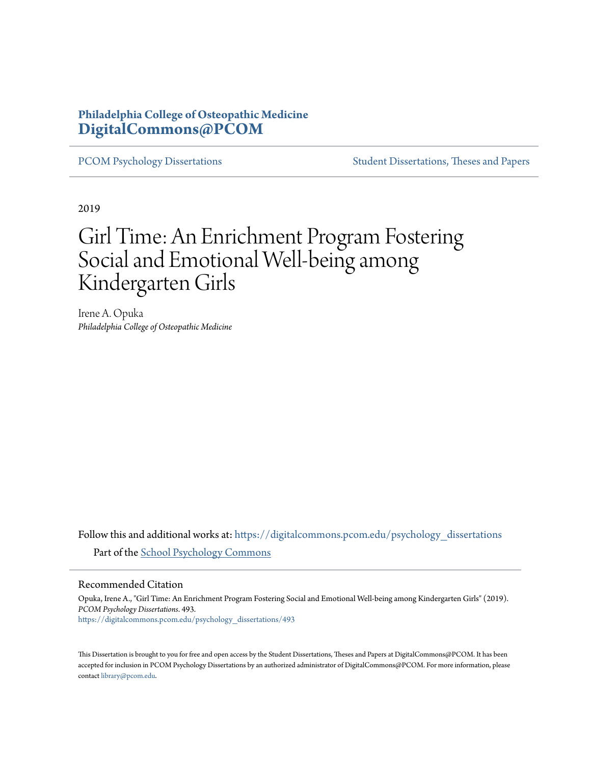Philadelphia College of Osteopathic Medicine
**DigitalCommons@PCOM**

PCOM Psychology Dissertations | Student Dissertations, Theses and Papers

2019

# Girl Time: An Enrichment Program Fostering Social and Emotional Well-being among Kindergarten Girls

Irene A. Opuka
*Philadelphia College of Osteopathic Medicine*

Follow this and additional works at: https://digitalcommons.pcom.edu/psychology_dissertations

Part of the School Psychology Commons

## Recommended Citation

Opuka, Irene A., "Girl Time: An Enrichment Program Fostering Social and Emotional Well-being among Kindergarten Girls" (2019). *PCOM Psychology Dissertations*. 493.
https://digitalcommons.pcom.edu/psychology_dissertations/493

This Dissertation is brought to you for free and open access by the Student Dissertations, Theses and Papers at DigitalCommons@PCOM. It has been accepted for inclusion in PCOM Psychology Dissertations by an authorized administrator of DigitalCommons@PCOM. For more information, please contact library@pcom.edu.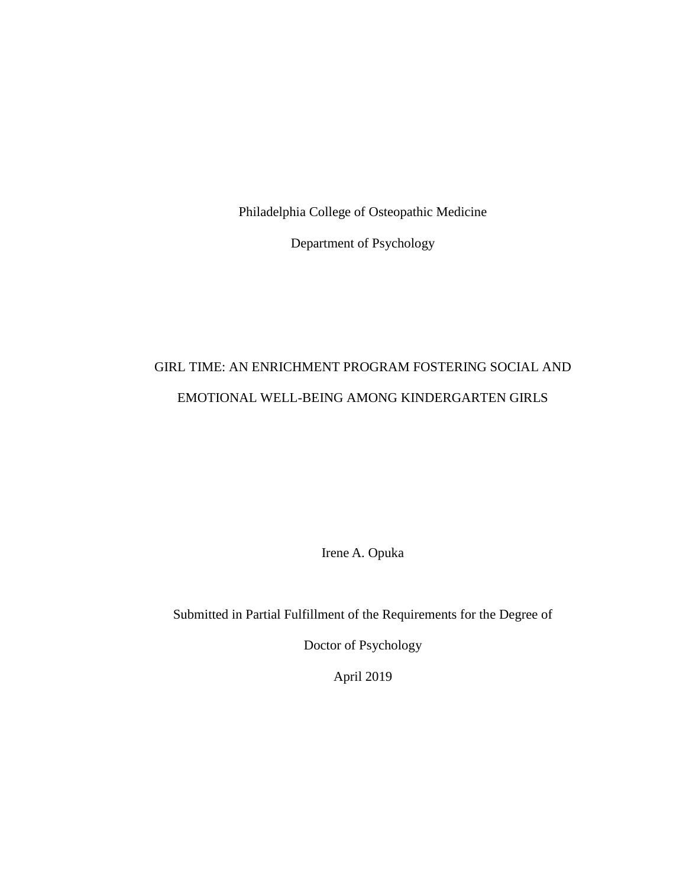Philadelphia College of Osteopathic Medicine

Department of Psychology

# GIRL TIME: AN ENRICHMENT PROGRAM FOSTERING SOCIAL AND EMOTIONAL WELL-BEING AMONG KINDERGARTEN GIRLS

Irene A. Opuka

Submitted in Partial Fulfillment of the Requirements for the Degree of

Doctor of Psychology

April 2019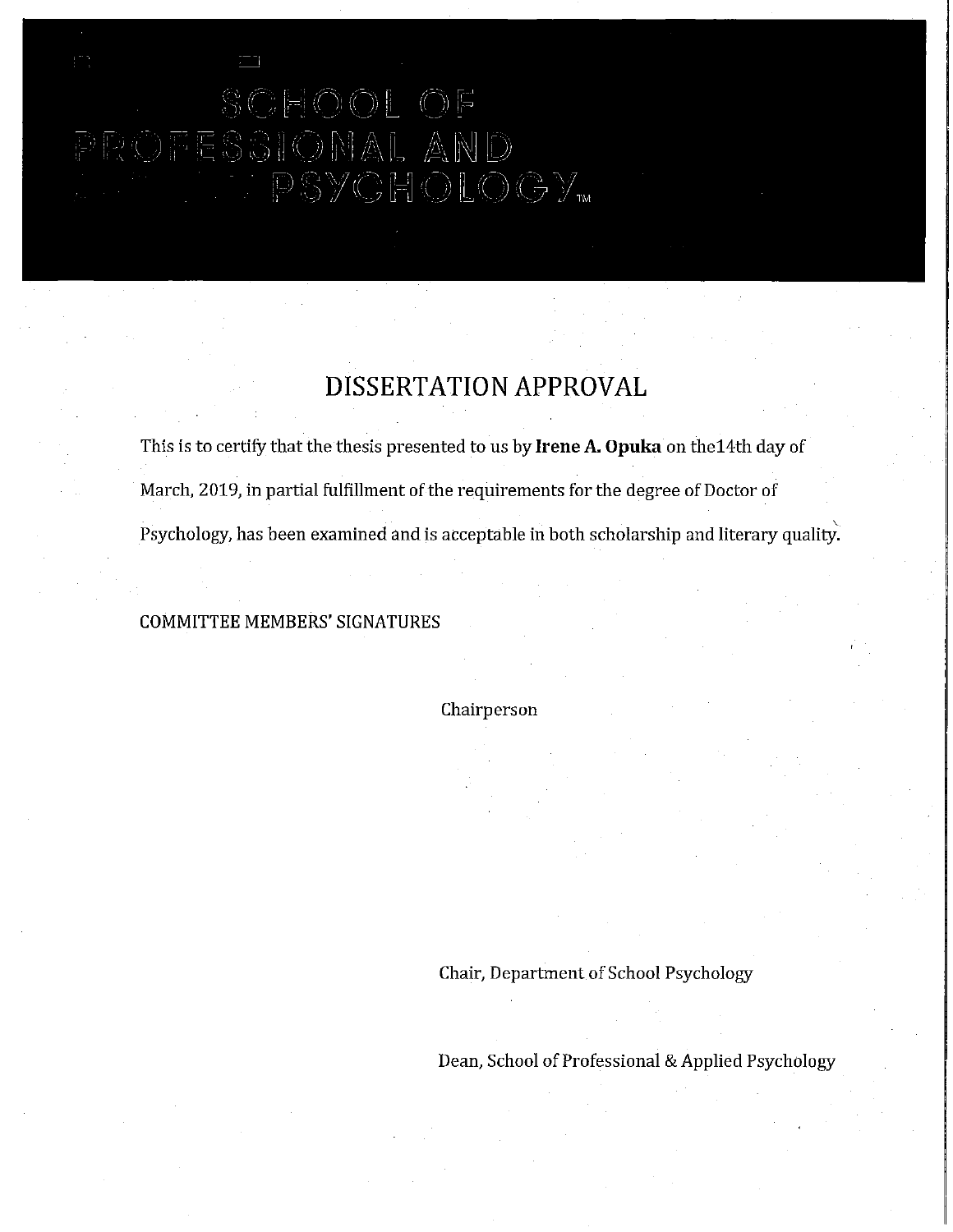# SCHOOL OF PROFESSIONAL AND PSYCHOLOGY™

## DISSERTATION APPROVAL

This is to certify that the thesis presented to us by **Irene A. Opuka** on the14th day of March, 2019, in partial fulfillment of the requirements for the degree of Doctor of Psychology, has been examined and is acceptable in both scholarship and literary quality.

COMMITTEE MEMBERS' SIGNATURES

Chairperson

Chair, Department of School Psychology

Dean, School of Professional & Applied Psychology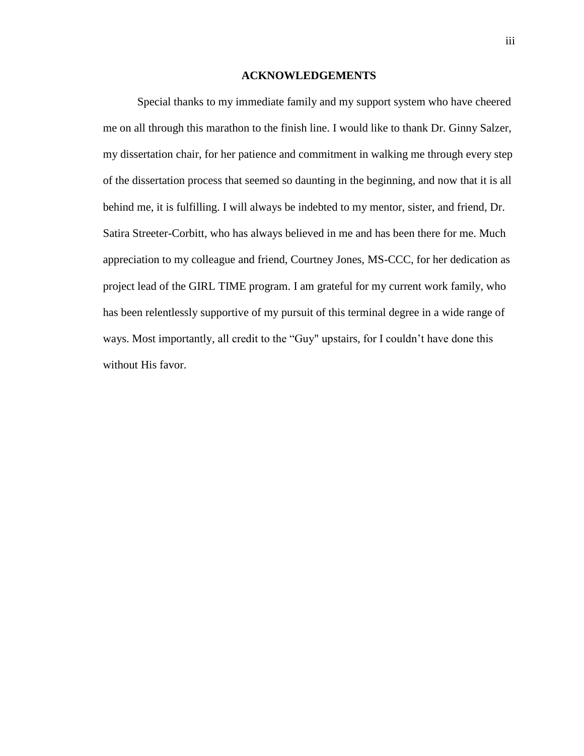# ACKNOWLEDGEMENTS

Special thanks to my immediate family and my support system who have cheered me on all through this marathon to the finish line. I would like to thank Dr. Ginny Salzer, my dissertation chair, for her patience and commitment in walking me through every step of the dissertation process that seemed so daunting in the beginning, and now that it is all behind me, it is fulfilling. I will always be indebted to my mentor, sister, and friend, Dr. Satira Streeter-Corbitt, who has always believed in me and has been there for me. Much appreciation to my colleague and friend, Courtney Jones, MS-CCC, for her dedication as project lead of the GIRL TIME program. I am grateful for my current work family, who has been relentlessly supportive of my pursuit of this terminal degree in a wide range of ways. Most importantly, all credit to the “Guy" upstairs, for I couldn’t have done this without His favor.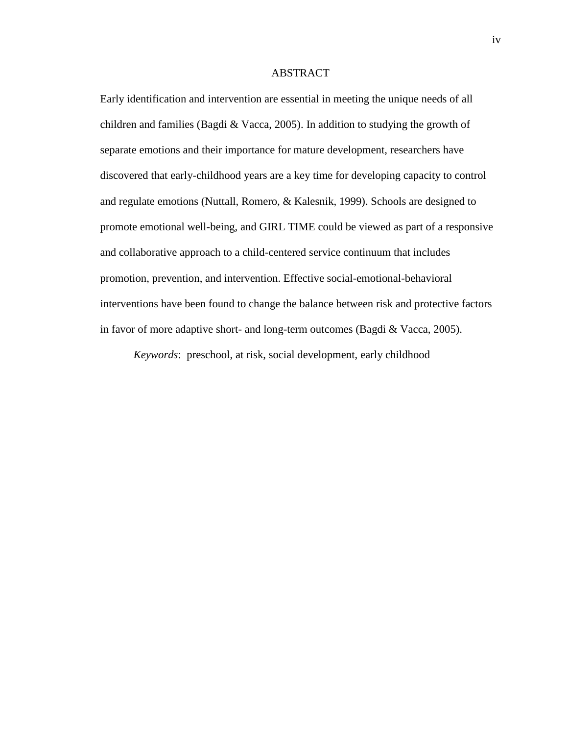# ABSTRACT

Early identification and intervention are essential in meeting the unique needs of all children and families (Bagdi & Vacca, 2005). In addition to studying the growth of separate emotions and their importance for mature development, researchers have discovered that early-childhood years are a key time for developing capacity to control and regulate emotions (Nuttall, Romero, & Kalesnik, 1999). Schools are designed to promote emotional well-being, and GIRL TIME could be viewed as part of a responsive and collaborative approach to a child-centered service continuum that includes promotion, prevention, and intervention. Effective social-emotional-behavioral interventions have been found to change the balance between risk and protective factors in favor of more adaptive short- and long-term outcomes (Bagdi & Vacca, 2005).

*Keywords*: preschool, at risk, social development, early childhood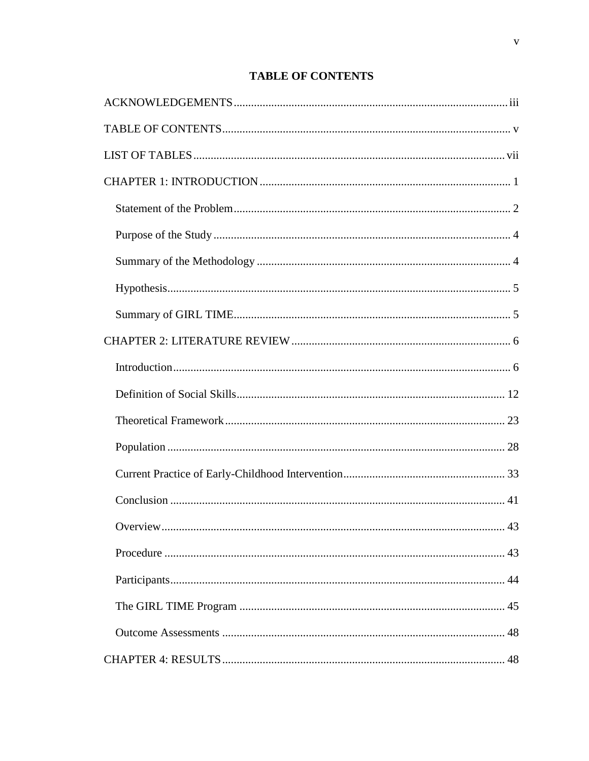# TABLE OF CONTENTS

ACKNOWLEDGEMENTS .......... iii

TABLE OF CONTENTS .......... v

LIST OF TABLES .......... vii

CHAPTER 1: INTRODUCTION .......... 1

- Statement of the Problem .......... 2
- Purpose of the Study .......... 4
- Summary of the Methodology .......... 4
- Hypothesis .......... 5
- Summary of GIRL TIME .......... 5

CHAPTER 2: LITERATURE REVIEW .......... 6

- Introduction .......... 6
- Definition of Social Skills .......... 12
- Theoretical Framework .......... 23
- Population .......... 28
- Current Practice of Early-Childhood Intervention .......... 33
- Conclusion .......... 41
- Overview .......... 43
- Procedure .......... 43
- Participants .......... 44
- The GIRL TIME Program .......... 45
- Outcome Assessments .......... 48

CHAPTER 4: RESULTS .......... 48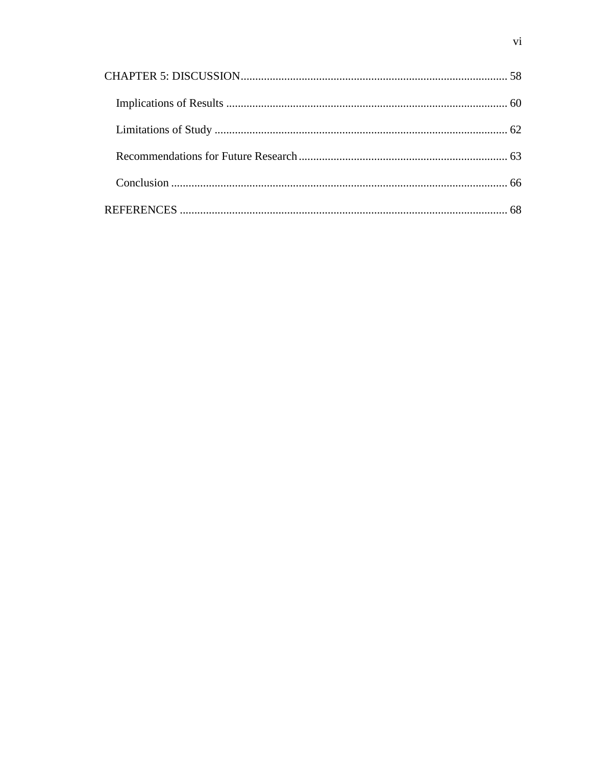CHAPTER 5: DISCUSSION ........................................................................................... 58

- Implications of Results ................................................................................................ 60
- Limitations of Study .................................................................................................... 62
- Recommendations for Future Research ....................................................................... 63
- Conclusion ................................................................................................................... 66

REFERENCES ............................................................................................................... 68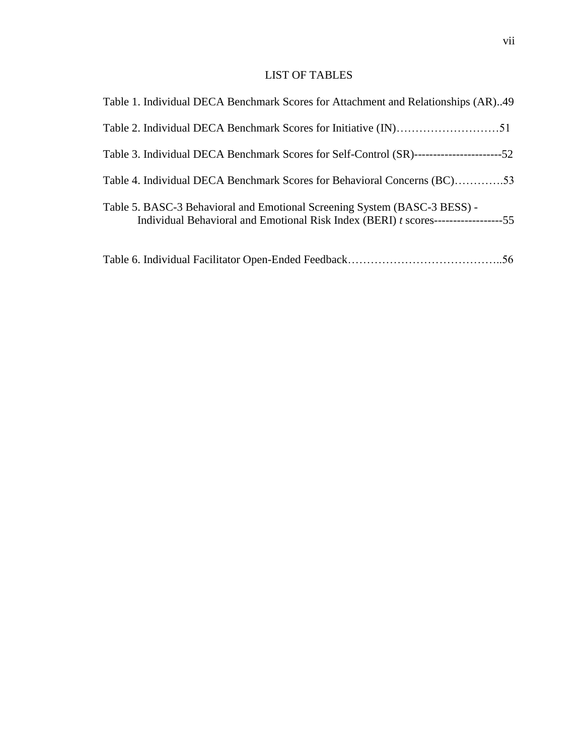# LIST OF TABLES

Table 1. Individual DECA Benchmark Scores for Attachment and Relationships (AR)..49

Table 2. Individual DECA Benchmark Scores for Initiative (IN)………………………51

Table 3. Individual DECA Benchmark Scores for Self-Control (SR)-----------------------52

Table 4. Individual DECA Benchmark Scores for Behavioral Concerns (BC)………….53

Table 5. BASC-3 Behavioral and Emotional Screening System (BASC-3 BESS) - Individual Behavioral and Emotional Risk Index (BERI) *t* scores------------------55

Table 6. Individual Facilitator Open-Ended Feedback…………………………………..56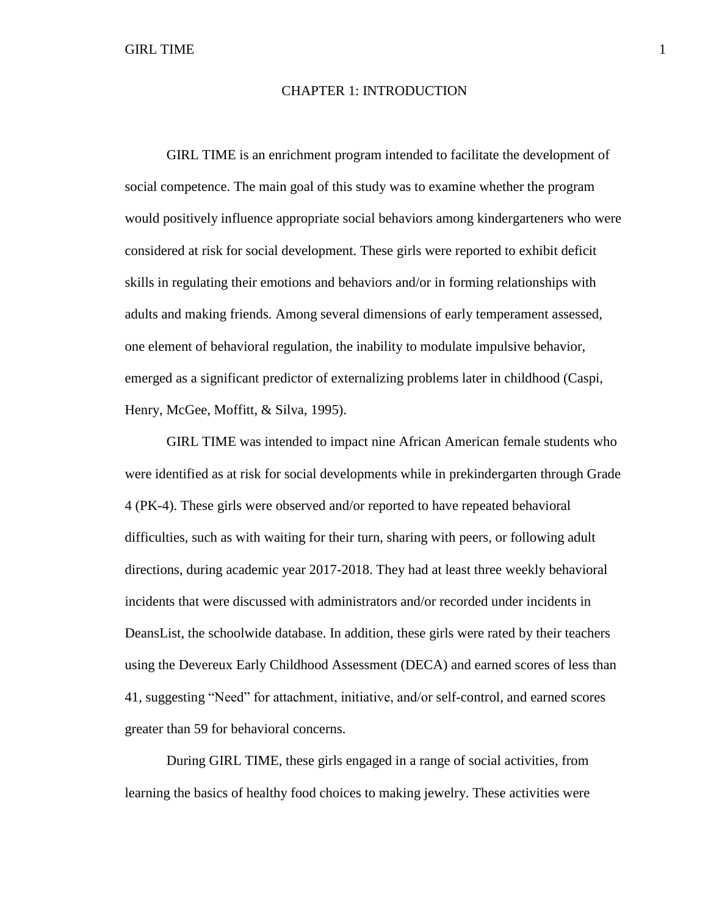# CHAPTER 1: INTRODUCTION

GIRL TIME is an enrichment program intended to facilitate the development of social competence. The main goal of this study was to examine whether the program would positively influence appropriate social behaviors among kindergarteners who were considered at risk for social development. These girls were reported to exhibit deficit skills in regulating their emotions and behaviors and/or in forming relationships with adults and making friends. Among several dimensions of early temperament assessed, one element of behavioral regulation, the inability to modulate impulsive behavior, emerged as a significant predictor of externalizing problems later in childhood (Caspi, Henry, McGee, Moffitt, & Silva, 1995).

GIRL TIME was intended to impact nine African American female students who were identified as at risk for social developments while in prekindergarten through Grade 4 (PK-4). These girls were observed and/or reported to have repeated behavioral difficulties, such as with waiting for their turn, sharing with peers, or following adult directions, during academic year 2017-2018. They had at least three weekly behavioral incidents that were discussed with administrators and/or recorded under incidents in DeansList, the schoolwide database. In addition, these girls were rated by their teachers using the Devereux Early Childhood Assessment (DECA) and earned scores of less than 41, suggesting "Need" for attachment, initiative, and/or self-control, and earned scores greater than 59 for behavioral concerns.

During GIRL TIME, these girls engaged in a range of social activities, from learning the basics of healthy food choices to making jewelry. These activities were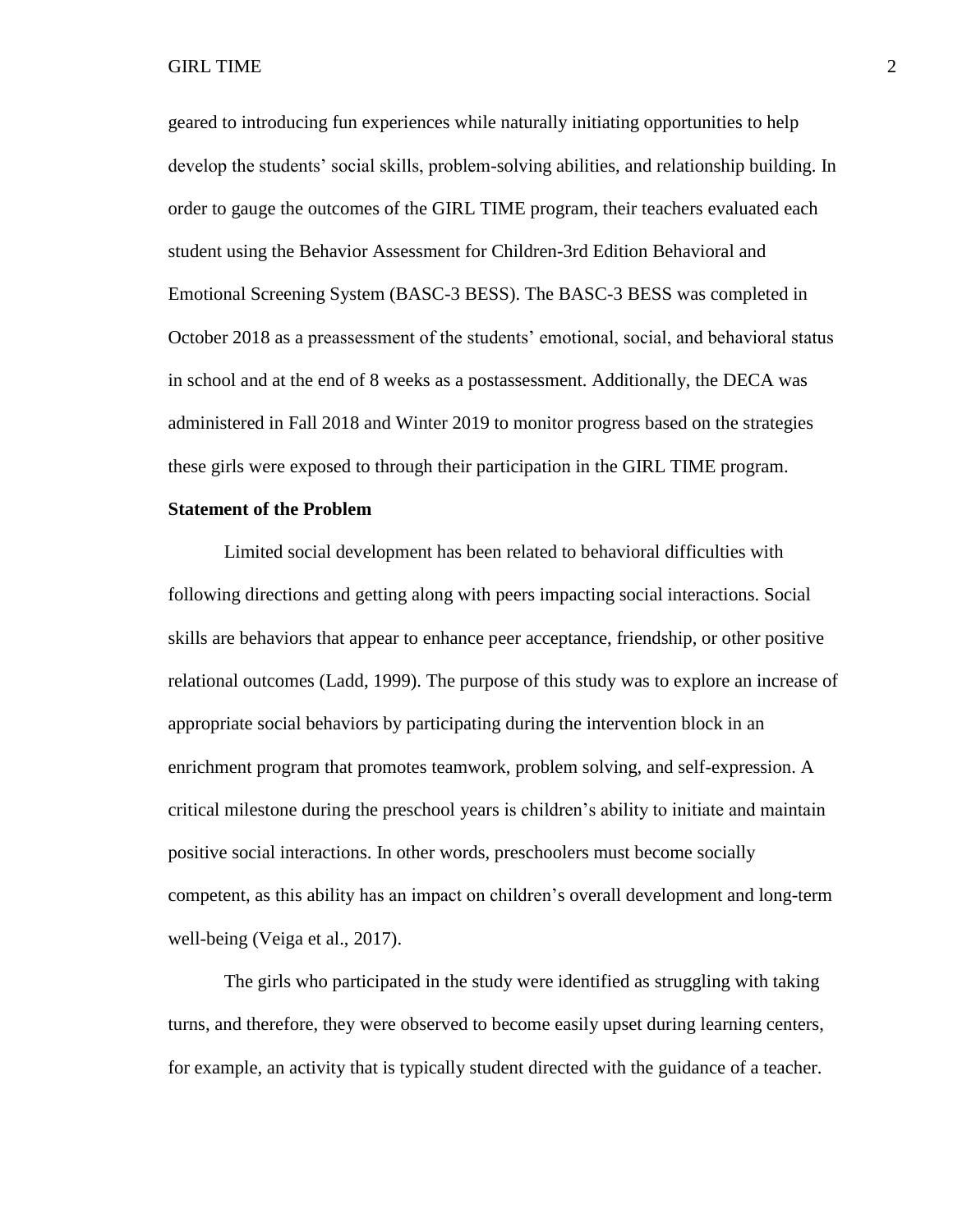geared to introducing fun experiences while naturally initiating opportunities to help develop the students' social skills, problem-solving abilities, and relationship building. In order to gauge the outcomes of the GIRL TIME program, their teachers evaluated each student using the Behavior Assessment for Children-3rd Edition Behavioral and Emotional Screening System (BASC-3 BESS). The BASC-3 BESS was completed in October 2018 as a preassessment of the students' emotional, social, and behavioral status in school and at the end of 8 weeks as a postassessment. Additionally, the DECA was administered in Fall 2018 and Winter 2019 to monitor progress based on the strategies these girls were exposed to through their participation in the GIRL TIME program.

**Statement of the Problem**

Limited social development has been related to behavioral difficulties with following directions and getting along with peers impacting social interactions. Social skills are behaviors that appear to enhance peer acceptance, friendship, or other positive relational outcomes (Ladd, 1999). The purpose of this study was to explore an increase of appropriate social behaviors by participating during the intervention block in an enrichment program that promotes teamwork, problem solving, and self-expression. A critical milestone during the preschool years is children's ability to initiate and maintain positive social interactions. In other words, preschoolers must become socially competent, as this ability has an impact on children's overall development and long-term well-being (Veiga et al., 2017).

The girls who participated in the study were identified as struggling with taking turns, and therefore, they were observed to become easily upset during learning centers, for example, an activity that is typically student directed with the guidance of a teacher.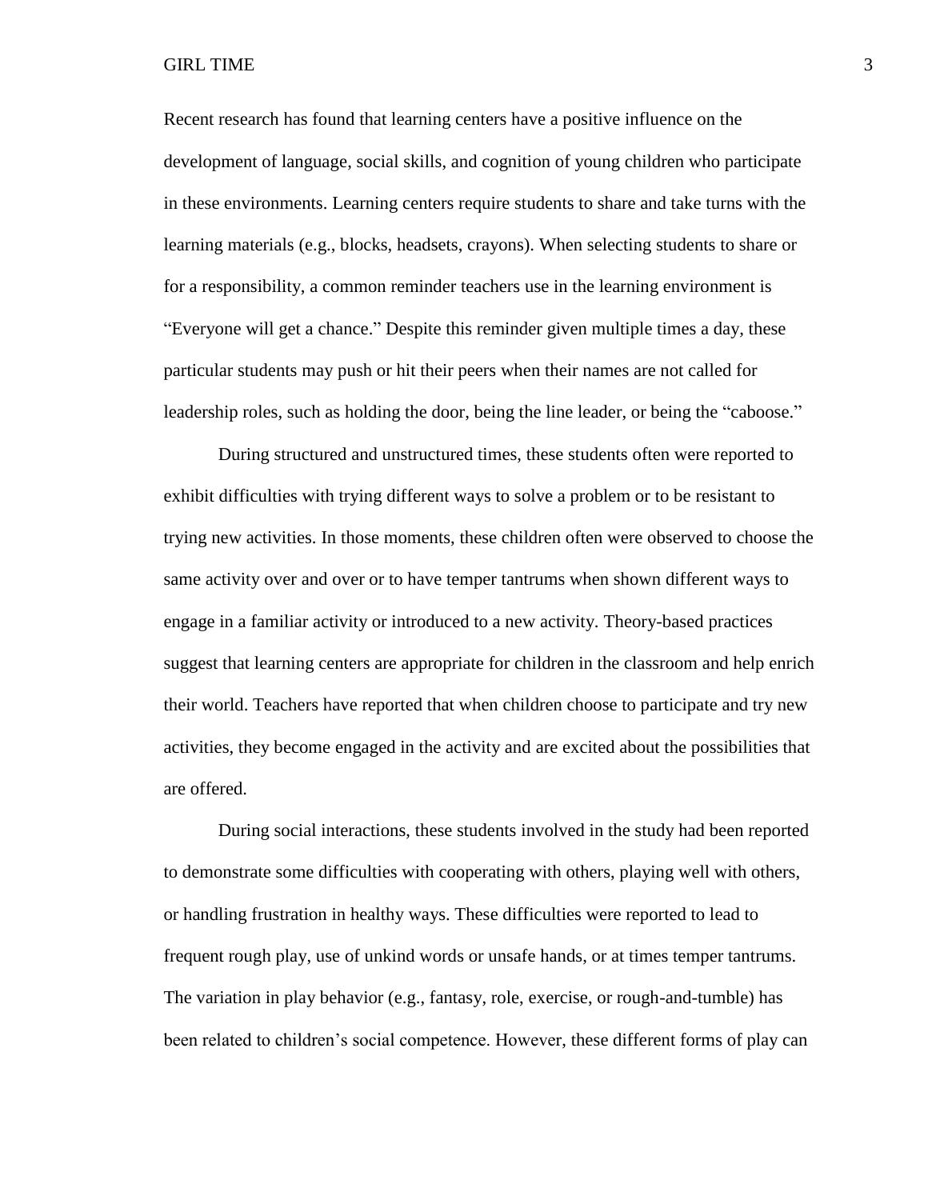Recent research has found that learning centers have a positive influence on the development of language, social skills, and cognition of young children who participate in these environments. Learning centers require students to share and take turns with the learning materials (e.g., blocks, headsets, crayons). When selecting students to share or for a responsibility, a common reminder teachers use in the learning environment is "Everyone will get a chance." Despite this reminder given multiple times a day, these particular students may push or hit their peers when their names are not called for leadership roles, such as holding the door, being the line leader, or being the "caboose."

During structured and unstructured times, these students often were reported to exhibit difficulties with trying different ways to solve a problem or to be resistant to trying new activities. In those moments, these children often were observed to choose the same activity over and over or to have temper tantrums when shown different ways to engage in a familiar activity or introduced to a new activity. Theory-based practices suggest that learning centers are appropriate for children in the classroom and help enrich their world. Teachers have reported that when children choose to participate and try new activities, they become engaged in the activity and are excited about the possibilities that are offered.

During social interactions, these students involved in the study had been reported to demonstrate some difficulties with cooperating with others, playing well with others, or handling frustration in healthy ways. These difficulties were reported to lead to frequent rough play, use of unkind words or unsafe hands, or at times temper tantrums. The variation in play behavior (e.g., fantasy, role, exercise, or rough-and-tumble) has been related to children's social competence. However, these different forms of play can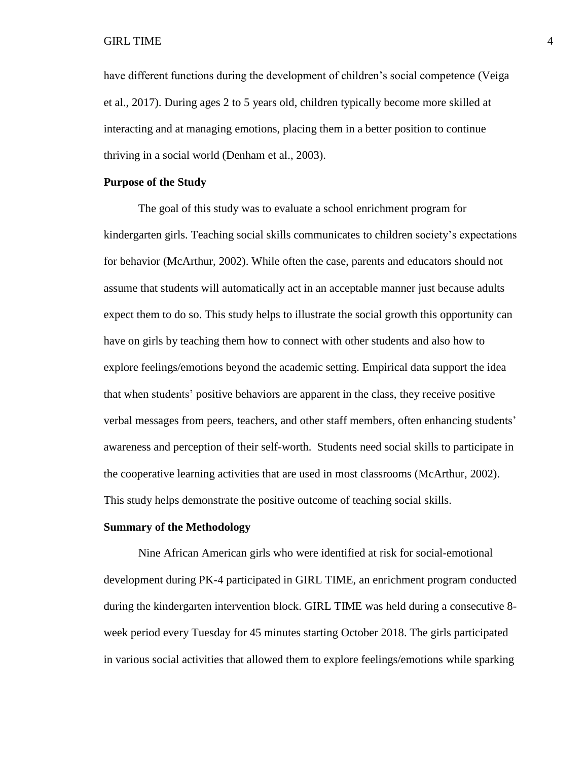have different functions during the development of children's social competence (Veiga et al., 2017). During ages 2 to 5 years old, children typically become more skilled at interacting and at managing emotions, placing them in a better position to continue thriving in a social world (Denham et al., 2003).

**Purpose of the Study**

The goal of this study was to evaluate a school enrichment program for kindergarten girls. Teaching social skills communicates to children society's expectations for behavior (McArthur, 2002). While often the case, parents and educators should not assume that students will automatically act in an acceptable manner just because adults expect them to do so. This study helps to illustrate the social growth this opportunity can have on girls by teaching them how to connect with other students and also how to explore feelings/emotions beyond the academic setting. Empirical data support the idea that when students' positive behaviors are apparent in the class, they receive positive verbal messages from peers, teachers, and other staff members, often enhancing students' awareness and perception of their self-worth. Students need social skills to participate in the cooperative learning activities that are used in most classrooms (McArthur, 2002). This study helps demonstrate the positive outcome of teaching social skills.

**Summary of the Methodology**

Nine African American girls who were identified at risk for social-emotional development during PK-4 participated in GIRL TIME, an enrichment program conducted during the kindergarten intervention block. GIRL TIME was held during a consecutive 8-week period every Tuesday for 45 minutes starting October 2018. The girls participated in various social activities that allowed them to explore feelings/emotions while sparking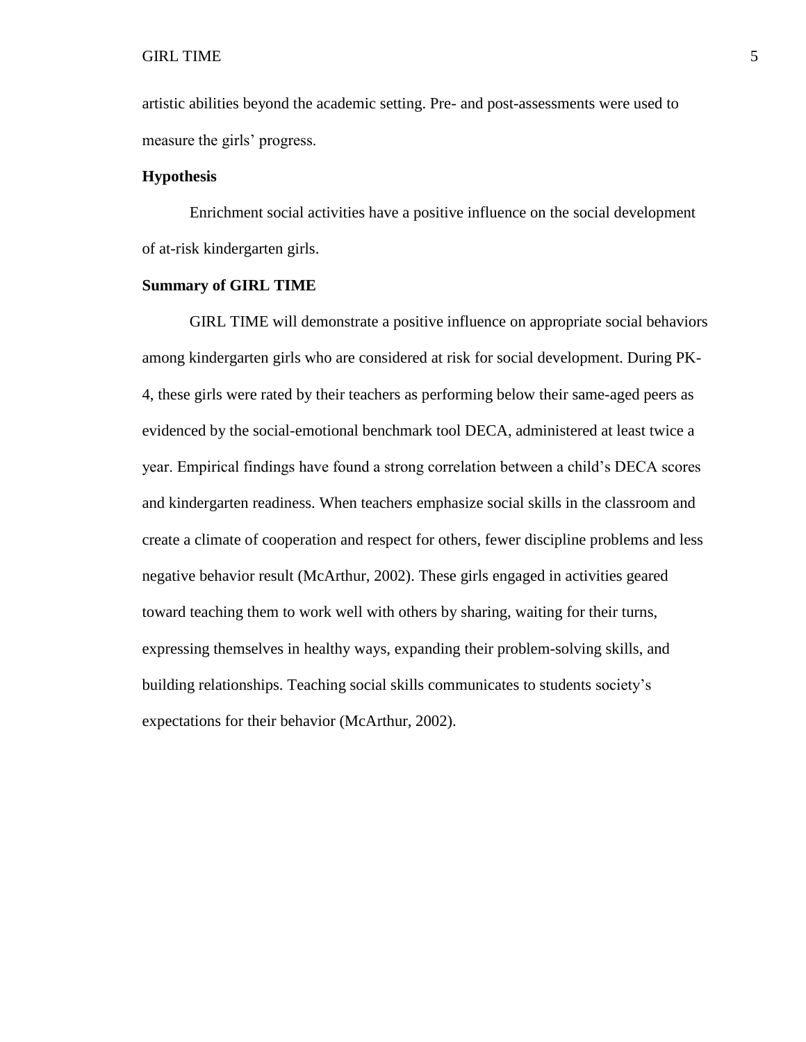artistic abilities beyond the academic setting. Pre- and post-assessments were used to measure the girls' progress.

### Hypothesis

Enrichment social activities have a positive influence on the social development of at-risk kindergarten girls.

### Summary of GIRL TIME

GIRL TIME will demonstrate a positive influence on appropriate social behaviors among kindergarten girls who are considered at risk for social development. During PK-4, these girls were rated by their teachers as performing below their same-aged peers as evidenced by the social-emotional benchmark tool DECA, administered at least twice a year. Empirical findings have found a strong correlation between a child's DECA scores and kindergarten readiness. When teachers emphasize social skills in the classroom and create a climate of cooperation and respect for others, fewer discipline problems and less negative behavior result (McArthur, 2002). These girls engaged in activities geared toward teaching them to work well with others by sharing, waiting for their turns, expressing themselves in healthy ways, expanding their problem-solving skills, and building relationships. Teaching social skills communicates to students society's expectations for their behavior (McArthur, 2002).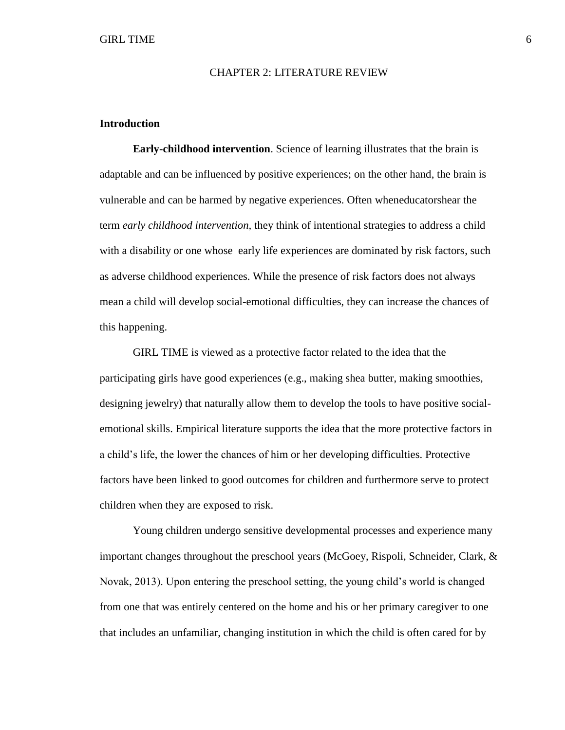# CHAPTER 2: LITERATURE REVIEW

## Introduction

**Early-childhood intervention**. Science of learning illustrates that the brain is adaptable and can be influenced by positive experiences; on the other hand, the brain is vulnerable and can be harmed by negative experiences. Often wheneducatorshear the term *early childhood intervention*, they think of intentional strategies to address a child with a disability or one whose early life experiences are dominated by risk factors, such as adverse childhood experiences. While the presence of risk factors does not always mean a child will develop social-emotional difficulties, they can increase the chances of this happening.

GIRL TIME is viewed as a protective factor related to the idea that the participating girls have good experiences (e.g., making shea butter, making smoothies, designing jewelry) that naturally allow them to develop the tools to have positive social-emotional skills. Empirical literature supports the idea that the more protective factors in a child's life, the lower the chances of him or her developing difficulties. Protective factors have been linked to good outcomes for children and furthermore serve to protect children when they are exposed to risk.

Young children undergo sensitive developmental processes and experience many important changes throughout the preschool years (McGoey, Rispoli, Schneider, Clark, & Novak, 2013). Upon entering the preschool setting, the young child's world is changed from one that was entirely centered on the home and his or her primary caregiver to one that includes an unfamiliar, changing institution in which the child is often cared for by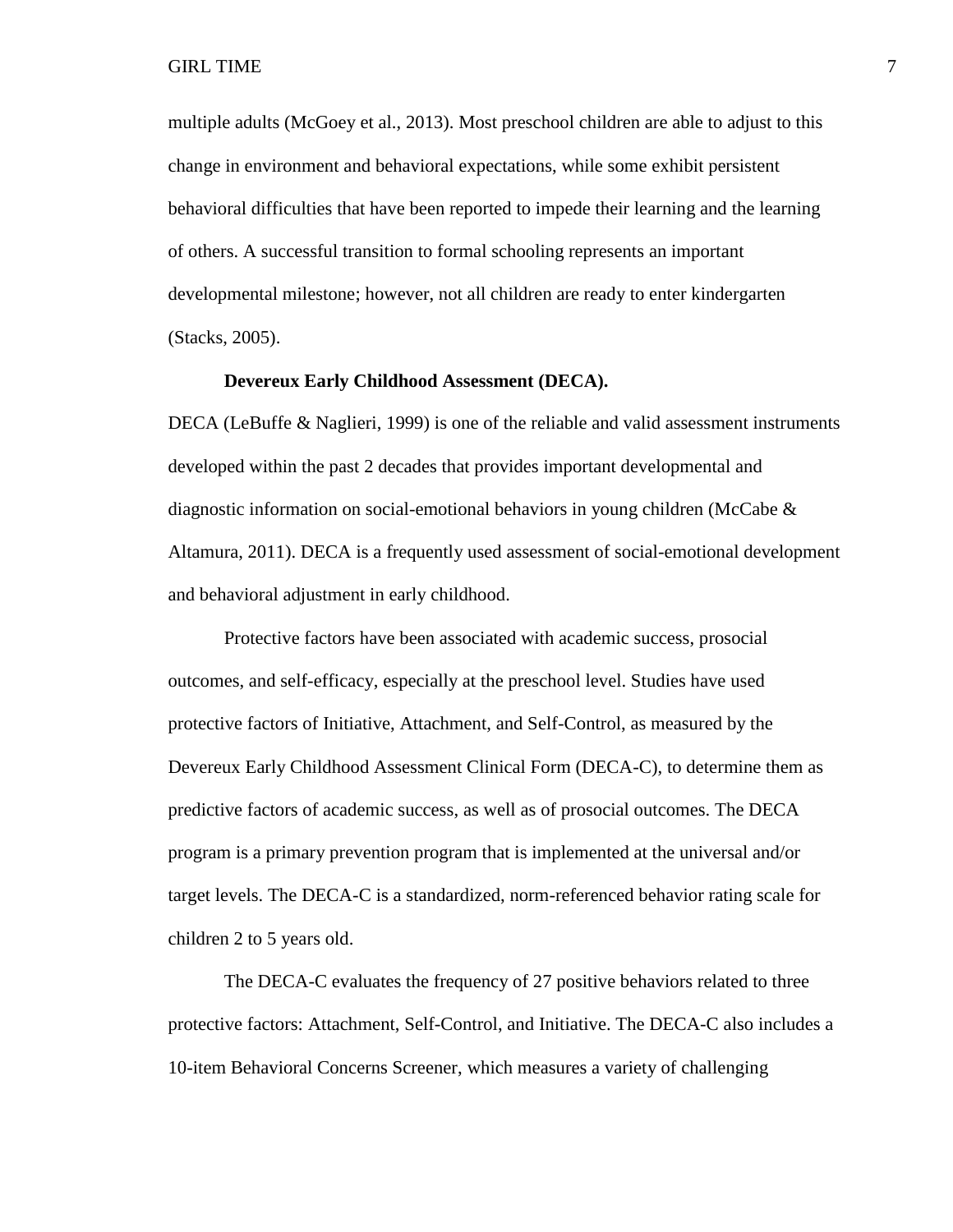multiple adults (McGoey et al., 2013). Most preschool children are able to adjust to this change in environment and behavioral expectations, while some exhibit persistent behavioral difficulties that have been reported to impede their learning and the learning of others. A successful transition to formal schooling represents an important developmental milestone; however, not all children are ready to enter kindergarten (Stacks, 2005).

**Devereux Early Childhood Assessment (DECA).**

DECA (LeBuffe & Naglieri, 1999) is one of the reliable and valid assessment instruments developed within the past 2 decades that provides important developmental and diagnostic information on social-emotional behaviors in young children (McCabe & Altamura, 2011). DECA is a frequently used assessment of social-emotional development and behavioral adjustment in early childhood.

Protective factors have been associated with academic success, prosocial outcomes, and self-efficacy, especially at the preschool level. Studies have used protective factors of Initiative, Attachment, and Self-Control, as measured by the Devereux Early Childhood Assessment Clinical Form (DECA-C), to determine them as predictive factors of academic success, as well as of prosocial outcomes. The DECA program is a primary prevention program that is implemented at the universal and/or target levels. The DECA-C is a standardized, norm-referenced behavior rating scale for children 2 to 5 years old.

The DECA-C evaluates the frequency of 27 positive behaviors related to three protective factors: Attachment, Self-Control, and Initiative. The DECA-C also includes a 10-item Behavioral Concerns Screener, which measures a variety of challenging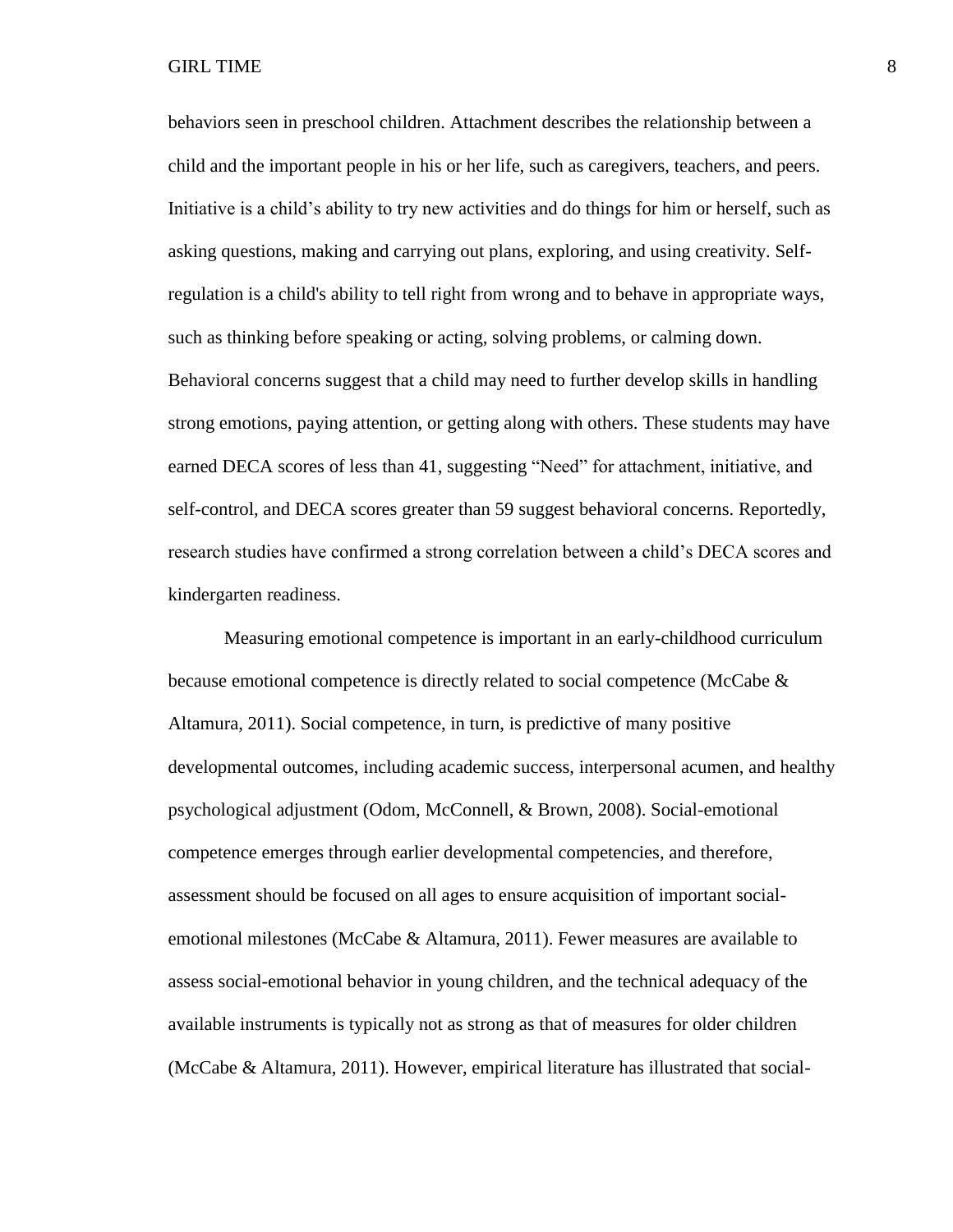behaviors seen in preschool children. Attachment describes the relationship between a child and the important people in his or her life, such as caregivers, teachers, and peers. Initiative is a child's ability to try new activities and do things for him or herself, such as asking questions, making and carrying out plans, exploring, and using creativity. Self-regulation is a child's ability to tell right from wrong and to behave in appropriate ways, such as thinking before speaking or acting, solving problems, or calming down. Behavioral concerns suggest that a child may need to further develop skills in handling strong emotions, paying attention, or getting along with others. These students may have earned DECA scores of less than 41, suggesting "Need" for attachment, initiative, and self-control, and DECA scores greater than 59 suggest behavioral concerns. Reportedly, research studies have confirmed a strong correlation between a child's DECA scores and kindergarten readiness.

Measuring emotional competence is important in an early-childhood curriculum because emotional competence is directly related to social competence (McCabe & Altamura, 2011). Social competence, in turn, is predictive of many positive developmental outcomes, including academic success, interpersonal acumen, and healthy psychological adjustment (Odom, McConnell, & Brown, 2008). Social-emotional competence emerges through earlier developmental competencies, and therefore, assessment should be focused on all ages to ensure acquisition of important social-emotional milestones (McCabe & Altamura, 2011). Fewer measures are available to assess social-emotional behavior in young children, and the technical adequacy of the available instruments is typically not as strong as that of measures for older children (McCabe & Altamura, 2011). However, empirical literature has illustrated that social-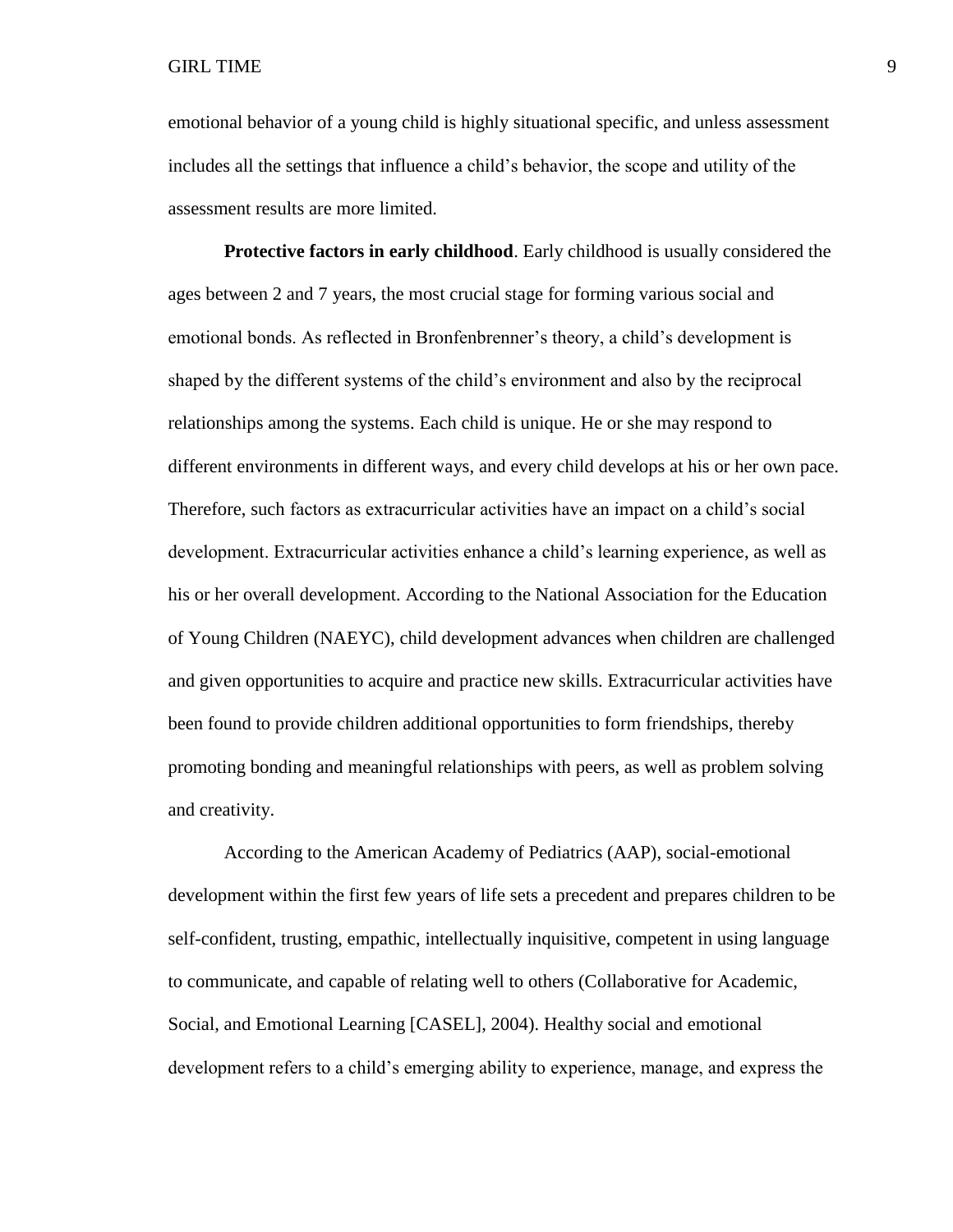emotional behavior of a young child is highly situational specific, and unless assessment includes all the settings that influence a child's behavior, the scope and utility of the assessment results are more limited.

**Protective factors in early childhood**. Early childhood is usually considered the ages between 2 and 7 years, the most crucial stage for forming various social and emotional bonds. As reflected in Bronfenbrenner's theory, a child's development is shaped by the different systems of the child's environment and also by the reciprocal relationships among the systems. Each child is unique. He or she may respond to different environments in different ways, and every child develops at his or her own pace. Therefore, such factors as extracurricular activities have an impact on a child's social development. Extracurricular activities enhance a child's learning experience, as well as his or her overall development. According to the National Association for the Education of Young Children (NAEYC), child development advances when children are challenged and given opportunities to acquire and practice new skills. Extracurricular activities have been found to provide children additional opportunities to form friendships, thereby promoting bonding and meaningful relationships with peers, as well as problem solving and creativity.

According to the American Academy of Pediatrics (AAP), social-emotional development within the first few years of life sets a precedent and prepares children to be self-confident, trusting, empathic, intellectually inquisitive, competent in using language to communicate, and capable of relating well to others (Collaborative for Academic, Social, and Emotional Learning [CASEL], 2004). Healthy social and emotional development refers to a child's emerging ability to experience, manage, and express the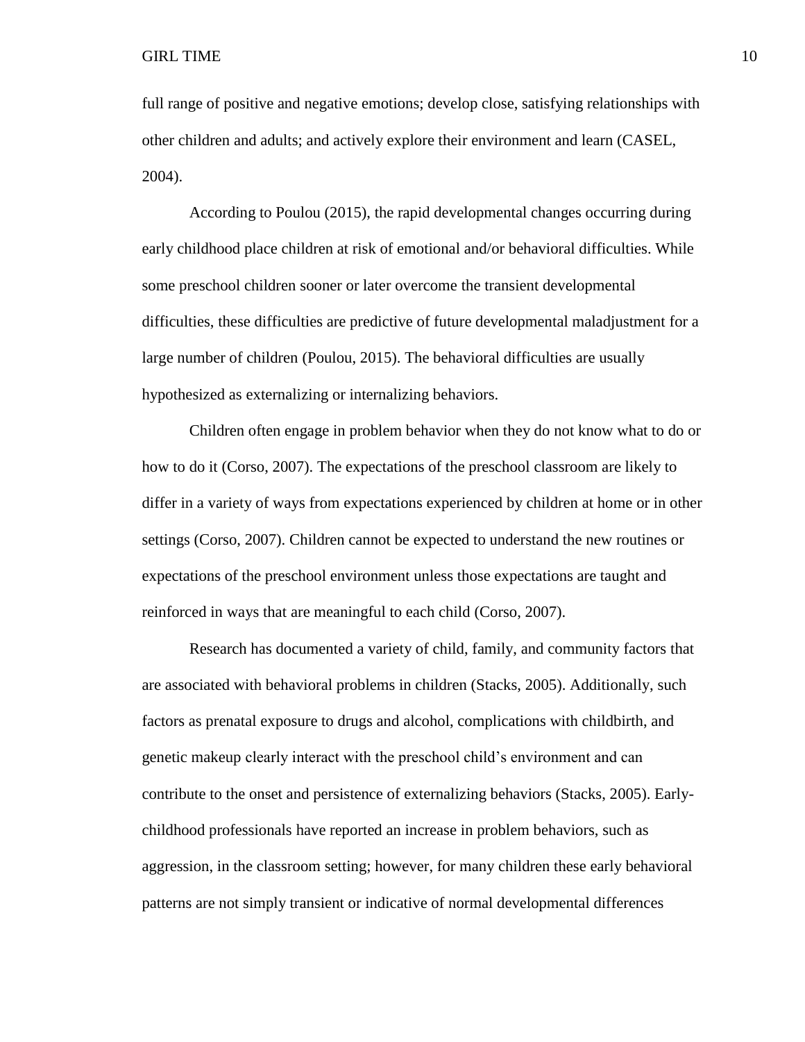full range of positive and negative emotions; develop close, satisfying relationships with other children and adults; and actively explore their environment and learn (CASEL, 2004).

According to Poulou (2015), the rapid developmental changes occurring during early childhood place children at risk of emotional and/or behavioral difficulties. While some preschool children sooner or later overcome the transient developmental difficulties, these difficulties are predictive of future developmental maladjustment for a large number of children (Poulou, 2015). The behavioral difficulties are usually hypothesized as externalizing or internalizing behaviors.

Children often engage in problem behavior when they do not know what to do or how to do it (Corso, 2007). The expectations of the preschool classroom are likely to differ in a variety of ways from expectations experienced by children at home or in other settings (Corso, 2007). Children cannot be expected to understand the new routines or expectations of the preschool environment unless those expectations are taught and reinforced in ways that are meaningful to each child (Corso, 2007).

Research has documented a variety of child, family, and community factors that are associated with behavioral problems in children (Stacks, 2005). Additionally, such factors as prenatal exposure to drugs and alcohol, complications with childbirth, and genetic makeup clearly interact with the preschool child's environment and can contribute to the onset and persistence of externalizing behaviors (Stacks, 2005). Early-childhood professionals have reported an increase in problem behaviors, such as aggression, in the classroom setting; however, for many children these early behavioral patterns are not simply transient or indicative of normal developmental differences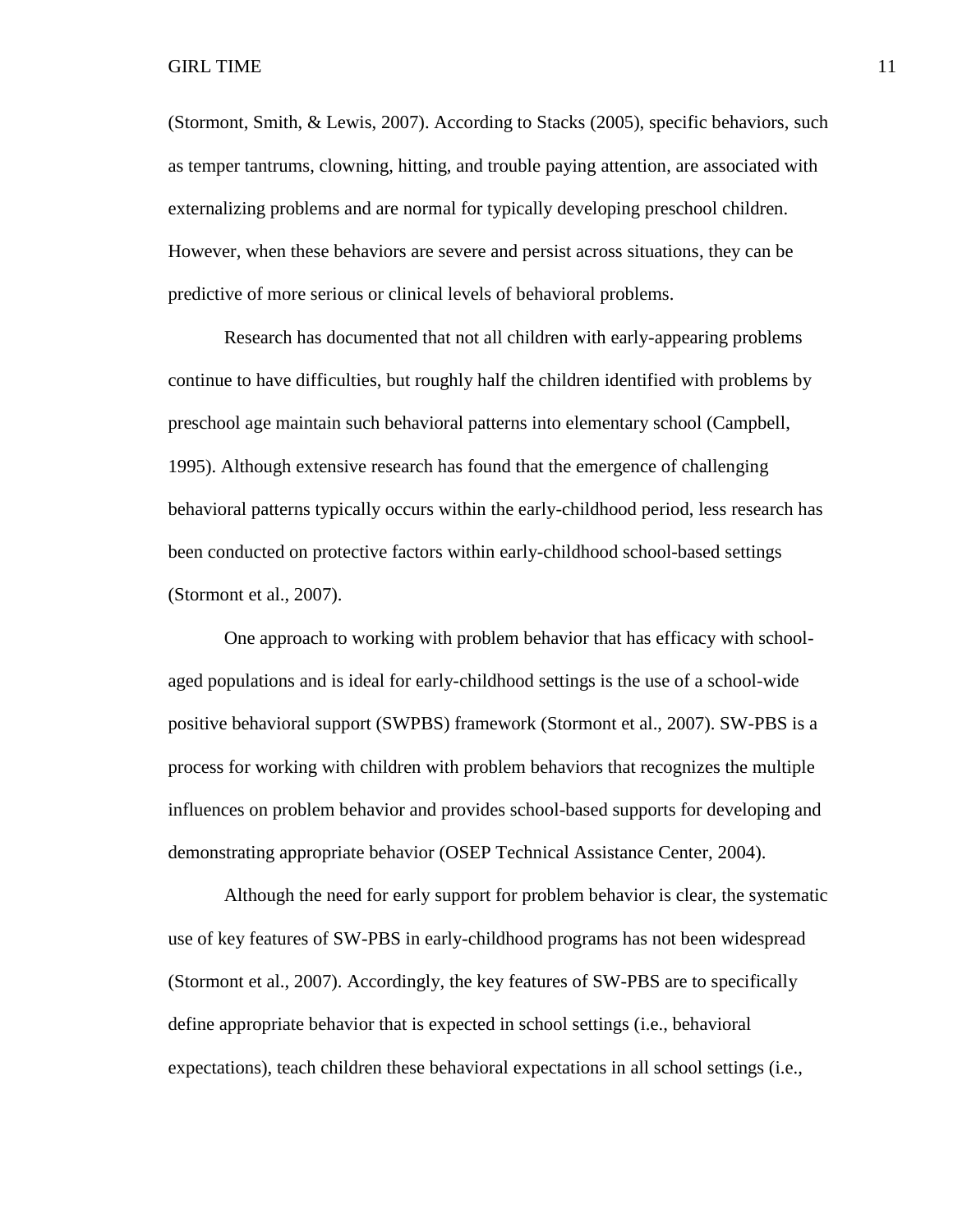(Stormont, Smith, & Lewis, 2007). According to Stacks (2005), specific behaviors, such as temper tantrums, clowning, hitting, and trouble paying attention, are associated with externalizing problems and are normal for typically developing preschool children. However, when these behaviors are severe and persist across situations, they can be predictive of more serious or clinical levels of behavioral problems.

Research has documented that not all children with early-appearing problems continue to have difficulties, but roughly half the children identified with problems by preschool age maintain such behavioral patterns into elementary school (Campbell, 1995). Although extensive research has found that the emergence of challenging behavioral patterns typically occurs within the early-childhood period, less research has been conducted on protective factors within early-childhood school-based settings (Stormont et al., 2007).

One approach to working with problem behavior that has efficacy with school-aged populations and is ideal for early-childhood settings is the use of a school-wide positive behavioral support (SWPBS) framework (Stormont et al., 2007). SW-PBS is a process for working with children with problem behaviors that recognizes the multiple influences on problem behavior and provides school-based supports for developing and demonstrating appropriate behavior (OSEP Technical Assistance Center, 2004).

Although the need for early support for problem behavior is clear, the systematic use of key features of SW-PBS in early-childhood programs has not been widespread (Stormont et al., 2007). Accordingly, the key features of SW-PBS are to specifically define appropriate behavior that is expected in school settings (i.e., behavioral expectations), teach children these behavioral expectations in all school settings (i.e.,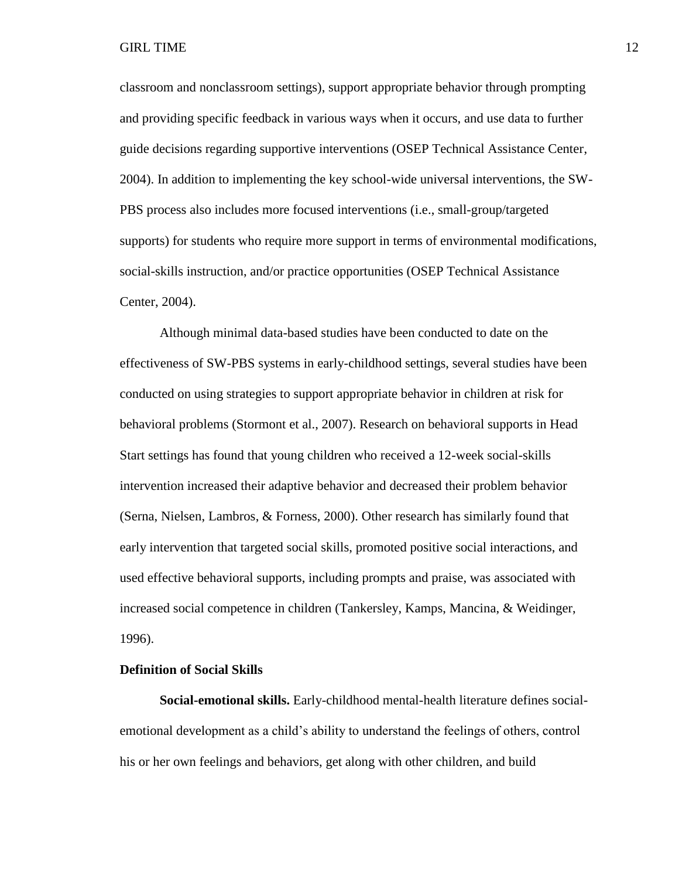classroom and nonclassroom settings), support appropriate behavior through prompting and providing specific feedback in various ways when it occurs, and use data to further guide decisions regarding supportive interventions (OSEP Technical Assistance Center, 2004). In addition to implementing the key school-wide universal interventions, the SW-PBS process also includes more focused interventions (i.e., small-group/targeted supports) for students who require more support in terms of environmental modifications, social-skills instruction, and/or practice opportunities (OSEP Technical Assistance Center, 2004).

Although minimal data-based studies have been conducted to date on the effectiveness of SW-PBS systems in early-childhood settings, several studies have been conducted on using strategies to support appropriate behavior in children at risk for behavioral problems (Stormont et al., 2007). Research on behavioral supports in Head Start settings has found that young children who received a 12-week social-skills intervention increased their adaptive behavior and decreased their problem behavior (Serna, Nielsen, Lambros, & Forness, 2000). Other research has similarly found that early intervention that targeted social skills, promoted positive social interactions, and used effective behavioral supports, including prompts and praise, was associated with increased social competence in children (Tankersley, Kamps, Mancina, & Weidinger, 1996).

## Definition of Social Skills

**Social-emotional skills.** Early-childhood mental-health literature defines social-emotional development as a child's ability to understand the feelings of others, control his or her own feelings and behaviors, get along with other children, and build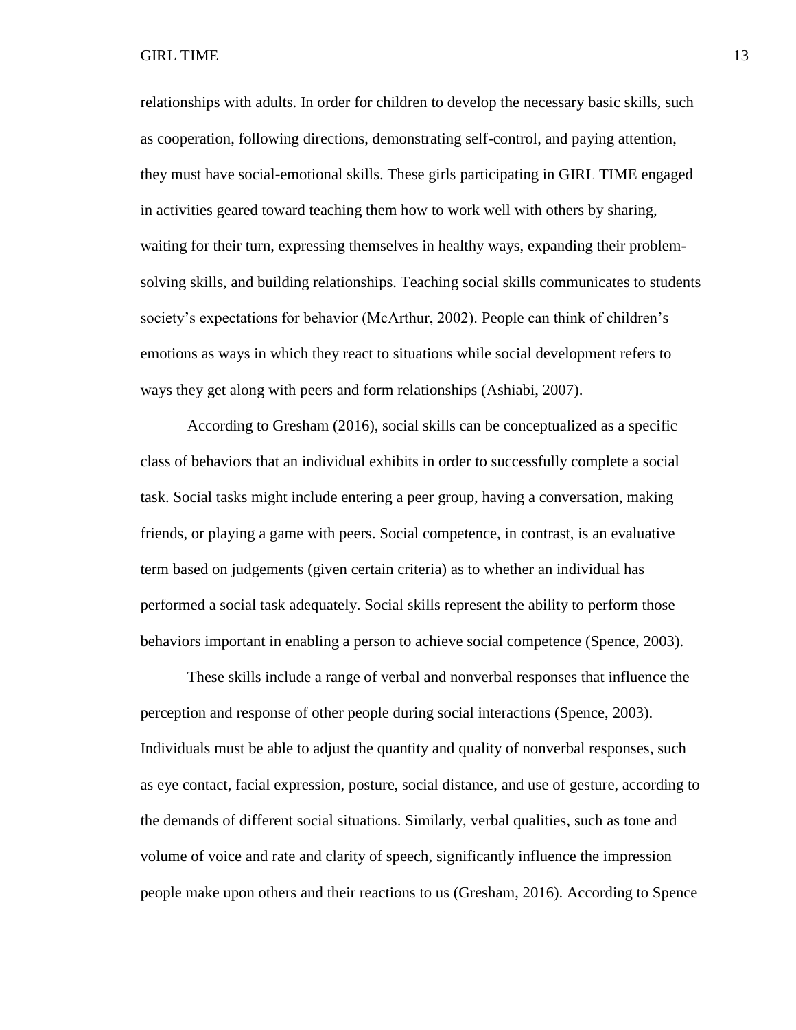relationships with adults. In order for children to develop the necessary basic skills, such as cooperation, following directions, demonstrating self-control, and paying attention, they must have social-emotional skills. These girls participating in GIRL TIME engaged in activities geared toward teaching them how to work well with others by sharing, waiting for their turn, expressing themselves in healthy ways, expanding their problem-solving skills, and building relationships. Teaching social skills communicates to students society's expectations for behavior (McArthur, 2002). People can think of children's emotions as ways in which they react to situations while social development refers to ways they get along with peers and form relationships (Ashiabi, 2007).

According to Gresham (2016), social skills can be conceptualized as a specific class of behaviors that an individual exhibits in order to successfully complete a social task. Social tasks might include entering a peer group, having a conversation, making friends, or playing a game with peers. Social competence, in contrast, is an evaluative term based on judgements (given certain criteria) as to whether an individual has performed a social task adequately. Social skills represent the ability to perform those behaviors important in enabling a person to achieve social competence (Spence, 2003).

These skills include a range of verbal and nonverbal responses that influence the perception and response of other people during social interactions (Spence, 2003). Individuals must be able to adjust the quantity and quality of nonverbal responses, such as eye contact, facial expression, posture, social distance, and use of gesture, according to the demands of different social situations. Similarly, verbal qualities, such as tone and volume of voice and rate and clarity of speech, significantly influence the impression people make upon others and their reactions to us (Gresham, 2016). According to Spence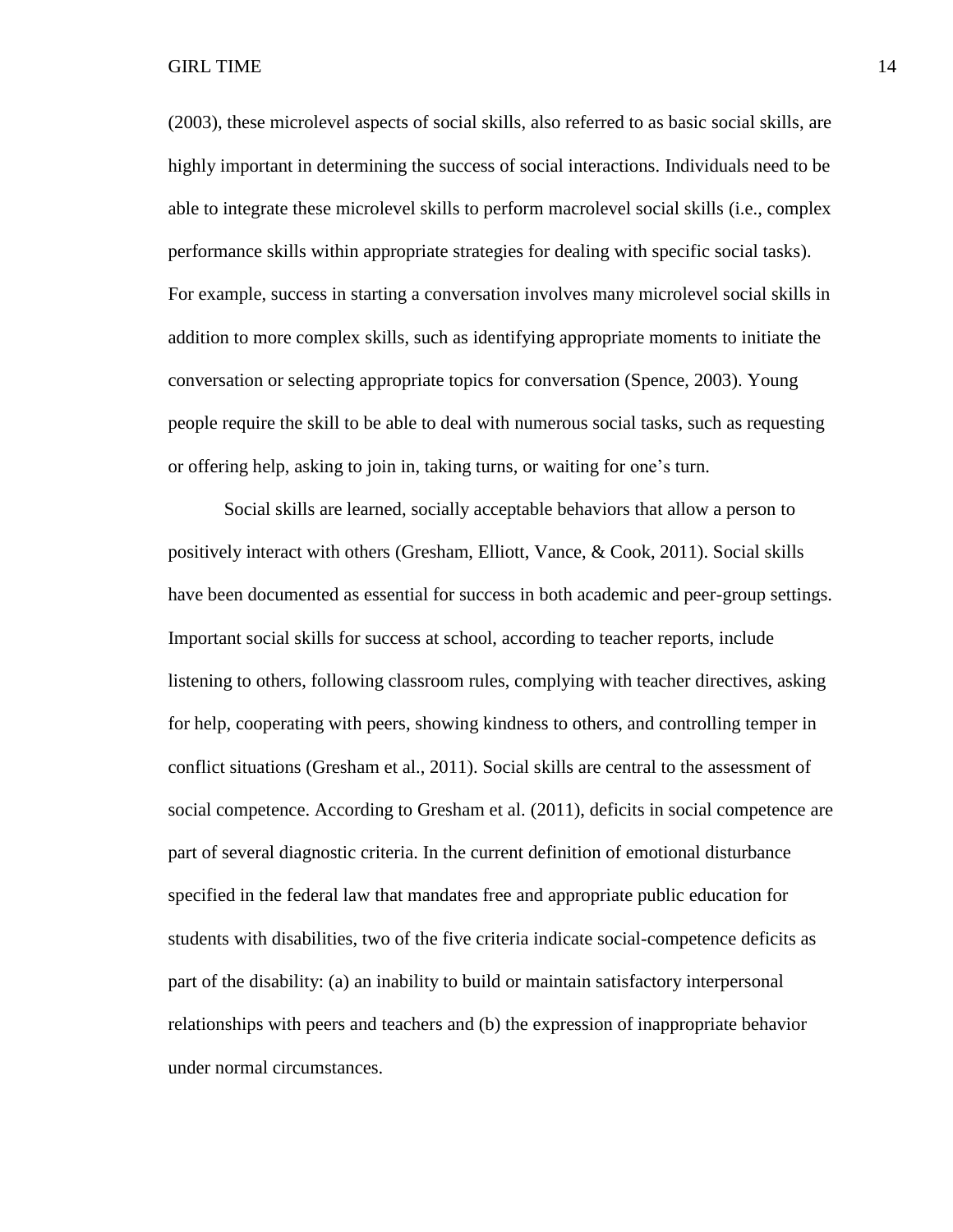(2003), these microlevel aspects of social skills, also referred to as basic social skills, are highly important in determining the success of social interactions. Individuals need to be able to integrate these microlevel skills to perform macrolevel social skills (i.e., complex performance skills within appropriate strategies for dealing with specific social tasks). For example, success in starting a conversation involves many microlevel social skills in addition to more complex skills, such as identifying appropriate moments to initiate the conversation or selecting appropriate topics for conversation (Spence, 2003). Young people require the skill to be able to deal with numerous social tasks, such as requesting or offering help, asking to join in, taking turns, or waiting for one's turn.

Social skills are learned, socially acceptable behaviors that allow a person to positively interact with others (Gresham, Elliott, Vance, & Cook, 2011). Social skills have been documented as essential for success in both academic and peer-group settings. Important social skills for success at school, according to teacher reports, include listening to others, following classroom rules, complying with teacher directives, asking for help, cooperating with peers, showing kindness to others, and controlling temper in conflict situations (Gresham et al., 2011). Social skills are central to the assessment of social competence. According to Gresham et al. (2011), deficits in social competence are part of several diagnostic criteria. In the current definition of emotional disturbance specified in the federal law that mandates free and appropriate public education for students with disabilities, two of the five criteria indicate social-competence deficits as part of the disability: (a) an inability to build or maintain satisfactory interpersonal relationships with peers and teachers and (b) the expression of inappropriate behavior under normal circumstances.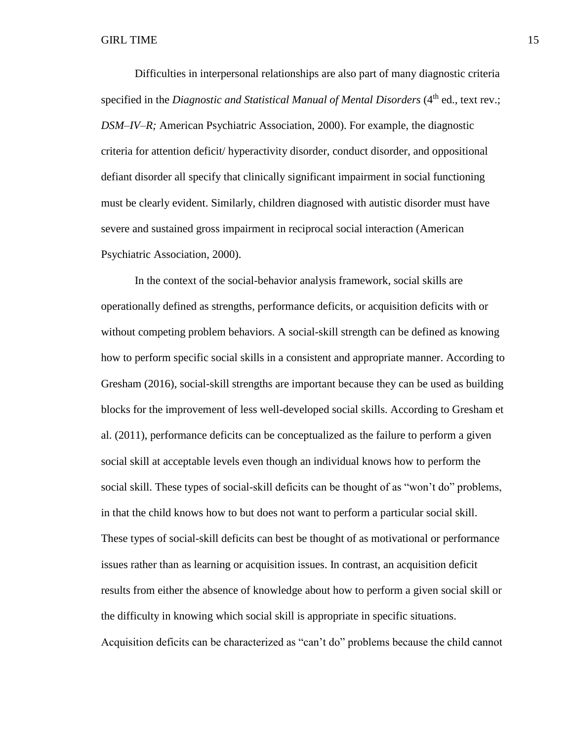Difficulties in interpersonal relationships are also part of many diagnostic criteria specified in the *Diagnostic and Statistical Manual of Mental Disorders* (4th ed., text rev.; *DSM–IV–R;* American Psychiatric Association, 2000). For example, the diagnostic criteria for attention deficit/ hyperactivity disorder, conduct disorder, and oppositional defiant disorder all specify that clinically significant impairment in social functioning must be clearly evident. Similarly, children diagnosed with autistic disorder must have severe and sustained gross impairment in reciprocal social interaction (American Psychiatric Association, 2000).

In the context of the social-behavior analysis framework, social skills are operationally defined as strengths, performance deficits, or acquisition deficits with or without competing problem behaviors. A social-skill strength can be defined as knowing how to perform specific social skills in a consistent and appropriate manner. According to Gresham (2016), social-skill strengths are important because they can be used as building blocks for the improvement of less well-developed social skills. According to Gresham et al. (2011), performance deficits can be conceptualized as the failure to perform a given social skill at acceptable levels even though an individual knows how to perform the social skill. These types of social-skill deficits can be thought of as "won't do" problems, in that the child knows how to but does not want to perform a particular social skill. These types of social-skill deficits can best be thought of as motivational or performance issues rather than as learning or acquisition issues. In contrast, an acquisition deficit results from either the absence of knowledge about how to perform a given social skill or the difficulty in knowing which social skill is appropriate in specific situations. Acquisition deficits can be characterized as "can't do" problems because the child cannot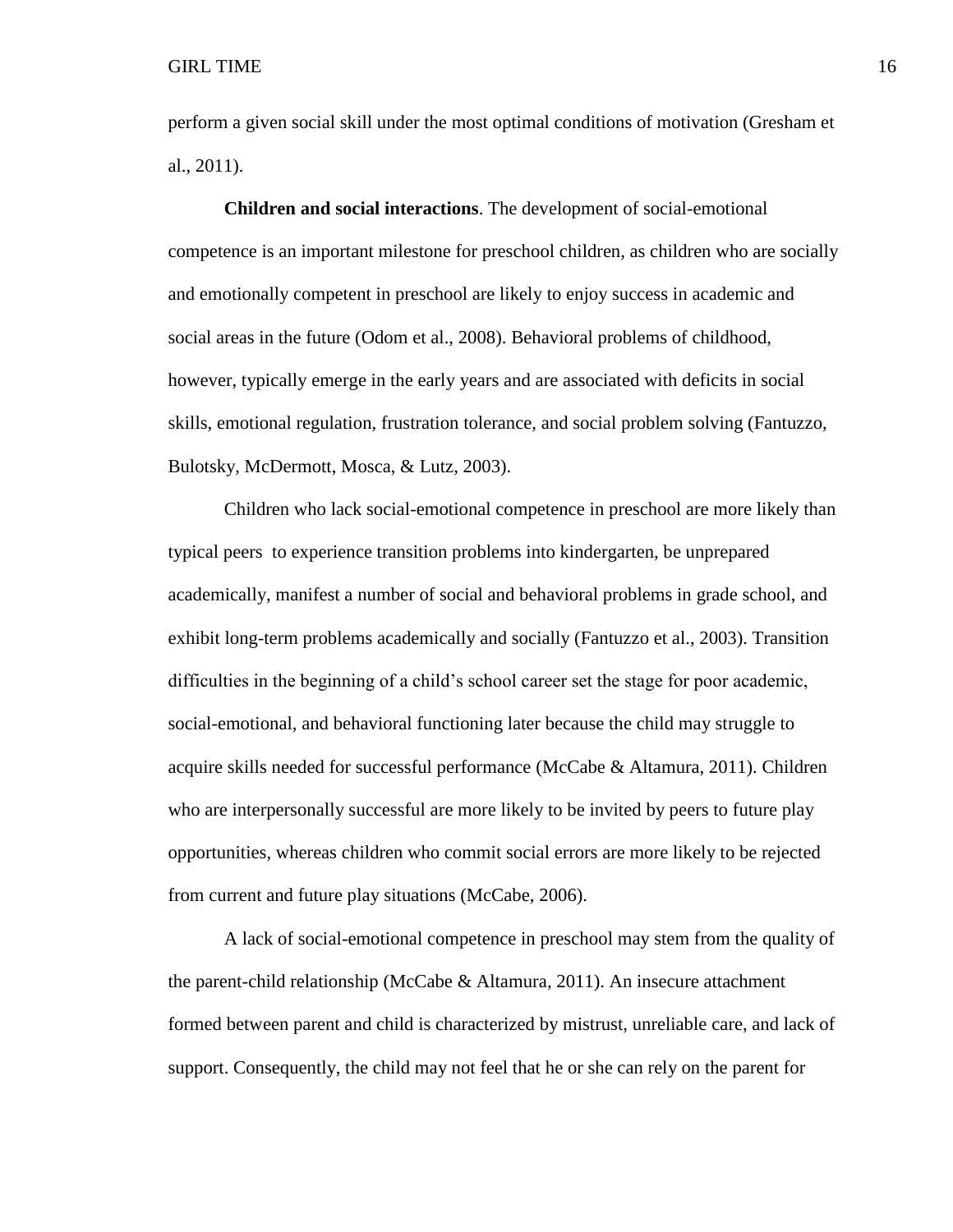perform a given social skill under the most optimal conditions of motivation (Gresham et al., 2011).

**Children and social interactions**. The development of social-emotional competence is an important milestone for preschool children, as children who are socially and emotionally competent in preschool are likely to enjoy success in academic and social areas in the future (Odom et al., 2008). Behavioral problems of childhood, however, typically emerge in the early years and are associated with deficits in social skills, emotional regulation, frustration tolerance, and social problem solving (Fantuzzo, Bulotsky, McDermott, Mosca, & Lutz, 2003).

Children who lack social-emotional competence in preschool are more likely than typical peers to experience transition problems into kindergarten, be unprepared academically, manifest a number of social and behavioral problems in grade school, and exhibit long-term problems academically and socially (Fantuzzo et al., 2003). Transition difficulties in the beginning of a child's school career set the stage for poor academic, social-emotional, and behavioral functioning later because the child may struggle to acquire skills needed for successful performance (McCabe & Altamura, 2011). Children who are interpersonally successful are more likely to be invited by peers to future play opportunities, whereas children who commit social errors are more likely to be rejected from current and future play situations (McCabe, 2006).

A lack of social-emotional competence in preschool may stem from the quality of the parent-child relationship (McCabe & Altamura, 2011). An insecure attachment formed between parent and child is characterized by mistrust, unreliable care, and lack of support. Consequently, the child may not feel that he or she can rely on the parent for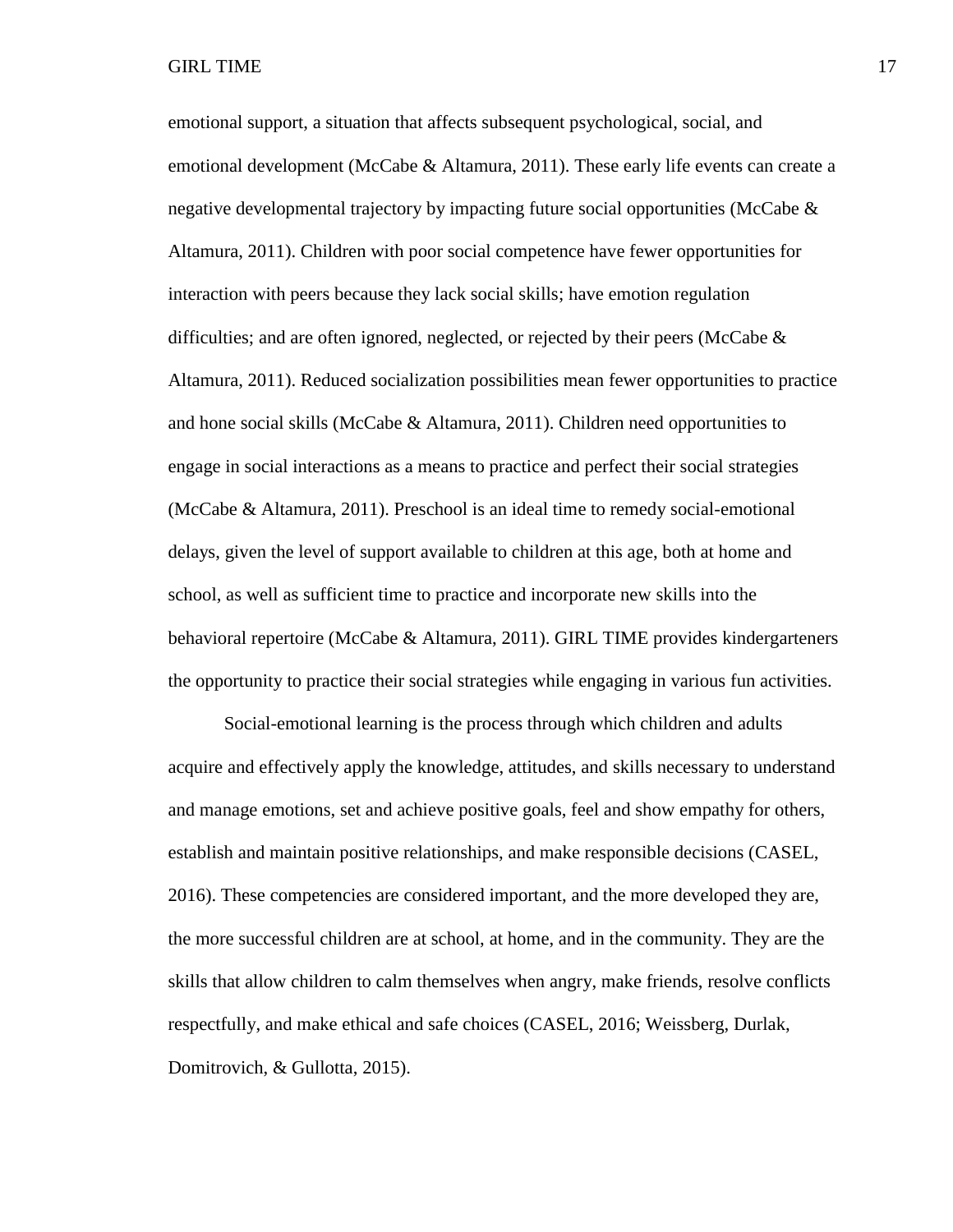emotional support, a situation that affects subsequent psychological, social, and emotional development (McCabe & Altamura, 2011). These early life events can create a negative developmental trajectory by impacting future social opportunities (McCabe & Altamura, 2011). Children with poor social competence have fewer opportunities for interaction with peers because they lack social skills; have emotion regulation difficulties; and are often ignored, neglected, or rejected by their peers (McCabe & Altamura, 2011). Reduced socialization possibilities mean fewer opportunities to practice and hone social skills (McCabe & Altamura, 2011). Children need opportunities to engage in social interactions as a means to practice and perfect their social strategies (McCabe & Altamura, 2011). Preschool is an ideal time to remedy social-emotional delays, given the level of support available to children at this age, both at home and school, as well as sufficient time to practice and incorporate new skills into the behavioral repertoire (McCabe & Altamura, 2011). GIRL TIME provides kindergarteners the opportunity to practice their social strategies while engaging in various fun activities.

Social-emotional learning is the process through which children and adults acquire and effectively apply the knowledge, attitudes, and skills necessary to understand and manage emotions, set and achieve positive goals, feel and show empathy for others, establish and maintain positive relationships, and make responsible decisions (CASEL, 2016). These competencies are considered important, and the more developed they are, the more successful children are at school, at home, and in the community. They are the skills that allow children to calm themselves when angry, make friends, resolve conflicts respectfully, and make ethical and safe choices (CASEL, 2016; Weissberg, Durlak, Domitrovich, & Gullotta, 2015).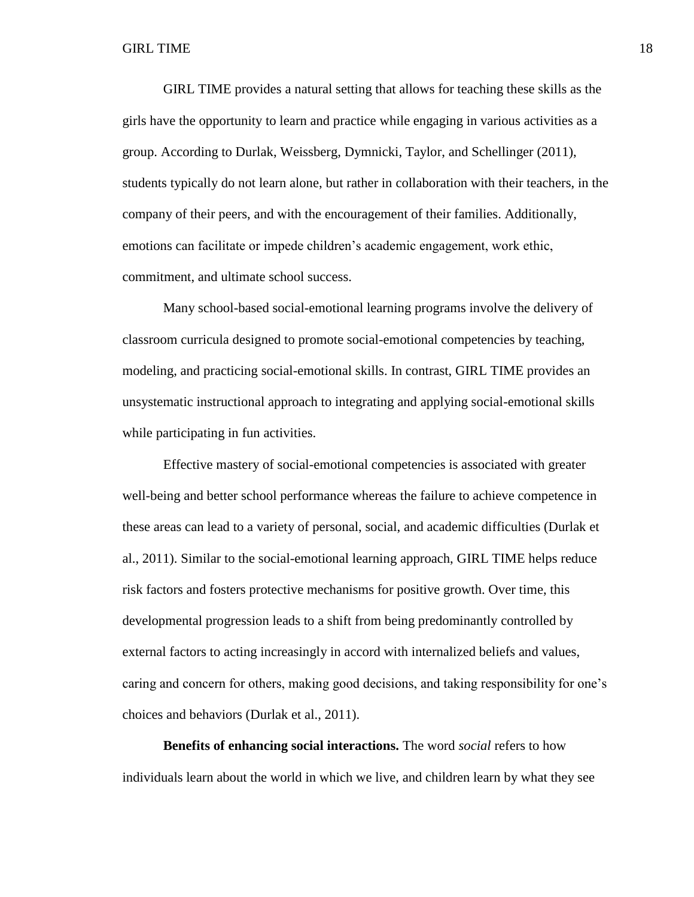GIRL TIME provides a natural setting that allows for teaching these skills as the girls have the opportunity to learn and practice while engaging in various activities as a group. According to Durlak, Weissberg, Dymnicki, Taylor, and Schellinger (2011), students typically do not learn alone, but rather in collaboration with their teachers, in the company of their peers, and with the encouragement of their families. Additionally, emotions can facilitate or impede children's academic engagement, work ethic, commitment, and ultimate school success.

Many school-based social-emotional learning programs involve the delivery of classroom curricula designed to promote social-emotional competencies by teaching, modeling, and practicing social-emotional skills. In contrast, GIRL TIME provides an unsystematic instructional approach to integrating and applying social-emotional skills while participating in fun activities.

Effective mastery of social-emotional competencies is associated with greater well-being and better school performance whereas the failure to achieve competence in these areas can lead to a variety of personal, social, and academic difficulties (Durlak et al., 2011). Similar to the social-emotional learning approach, GIRL TIME helps reduce risk factors and fosters protective mechanisms for positive growth. Over time, this developmental progression leads to a shift from being predominantly controlled by external factors to acting increasingly in accord with internalized beliefs and values, caring and concern for others, making good decisions, and taking responsibility for one's choices and behaviors (Durlak et al., 2011).

**Benefits of enhancing social interactions.** The word *social* refers to how individuals learn about the world in which we live, and children learn by what they see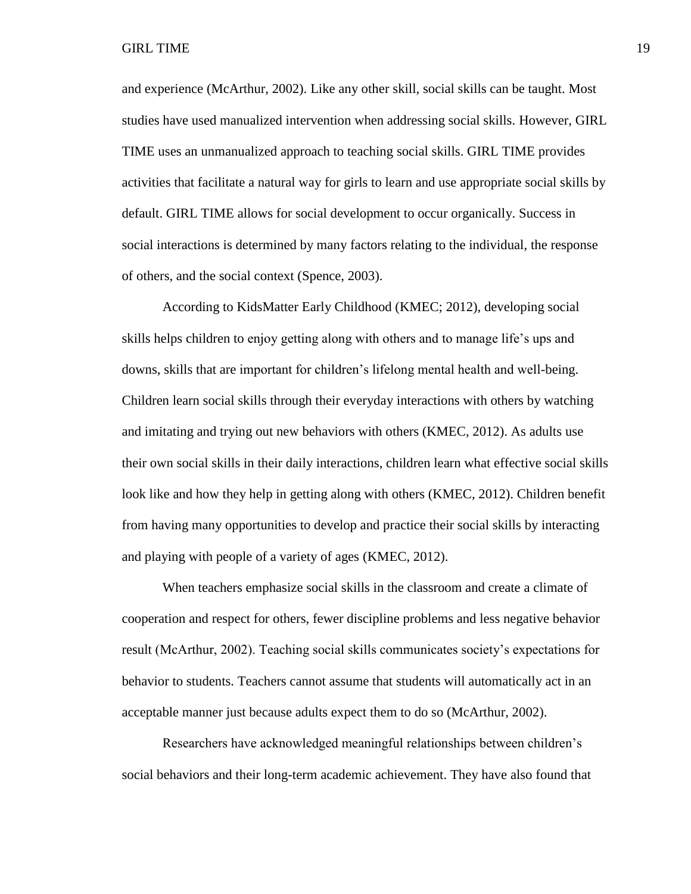and experience (McArthur, 2002). Like any other skill, social skills can be taught. Most studies have used manualized intervention when addressing social skills. However, GIRL TIME uses an unmanualized approach to teaching social skills. GIRL TIME provides activities that facilitate a natural way for girls to learn and use appropriate social skills by default. GIRL TIME allows for social development to occur organically. Success in social interactions is determined by many factors relating to the individual, the response of others, and the social context (Spence, 2003).

According to KidsMatter Early Childhood (KMEC; 2012), developing social skills helps children to enjoy getting along with others and to manage life's ups and downs, skills that are important for children's lifelong mental health and well-being. Children learn social skills through their everyday interactions with others by watching and imitating and trying out new behaviors with others (KMEC, 2012). As adults use their own social skills in their daily interactions, children learn what effective social skills look like and how they help in getting along with others (KMEC, 2012). Children benefit from having many opportunities to develop and practice their social skills by interacting and playing with people of a variety of ages (KMEC, 2012).

When teachers emphasize social skills in the classroom and create a climate of cooperation and respect for others, fewer discipline problems and less negative behavior result (McArthur, 2002). Teaching social skills communicates society's expectations for behavior to students. Teachers cannot assume that students will automatically act in an acceptable manner just because adults expect them to do so (McArthur, 2002).

Researchers have acknowledged meaningful relationships between children's social behaviors and their long-term academic achievement. They have also found that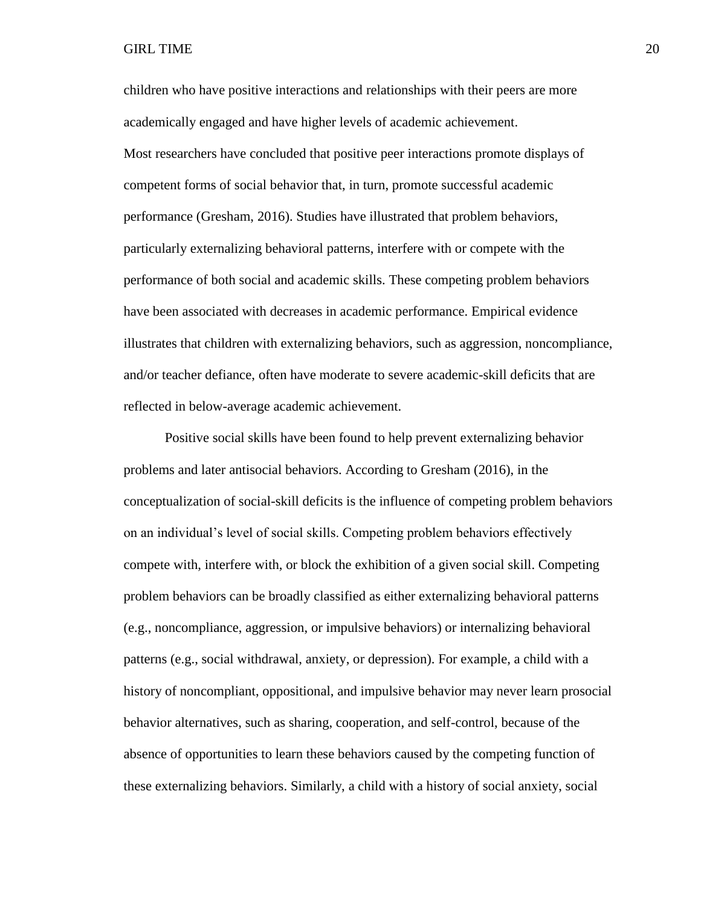children who have positive interactions and relationships with their peers are more academically engaged and have higher levels of academic achievement.

Most researchers have concluded that positive peer interactions promote displays of competent forms of social behavior that, in turn, promote successful academic performance (Gresham, 2016). Studies have illustrated that problem behaviors, particularly externalizing behavioral patterns, interfere with or compete with the performance of both social and academic skills. These competing problem behaviors have been associated with decreases in academic performance. Empirical evidence illustrates that children with externalizing behaviors, such as aggression, noncompliance, and/or teacher defiance, often have moderate to severe academic-skill deficits that are reflected in below-average academic achievement.

Positive social skills have been found to help prevent externalizing behavior problems and later antisocial behaviors. According to Gresham (2016), in the conceptualization of social-skill deficits is the influence of competing problem behaviors on an individual's level of social skills. Competing problem behaviors effectively compete with, interfere with, or block the exhibition of a given social skill. Competing problem behaviors can be broadly classified as either externalizing behavioral patterns (e.g., noncompliance, aggression, or impulsive behaviors) or internalizing behavioral patterns (e.g., social withdrawal, anxiety, or depression). For example, a child with a history of noncompliant, oppositional, and impulsive behavior may never learn prosocial behavior alternatives, such as sharing, cooperation, and self-control, because of the absence of opportunities to learn these behaviors caused by the competing function of these externalizing behaviors. Similarly, a child with a history of social anxiety, social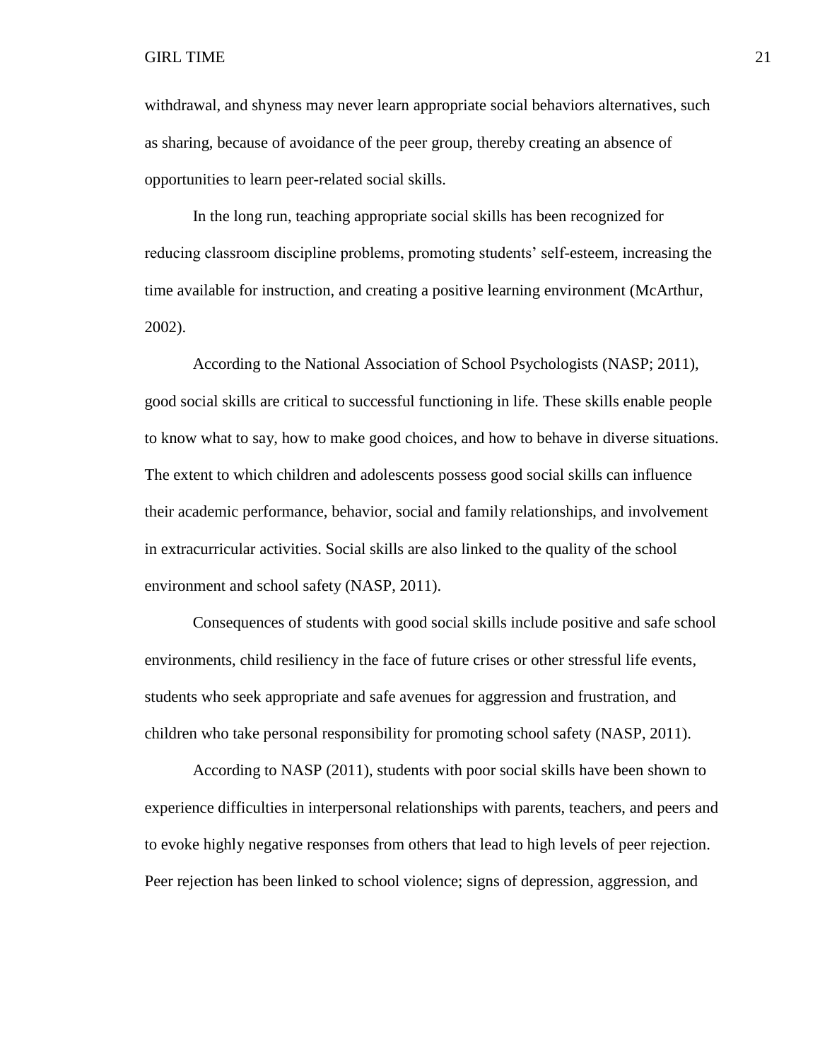withdrawal, and shyness may never learn appropriate social behaviors alternatives, such as sharing, because of avoidance of the peer group, thereby creating an absence of opportunities to learn peer-related social skills.

In the long run, teaching appropriate social skills has been recognized for reducing classroom discipline problems, promoting students' self-esteem, increasing the time available for instruction, and creating a positive learning environment (McArthur, 2002).

According to the National Association of School Psychologists (NASP; 2011), good social skills are critical to successful functioning in life. These skills enable people to know what to say, how to make good choices, and how to behave in diverse situations. The extent to which children and adolescents possess good social skills can influence their academic performance, behavior, social and family relationships, and involvement in extracurricular activities. Social skills are also linked to the quality of the school environment and school safety (NASP, 2011).

Consequences of students with good social skills include positive and safe school environments, child resiliency in the face of future crises or other stressful life events, students who seek appropriate and safe avenues for aggression and frustration, and children who take personal responsibility for promoting school safety (NASP, 2011).

According to NASP (2011), students with poor social skills have been shown to experience difficulties in interpersonal relationships with parents, teachers, and peers and to evoke highly negative responses from others that lead to high levels of peer rejection. Peer rejection has been linked to school violence; signs of depression, aggression, and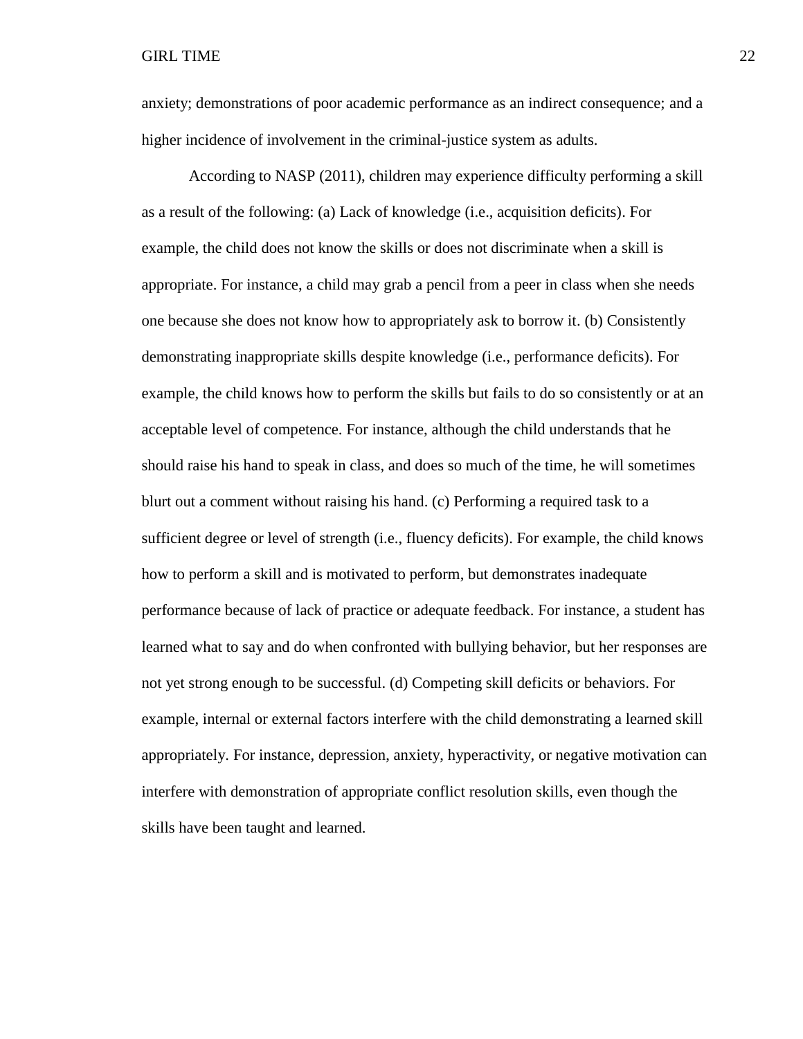anxiety; demonstrations of poor academic performance as an indirect consequence; and a higher incidence of involvement in the criminal-justice system as adults.

According to NASP (2011), children may experience difficulty performing a skill as a result of the following: (a) Lack of knowledge (i.e., acquisition deficits). For example, the child does not know the skills or does not discriminate when a skill is appropriate. For instance, a child may grab a pencil from a peer in class when she needs one because she does not know how to appropriately ask to borrow it. (b) Consistently demonstrating inappropriate skills despite knowledge (i.e., performance deficits). For example, the child knows how to perform the skills but fails to do so consistently or at an acceptable level of competence. For instance, although the child understands that he should raise his hand to speak in class, and does so much of the time, he will sometimes blurt out a comment without raising his hand. (c) Performing a required task to a sufficient degree or level of strength (i.e., fluency deficits). For example, the child knows how to perform a skill and is motivated to perform, but demonstrates inadequate performance because of lack of practice or adequate feedback. For instance, a student has learned what to say and do when confronted with bullying behavior, but her responses are not yet strong enough to be successful. (d) Competing skill deficits or behaviors. For example, internal or external factors interfere with the child demonstrating a learned skill appropriately. For instance, depression, anxiety, hyperactivity, or negative motivation can interfere with demonstration of appropriate conflict resolution skills, even though the skills have been taught and learned.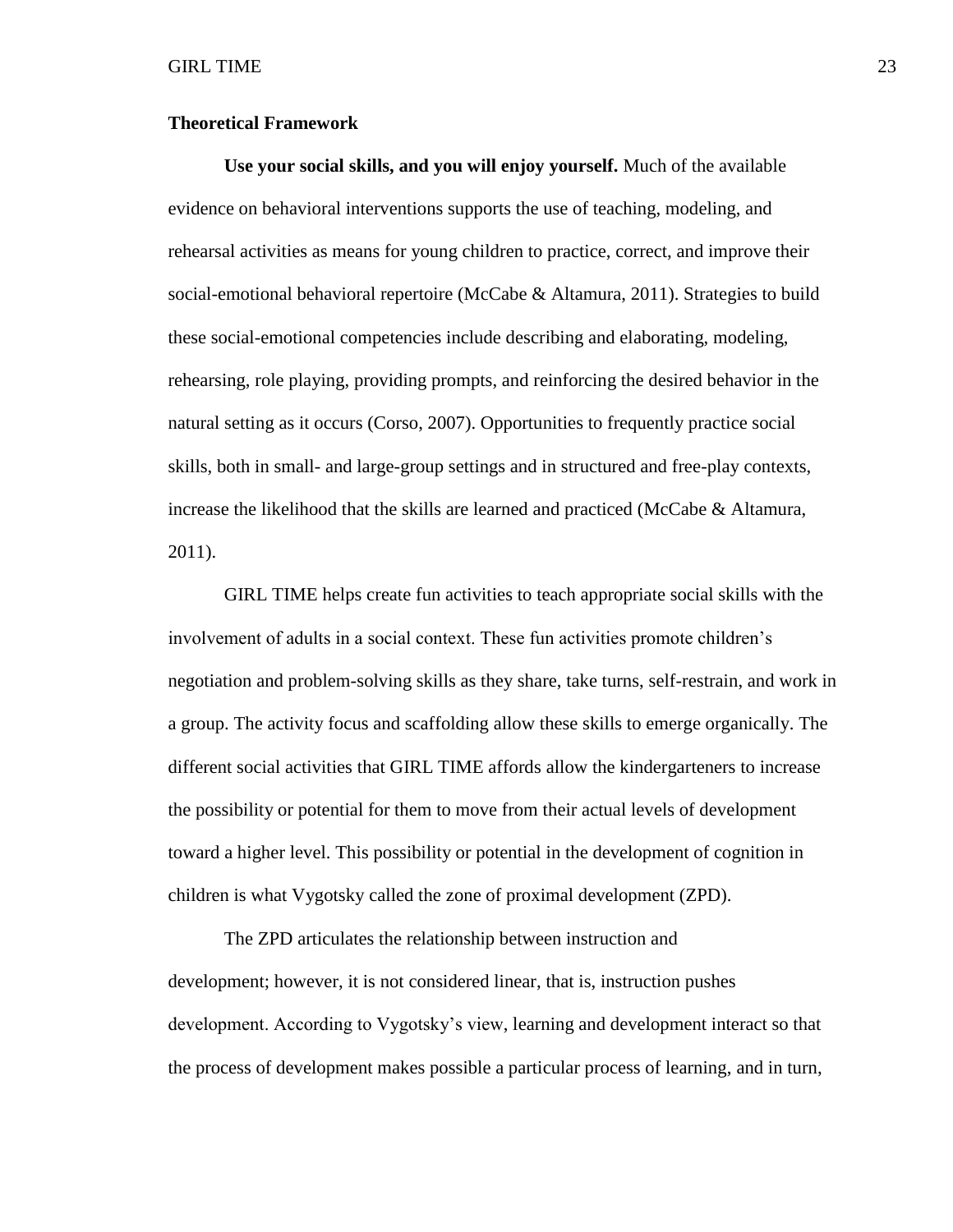## Theoretical Framework

**Use your social skills, and you will enjoy yourself.** Much of the available evidence on behavioral interventions supports the use of teaching, modeling, and rehearsal activities as means for young children to practice, correct, and improve their social-emotional behavioral repertoire (McCabe & Altamura, 2011). Strategies to build these social-emotional competencies include describing and elaborating, modeling, rehearsing, role playing, providing prompts, and reinforcing the desired behavior in the natural setting as it occurs (Corso, 2007). Opportunities to frequently practice social skills, both in small- and large-group settings and in structured and free-play contexts, increase the likelihood that the skills are learned and practiced (McCabe & Altamura, 2011).

GIRL TIME helps create fun activities to teach appropriate social skills with the involvement of adults in a social context. These fun activities promote children's negotiation and problem-solving skills as they share, take turns, self-restrain, and work in a group. The activity focus and scaffolding allow these skills to emerge organically. The different social activities that GIRL TIME affords allow the kindergarteners to increase the possibility or potential for them to move from their actual levels of development toward a higher level. This possibility or potential in the development of cognition in children is what Vygotsky called the zone of proximal development (ZPD).

The ZPD articulates the relationship between instruction and development; however, it is not considered linear, that is, instruction pushes development. According to Vygotsky's view, learning and development interact so that the process of development makes possible a particular process of learning, and in turn,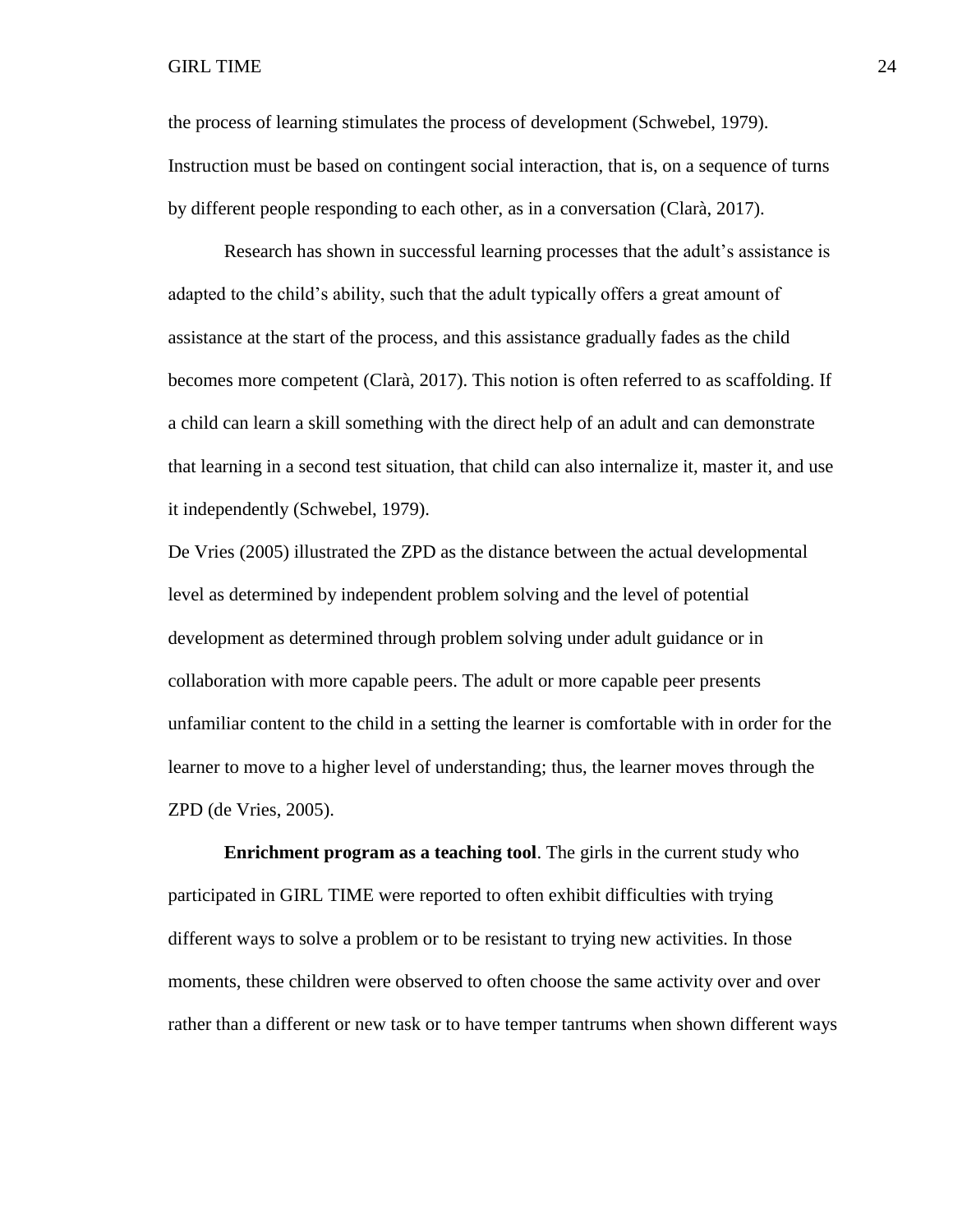the process of learning stimulates the process of development (Schwebel, 1979). Instruction must be based on contingent social interaction, that is, on a sequence of turns by different people responding to each other, as in a conversation (Clarà, 2017).

Research has shown in successful learning processes that the adult's assistance is adapted to the child's ability, such that the adult typically offers a great amount of assistance at the start of the process, and this assistance gradually fades as the child becomes more competent (Clarà, 2017). This notion is often referred to as scaffolding. If a child can learn a skill something with the direct help of an adult and can demonstrate that learning in a second test situation, that child can also internalize it, master it, and use it independently (Schwebel, 1979).

De Vries (2005) illustrated the ZPD as the distance between the actual developmental level as determined by independent problem solving and the level of potential development as determined through problem solving under adult guidance or in collaboration with more capable peers. The adult or more capable peer presents unfamiliar content to the child in a setting the learner is comfortable with in order for the learner to move to a higher level of understanding; thus, the learner moves through the ZPD (de Vries, 2005).

**Enrichment program as a teaching tool**. The girls in the current study who participated in GIRL TIME were reported to often exhibit difficulties with trying different ways to solve a problem or to be resistant to trying new activities. In those moments, these children were observed to often choose the same activity over and over rather than a different or new task or to have temper tantrums when shown different ways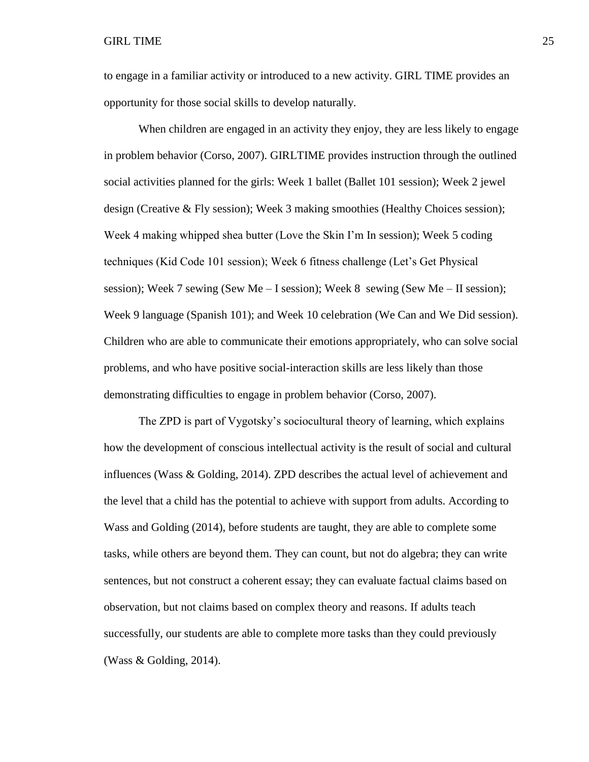to engage in a familiar activity or introduced to a new activity. GIRL TIME provides an opportunity for those social skills to develop naturally.

When children are engaged in an activity they enjoy, they are less likely to engage in problem behavior (Corso, 2007). GIRLTIME provides instruction through the outlined social activities planned for the girls: Week 1 ballet (Ballet 101 session); Week 2 jewel design (Creative & Fly session); Week 3 making smoothies (Healthy Choices session); Week 4 making whipped shea butter (Love the Skin I'm In session); Week 5 coding techniques (Kid Code 101 session); Week 6 fitness challenge (Let's Get Physical session); Week 7 sewing (Sew Me – I session); Week 8 sewing (Sew Me – II session); Week 9 language (Spanish 101); and Week 10 celebration (We Can and We Did session). Children who are able to communicate their emotions appropriately, who can solve social problems, and who have positive social-interaction skills are less likely than those demonstrating difficulties to engage in problem behavior (Corso, 2007).

The ZPD is part of Vygotsky's sociocultural theory of learning, which explains how the development of conscious intellectual activity is the result of social and cultural influences (Wass & Golding, 2014). ZPD describes the actual level of achievement and the level that a child has the potential to achieve with support from adults. According to Wass and Golding (2014), before students are taught, they are able to complete some tasks, while others are beyond them. They can count, but not do algebra; they can write sentences, but not construct a coherent essay; they can evaluate factual claims based on observation, but not claims based on complex theory and reasons. If adults teach successfully, our students are able to complete more tasks than they could previously (Wass & Golding, 2014).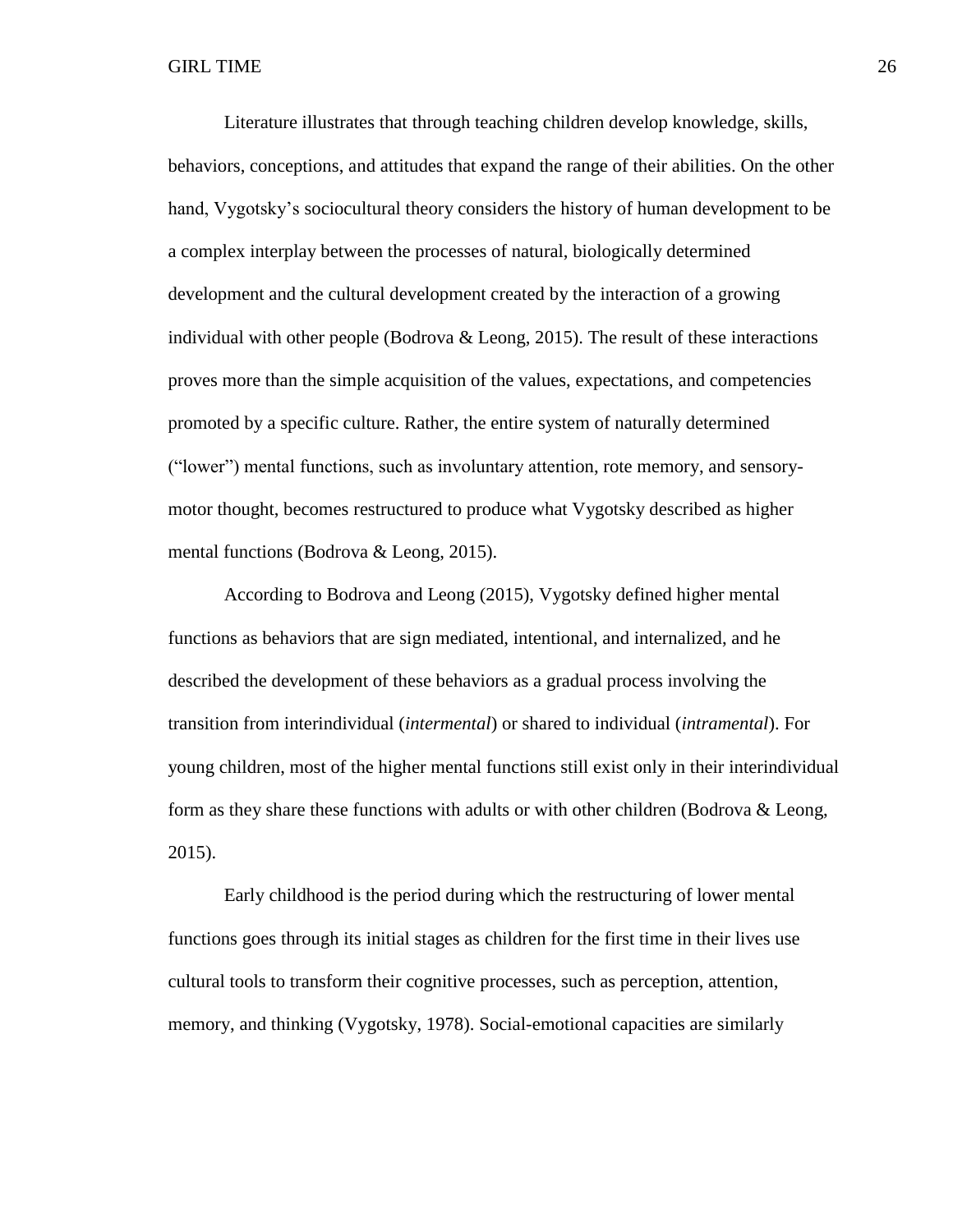Literature illustrates that through teaching children develop knowledge, skills, behaviors, conceptions, and attitudes that expand the range of their abilities. On the other hand, Vygotsky's sociocultural theory considers the history of human development to be a complex interplay between the processes of natural, biologically determined development and the cultural development created by the interaction of a growing individual with other people (Bodrova & Leong, 2015). The result of these interactions proves more than the simple acquisition of the values, expectations, and competencies promoted by a specific culture. Rather, the entire system of naturally determined ("lower") mental functions, such as involuntary attention, rote memory, and sensory-motor thought, becomes restructured to produce what Vygotsky described as higher mental functions (Bodrova & Leong, 2015).

According to Bodrova and Leong (2015), Vygotsky defined higher mental functions as behaviors that are sign mediated, intentional, and internalized, and he described the development of these behaviors as a gradual process involving the transition from interindividual (*intermental*) or shared to individual (*intramental*). For young children, most of the higher mental functions still exist only in their interindividual form as they share these functions with adults or with other children (Bodrova & Leong, 2015).

Early childhood is the period during which the restructuring of lower mental functions goes through its initial stages as children for the first time in their lives use cultural tools to transform their cognitive processes, such as perception, attention, memory, and thinking (Vygotsky, 1978). Social-emotional capacities are similarly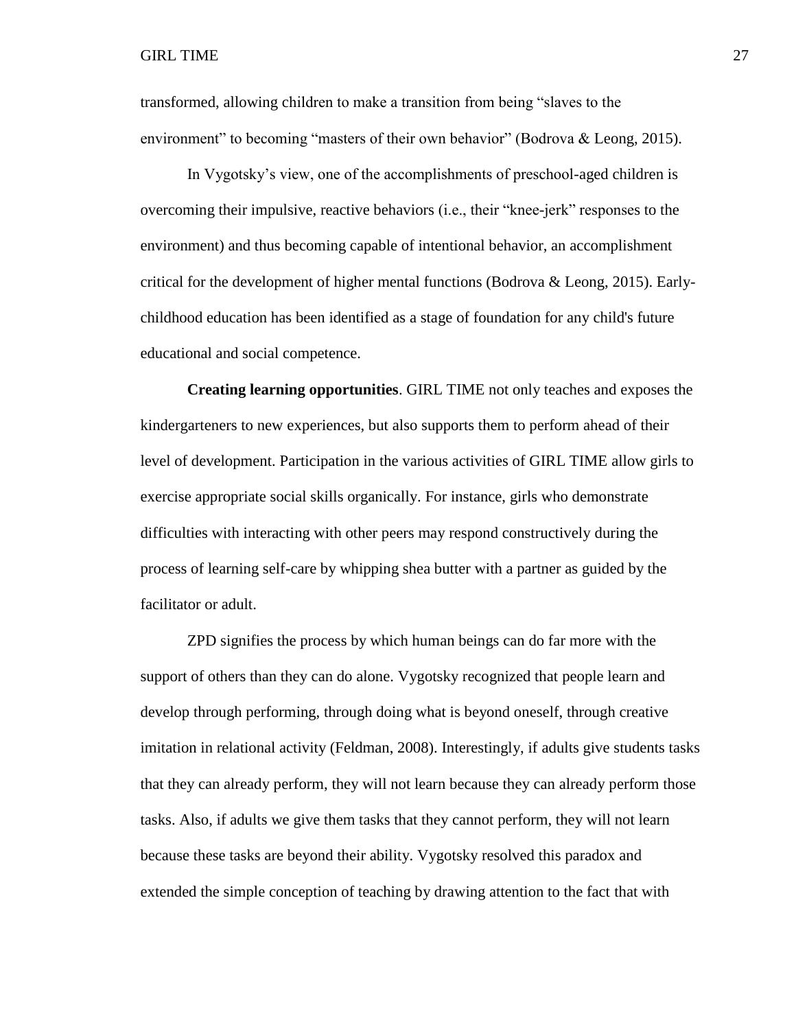transformed, allowing children to make a transition from being “slaves to the environment” to becoming “masters of their own behavior” (Bodrova & Leong, 2015).

In Vygotsky’s view, one of the accomplishments of preschool-aged children is overcoming their impulsive, reactive behaviors (i.e., their “knee-jerk” responses to the environment) and thus becoming capable of intentional behavior, an accomplishment critical for the development of higher mental functions (Bodrova & Leong, 2015). Early-childhood education has been identified as a stage of foundation for any child's future educational and social competence.

**Creating learning opportunities**. GIRL TIME not only teaches and exposes the kindergarteners to new experiences, but also supports them to perform ahead of their level of development. Participation in the various activities of GIRL TIME allow girls to exercise appropriate social skills organically. For instance, girls who demonstrate difficulties with interacting with other peers may respond constructively during the process of learning self-care by whipping shea butter with a partner as guided by the facilitator or adult.

ZPD signifies the process by which human beings can do far more with the support of others than they can do alone. Vygotsky recognized that people learn and develop through performing, through doing what is beyond oneself, through creative imitation in relational activity (Feldman, 2008). Interestingly, if adults give students tasks that they can already perform, they will not learn because they can already perform those tasks. Also, if adults we give them tasks that they cannot perform, they will not learn because these tasks are beyond their ability. Vygotsky resolved this paradox and extended the simple conception of teaching by drawing attention to the fact that with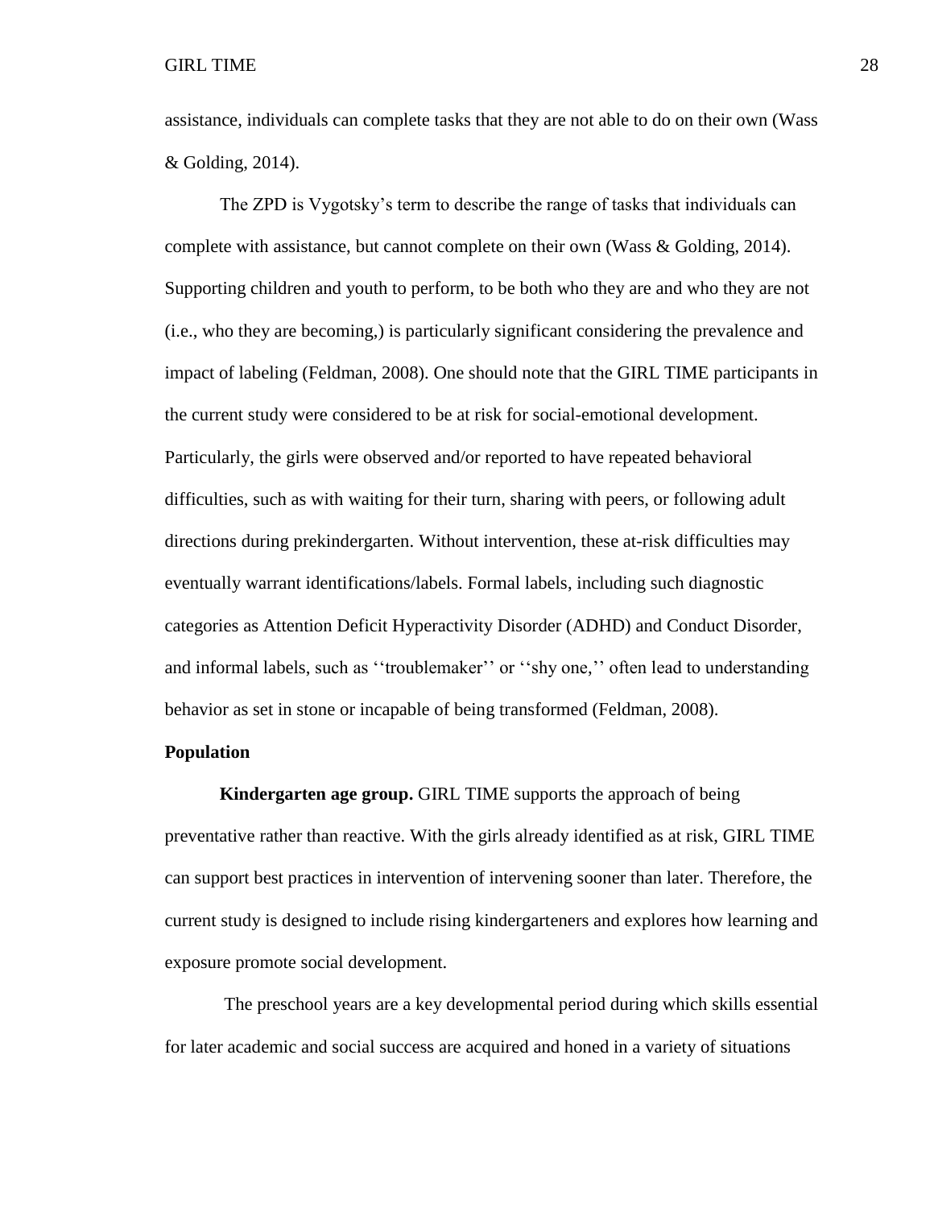assistance, individuals can complete tasks that they are not able to do on their own (Wass & Golding, 2014).

The ZPD is Vygotsky's term to describe the range of tasks that individuals can complete with assistance, but cannot complete on their own (Wass & Golding, 2014). Supporting children and youth to perform, to be both who they are and who they are not (i.e., who they are becoming,) is particularly significant considering the prevalence and impact of labeling (Feldman, 2008). One should note that the GIRL TIME participants in the current study were considered to be at risk for social-emotional development. Particularly, the girls were observed and/or reported to have repeated behavioral difficulties, such as with waiting for their turn, sharing with peers, or following adult directions during prekindergarten. Without intervention, these at-risk difficulties may eventually warrant identifications/labels. Formal labels, including such diagnostic categories as Attention Deficit Hyperactivity Disorder (ADHD) and Conduct Disorder, and informal labels, such as ''troublemaker'' or ''shy one,'' often lead to understanding behavior as set in stone or incapable of being transformed (Feldman, 2008).

## Population

**Kindergarten age group.** GIRL TIME supports the approach of being preventative rather than reactive. With the girls already identified as at risk, GIRL TIME can support best practices in intervention of intervening sooner than later. Therefore, the current study is designed to include rising kindergarteners and explores how learning and exposure promote social development.

The preschool years are a key developmental period during which skills essential for later academic and social success are acquired and honed in a variety of situations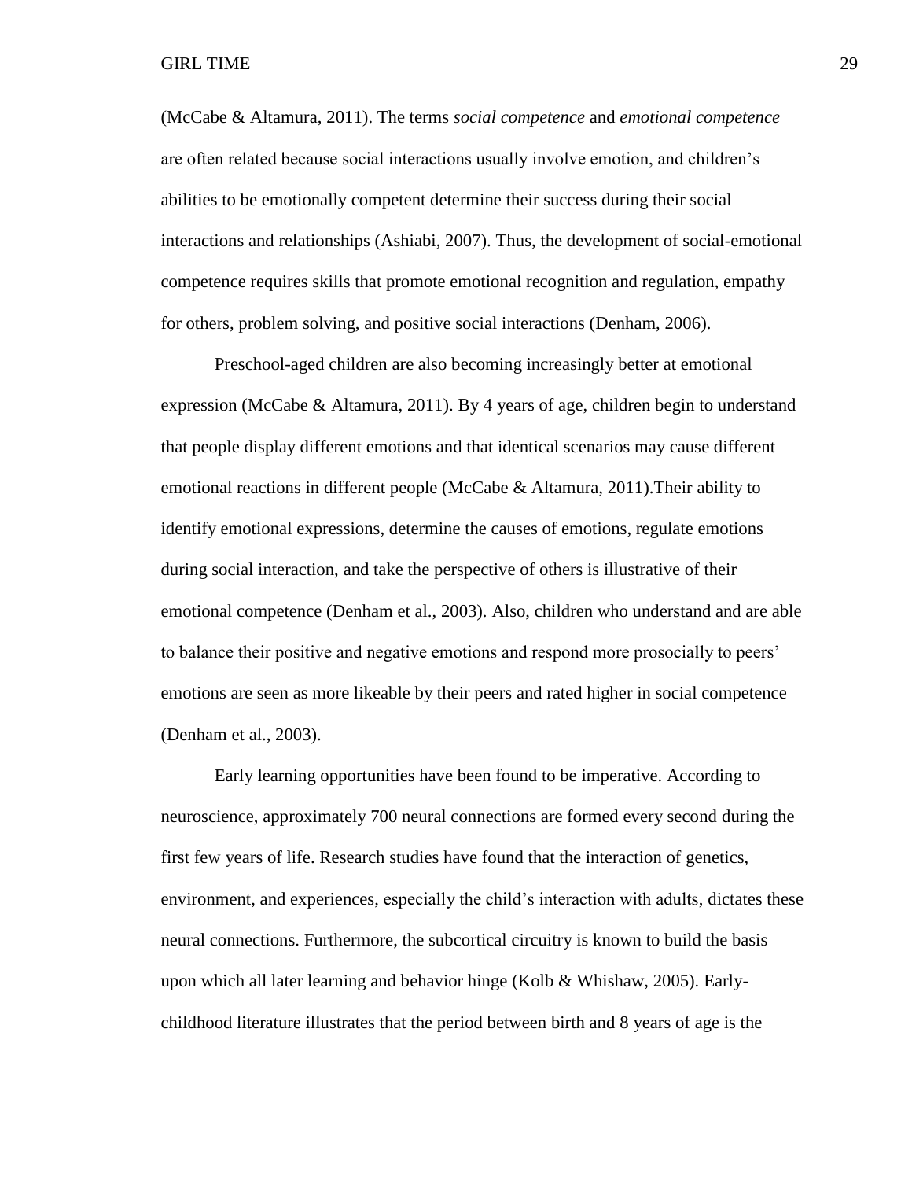(McCabe & Altamura, 2011). The terms *social competence* and *emotional competence* are often related because social interactions usually involve emotion, and children's abilities to be emotionally competent determine their success during their social interactions and relationships (Ashiabi, 2007). Thus, the development of social-emotional competence requires skills that promote emotional recognition and regulation, empathy for others, problem solving, and positive social interactions (Denham, 2006).

Preschool-aged children are also becoming increasingly better at emotional expression (McCabe & Altamura, 2011). By 4 years of age, children begin to understand that people display different emotions and that identical scenarios may cause different emotional reactions in different people (McCabe & Altamura, 2011).Their ability to identify emotional expressions, determine the causes of emotions, regulate emotions during social interaction, and take the perspective of others is illustrative of their emotional competence (Denham et al., 2003). Also, children who understand and are able to balance their positive and negative emotions and respond more prosocially to peers' emotions are seen as more likeable by their peers and rated higher in social competence (Denham et al., 2003).

Early learning opportunities have been found to be imperative. According to neuroscience, approximately 700 neural connections are formed every second during the first few years of life. Research studies have found that the interaction of genetics, environment, and experiences, especially the child's interaction with adults, dictates these neural connections. Furthermore, the subcortical circuitry is known to build the basis upon which all later learning and behavior hinge (Kolb & Whishaw, 2005). Early-childhood literature illustrates that the period between birth and 8 years of age is the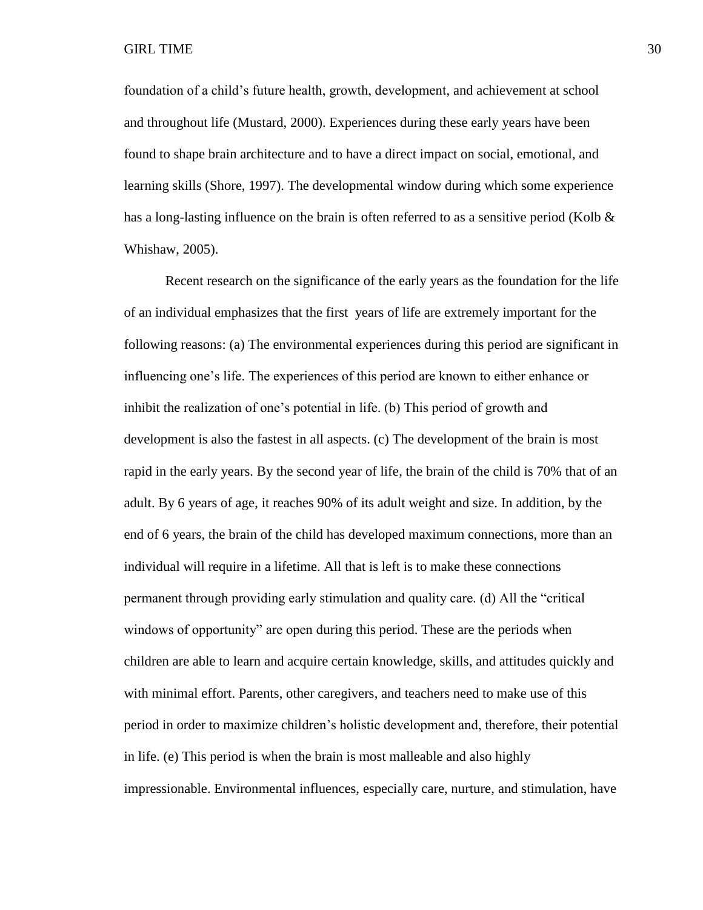foundation of a child's future health, growth, development, and achievement at school and throughout life (Mustard, 2000). Experiences during these early years have been found to shape brain architecture and to have a direct impact on social, emotional, and learning skills (Shore, 1997). The developmental window during which some experience has a long-lasting influence on the brain is often referred to as a sensitive period (Kolb & Whishaw, 2005).

Recent research on the significance of the early years as the foundation for the life of an individual emphasizes that the first  years of life are extremely important for the following reasons: (a) The environmental experiences during this period are significant in influencing one's life. The experiences of this period are known to either enhance or inhibit the realization of one's potential in life. (b) This period of growth and development is also the fastest in all aspects. (c) The development of the brain is most rapid in the early years. By the second year of life, the brain of the child is 70% that of an adult. By 6 years of age, it reaches 90% of its adult weight and size. In addition, by the end of 6 years, the brain of the child has developed maximum connections, more than an individual will require in a lifetime. All that is left is to make these connections permanent through providing early stimulation and quality care. (d) All the "critical windows of opportunity" are open during this period. These are the periods when children are able to learn and acquire certain knowledge, skills, and attitudes quickly and with minimal effort. Parents, other caregivers, and teachers need to make use of this period in order to maximize children's holistic development and, therefore, their potential in life. (e) This period is when the brain is most malleable and also highly impressionable. Environmental influences, especially care, nurture, and stimulation, have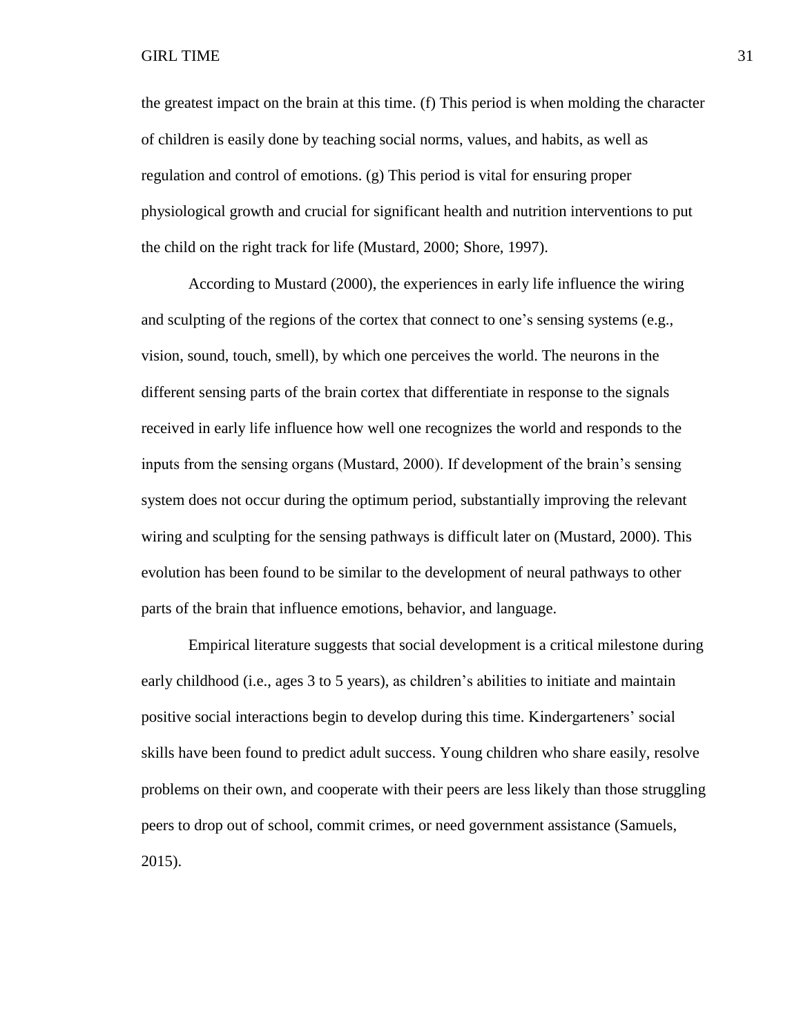the greatest impact on the brain at this time. (f) This period is when molding the character of children is easily done by teaching social norms, values, and habits, as well as regulation and control of emotions. (g) This period is vital for ensuring proper physiological growth and crucial for significant health and nutrition interventions to put the child on the right track for life (Mustard, 2000; Shore, 1997).

According to Mustard (2000), the experiences in early life influence the wiring and sculpting of the regions of the cortex that connect to one's sensing systems (e.g., vision, sound, touch, smell), by which one perceives the world. The neurons in the different sensing parts of the brain cortex that differentiate in response to the signals received in early life influence how well one recognizes the world and responds to the inputs from the sensing organs (Mustard, 2000). If development of the brain's sensing system does not occur during the optimum period, substantially improving the relevant wiring and sculpting for the sensing pathways is difficult later on (Mustard, 2000). This evolution has been found to be similar to the development of neural pathways to other parts of the brain that influence emotions, behavior, and language.

Empirical literature suggests that social development is a critical milestone during early childhood (i.e., ages 3 to 5 years), as children's abilities to initiate and maintain positive social interactions begin to develop during this time. Kindergarteners' social skills have been found to predict adult success. Young children who share easily, resolve problems on their own, and cooperate with their peers are less likely than those struggling peers to drop out of school, commit crimes, or need government assistance (Samuels, 2015).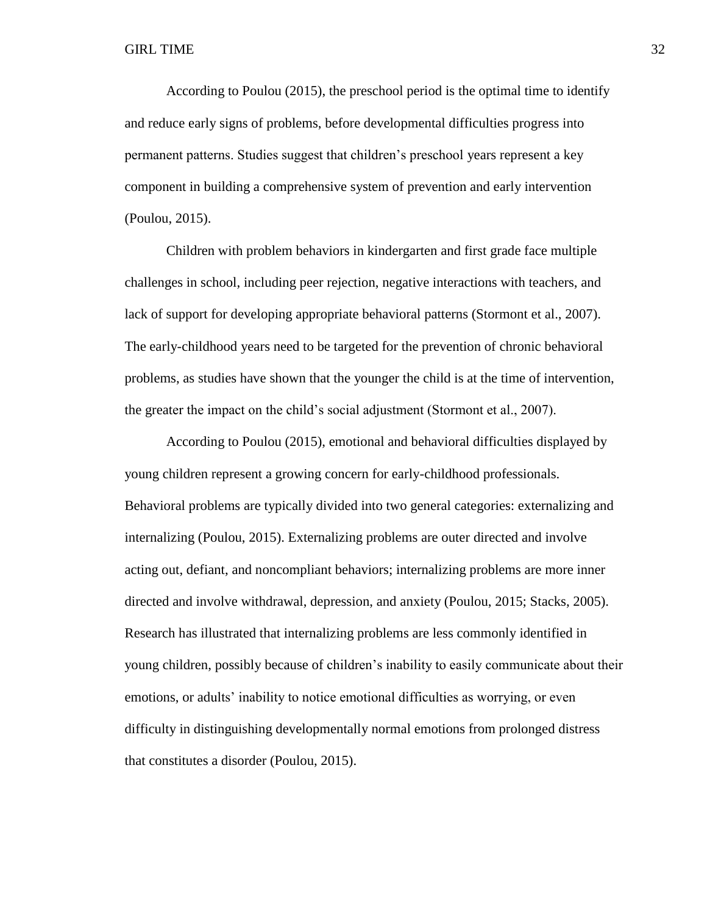According to Poulou (2015), the preschool period is the optimal time to identify and reduce early signs of problems, before developmental difficulties progress into permanent patterns. Studies suggest that children's preschool years represent a key component in building a comprehensive system of prevention and early intervention (Poulou, 2015).

Children with problem behaviors in kindergarten and first grade face multiple challenges in school, including peer rejection, negative interactions with teachers, and lack of support for developing appropriate behavioral patterns (Stormont et al., 2007). The early-childhood years need to be targeted for the prevention of chronic behavioral problems, as studies have shown that the younger the child is at the time of intervention, the greater the impact on the child's social adjustment (Stormont et al., 2007).

According to Poulou (2015), emotional and behavioral difficulties displayed by young children represent a growing concern for early-childhood professionals. Behavioral problems are typically divided into two general categories: externalizing and internalizing (Poulou, 2015). Externalizing problems are outer directed and involve acting out, defiant, and noncompliant behaviors; internalizing problems are more inner directed and involve withdrawal, depression, and anxiety (Poulou, 2015; Stacks, 2005). Research has illustrated that internalizing problems are less commonly identified in young children, possibly because of children's inability to easily communicate about their emotions, or adults' inability to notice emotional difficulties as worrying, or even difficulty in distinguishing developmentally normal emotions from prolonged distress that constitutes a disorder (Poulou, 2015).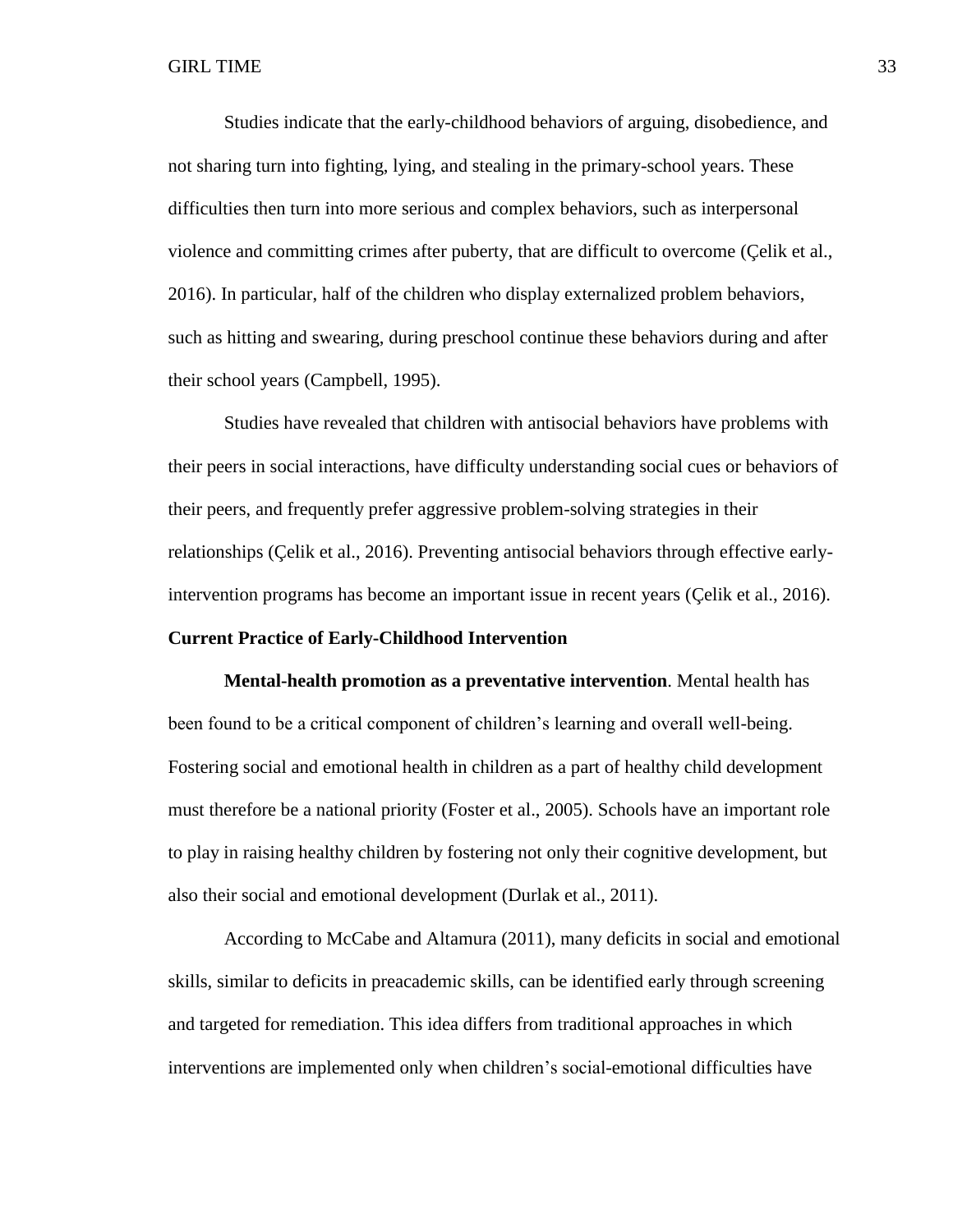Studies indicate that the early-childhood behaviors of arguing, disobedience, and not sharing turn into fighting, lying, and stealing in the primary-school years. These difficulties then turn into more serious and complex behaviors, such as interpersonal violence and committing crimes after puberty, that are difficult to overcome (Çelik et al., 2016). In particular, half of the children who display externalized problem behaviors, such as hitting and swearing, during preschool continue these behaviors during and after their school years (Campbell, 1995).

Studies have revealed that children with antisocial behaviors have problems with their peers in social interactions, have difficulty understanding social cues or behaviors of their peers, and frequently prefer aggressive problem-solving strategies in their relationships (Çelik et al., 2016). Preventing antisocial behaviors through effective early-intervention programs has become an important issue in recent years (Çelik et al., 2016).

## Current Practice of Early-Childhood Intervention

**Mental-health promotion as a preventative intervention**. Mental health has been found to be a critical component of children's learning and overall well-being. Fostering social and emotional health in children as a part of healthy child development must therefore be a national priority (Foster et al., 2005). Schools have an important role to play in raising healthy children by fostering not only their cognitive development, but also their social and emotional development (Durlak et al., 2011).

According to McCabe and Altamura (2011), many deficits in social and emotional skills, similar to deficits in preacademic skills, can be identified early through screening and targeted for remediation. This idea differs from traditional approaches in which interventions are implemented only when children's social-emotional difficulties have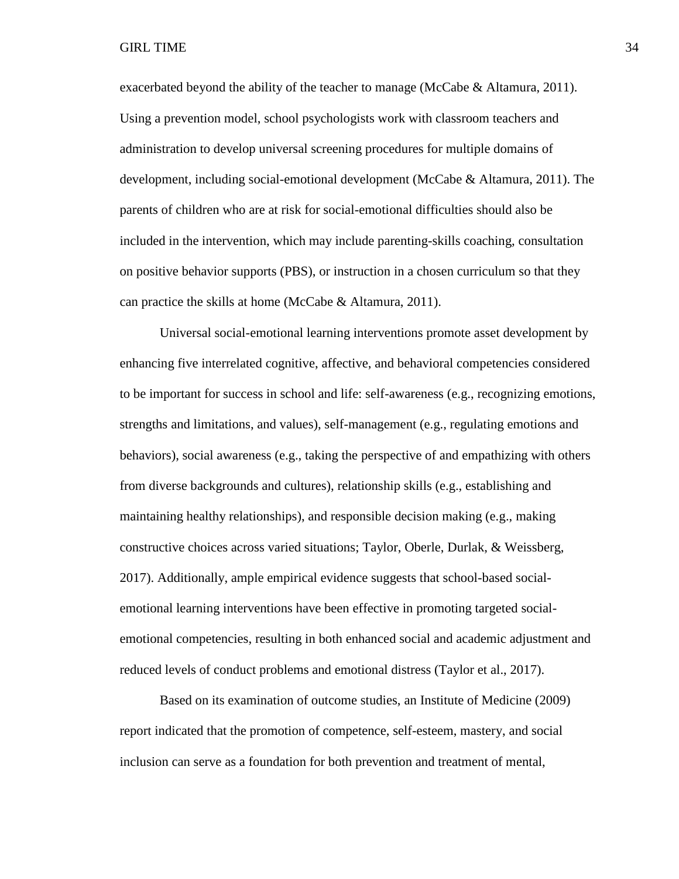exacerbated beyond the ability of the teacher to manage (McCabe & Altamura, 2011). Using a prevention model, school psychologists work with classroom teachers and administration to develop universal screening procedures for multiple domains of development, including social-emotional development (McCabe & Altamura, 2011). The parents of children who are at risk for social-emotional difficulties should also be included in the intervention, which may include parenting-skills coaching, consultation on positive behavior supports (PBS), or instruction in a chosen curriculum so that they can practice the skills at home (McCabe & Altamura, 2011).

Universal social-emotional learning interventions promote asset development by enhancing five interrelated cognitive, affective, and behavioral competencies considered to be important for success in school and life: self-awareness (e.g., recognizing emotions, strengths and limitations, and values), self-management (e.g., regulating emotions and behaviors), social awareness (e.g., taking the perspective of and empathizing with others from diverse backgrounds and cultures), relationship skills (e.g., establishing and maintaining healthy relationships), and responsible decision making (e.g., making constructive choices across varied situations; Taylor, Oberle, Durlak, & Weissberg, 2017). Additionally, ample empirical evidence suggests that school-based social-emotional learning interventions have been effective in promoting targeted social-emotional competencies, resulting in both enhanced social and academic adjustment and reduced levels of conduct problems and emotional distress (Taylor et al., 2017).

Based on its examination of outcome studies, an Institute of Medicine (2009) report indicated that the promotion of competence, self-esteem, mastery, and social inclusion can serve as a foundation for both prevention and treatment of mental,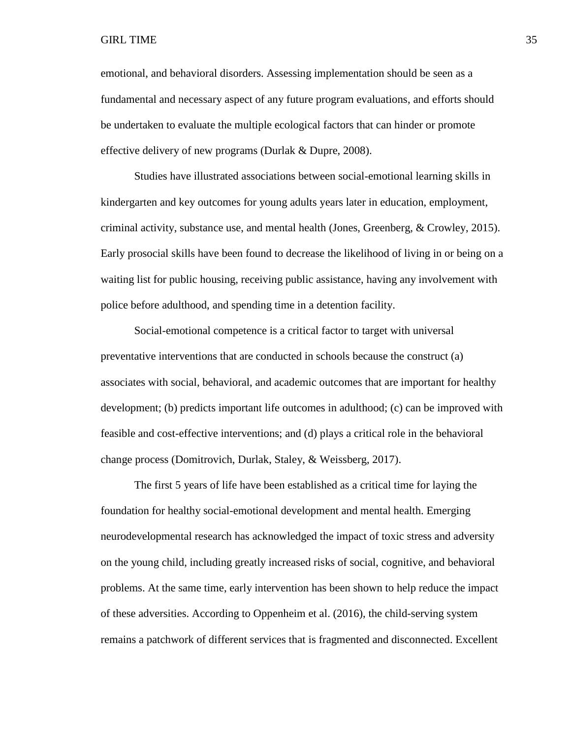emotional, and behavioral disorders. Assessing implementation should be seen as a fundamental and necessary aspect of any future program evaluations, and efforts should be undertaken to evaluate the multiple ecological factors that can hinder or promote effective delivery of new programs (Durlak & Dupre, 2008).

Studies have illustrated associations between social-emotional learning skills in kindergarten and key outcomes for young adults years later in education, employment, criminal activity, substance use, and mental health (Jones, Greenberg, & Crowley, 2015). Early prosocial skills have been found to decrease the likelihood of living in or being on a waiting list for public housing, receiving public assistance, having any involvement with police before adulthood, and spending time in a detention facility.

Social-emotional competence is a critical factor to target with universal preventative interventions that are conducted in schools because the construct (a) associates with social, behavioral, and academic outcomes that are important for healthy development; (b) predicts important life outcomes in adulthood; (c) can be improved with feasible and cost-effective interventions; and (d) plays a critical role in the behavioral change process (Domitrovich, Durlak, Staley, & Weissberg, 2017).

The first 5 years of life have been established as a critical time for laying the foundation for healthy social-emotional development and mental health. Emerging neurodevelopmental research has acknowledged the impact of toxic stress and adversity on the young child, including greatly increased risks of social, cognitive, and behavioral problems. At the same time, early intervention has been shown to help reduce the impact of these adversities. According to Oppenheim et al. (2016), the child-serving system remains a patchwork of different services that is fragmented and disconnected. Excellent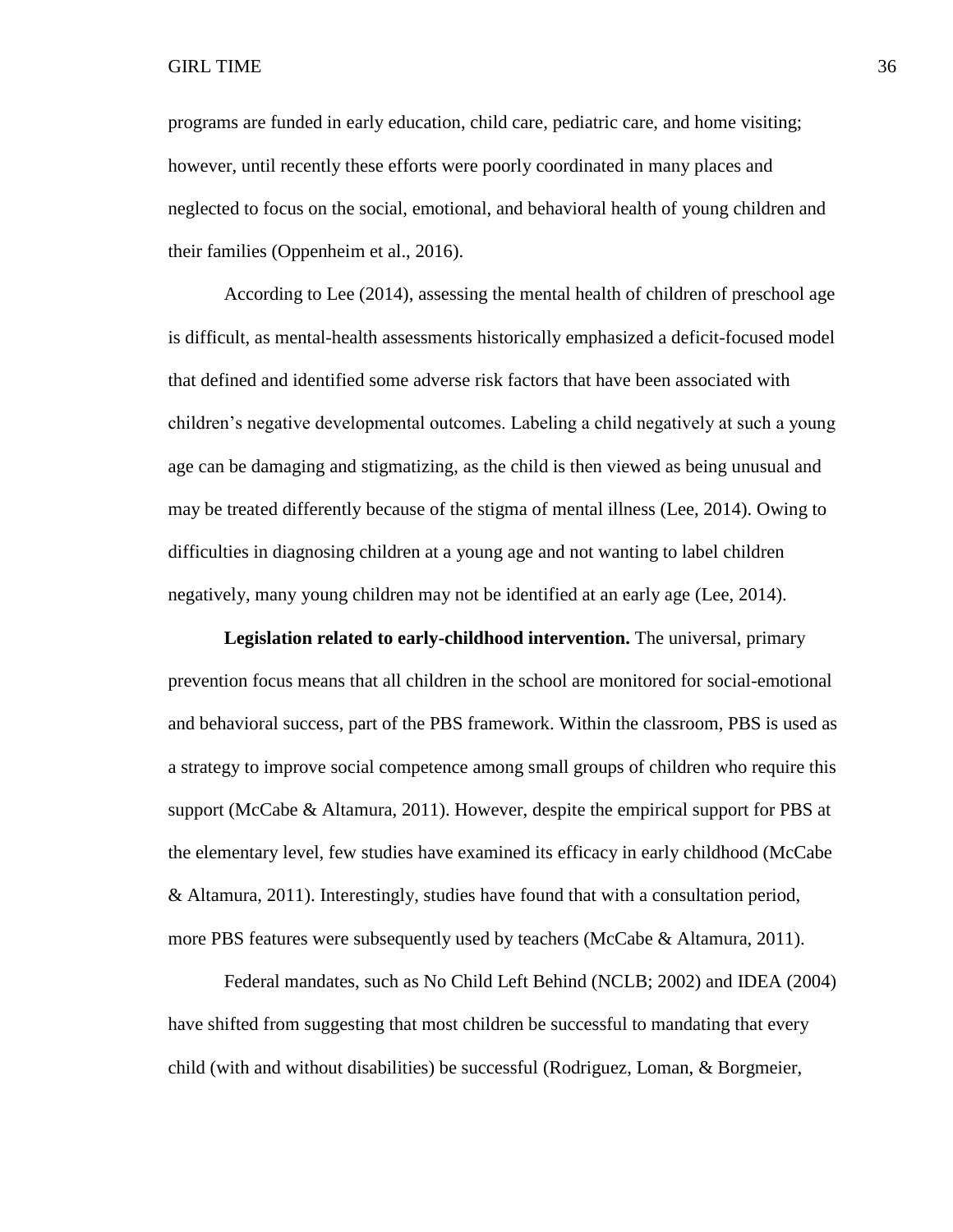programs are funded in early education, child care, pediatric care, and home visiting; however, until recently these efforts were poorly coordinated in many places and neglected to focus on the social, emotional, and behavioral health of young children and their families (Oppenheim et al., 2016).

According to Lee (2014), assessing the mental health of children of preschool age is difficult, as mental-health assessments historically emphasized a deficit-focused model that defined and identified some adverse risk factors that have been associated with children's negative developmental outcomes. Labeling a child negatively at such a young age can be damaging and stigmatizing, as the child is then viewed as being unusual and may be treated differently because of the stigma of mental illness (Lee, 2014). Owing to difficulties in diagnosing children at a young age and not wanting to label children negatively, many young children may not be identified at an early age (Lee, 2014).

**Legislation related to early-childhood intervention.** The universal, primary prevention focus means that all children in the school are monitored for social-emotional and behavioral success, part of the PBS framework. Within the classroom, PBS is used as a strategy to improve social competence among small groups of children who require this support (McCabe & Altamura, 2011). However, despite the empirical support for PBS at the elementary level, few studies have examined its efficacy in early childhood (McCabe & Altamura, 2011). Interestingly, studies have found that with a consultation period, more PBS features were subsequently used by teachers (McCabe & Altamura, 2011).

Federal mandates, such as No Child Left Behind (NCLB; 2002) and IDEA (2004) have shifted from suggesting that most children be successful to mandating that every child (with and without disabilities) be successful (Rodriguez, Loman, & Borgmeier,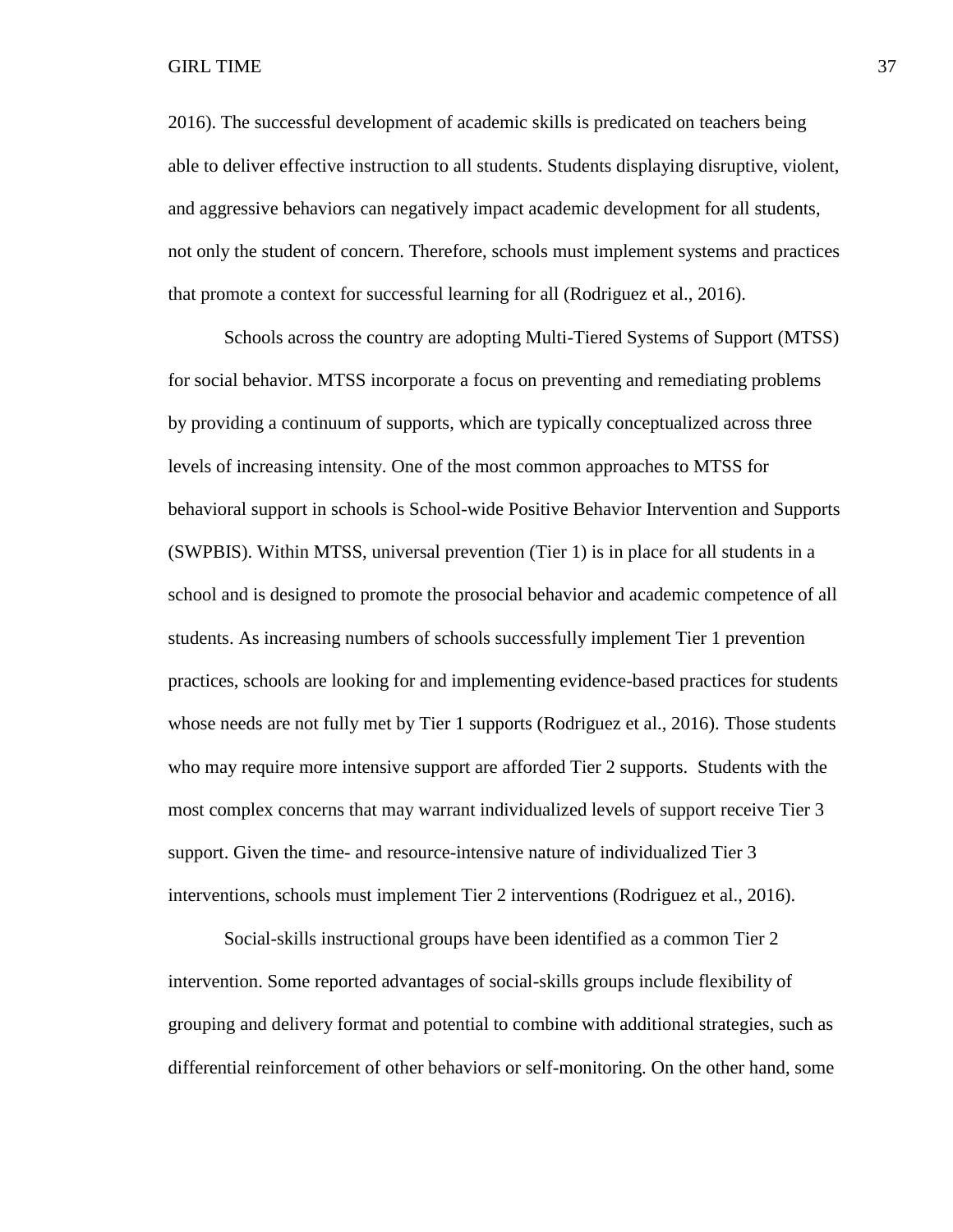2016). The successful development of academic skills is predicated on teachers being able to deliver effective instruction to all students. Students displaying disruptive, violent, and aggressive behaviors can negatively impact academic development for all students, not only the student of concern. Therefore, schools must implement systems and practices that promote a context for successful learning for all (Rodriguez et al., 2016).

Schools across the country are adopting Multi-Tiered Systems of Support (MTSS) for social behavior. MTSS incorporate a focus on preventing and remediating problems by providing a continuum of supports, which are typically conceptualized across three levels of increasing intensity. One of the most common approaches to MTSS for behavioral support in schools is School-wide Positive Behavior Intervention and Supports (SWPBIS). Within MTSS, universal prevention (Tier 1) is in place for all students in a school and is designed to promote the prosocial behavior and academic competence of all students. As increasing numbers of schools successfully implement Tier 1 prevention practices, schools are looking for and implementing evidence-based practices for students whose needs are not fully met by Tier 1 supports (Rodriguez et al., 2016). Those students who may require more intensive support are afforded Tier 2 supports. Students with the most complex concerns that may warrant individualized levels of support receive Tier 3 support. Given the time- and resource-intensive nature of individualized Tier 3 interventions, schools must implement Tier 2 interventions (Rodriguez et al., 2016).

Social-skills instructional groups have been identified as a common Tier 2 intervention. Some reported advantages of social-skills groups include flexibility of grouping and delivery format and potential to combine with additional strategies, such as differential reinforcement of other behaviors or self-monitoring. On the other hand, some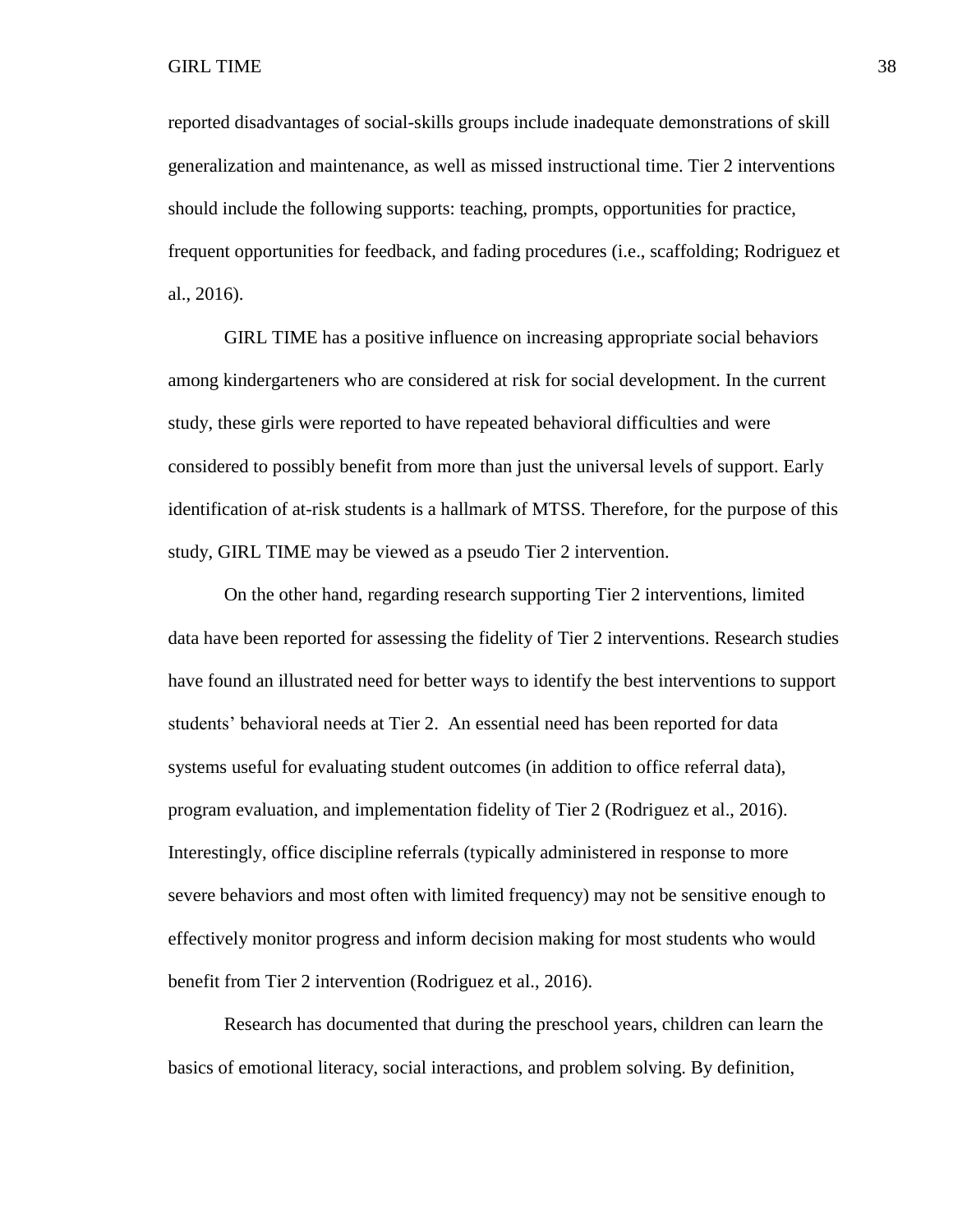reported disadvantages of social-skills groups include inadequate demonstrations of skill generalization and maintenance, as well as missed instructional time. Tier 2 interventions should include the following supports: teaching, prompts, opportunities for practice, frequent opportunities for feedback, and fading procedures (i.e., scaffolding; Rodriguez et al., 2016).

GIRL TIME has a positive influence on increasing appropriate social behaviors among kindergarteners who are considered at risk for social development. In the current study, these girls were reported to have repeated behavioral difficulties and were considered to possibly benefit from more than just the universal levels of support. Early identification of at-risk students is a hallmark of MTSS. Therefore, for the purpose of this study, GIRL TIME may be viewed as a pseudo Tier 2 intervention.

On the other hand, regarding research supporting Tier 2 interventions, limited data have been reported for assessing the fidelity of Tier 2 interventions. Research studies have found an illustrated need for better ways to identify the best interventions to support students' behavioral needs at Tier 2. An essential need has been reported for data systems useful for evaluating student outcomes (in addition to office referral data), program evaluation, and implementation fidelity of Tier 2 (Rodriguez et al., 2016). Interestingly, office discipline referrals (typically administered in response to more severe behaviors and most often with limited frequency) may not be sensitive enough to effectively monitor progress and inform decision making for most students who would benefit from Tier 2 intervention (Rodriguez et al., 2016).

Research has documented that during the preschool years, children can learn the basics of emotional literacy, social interactions, and problem solving. By definition,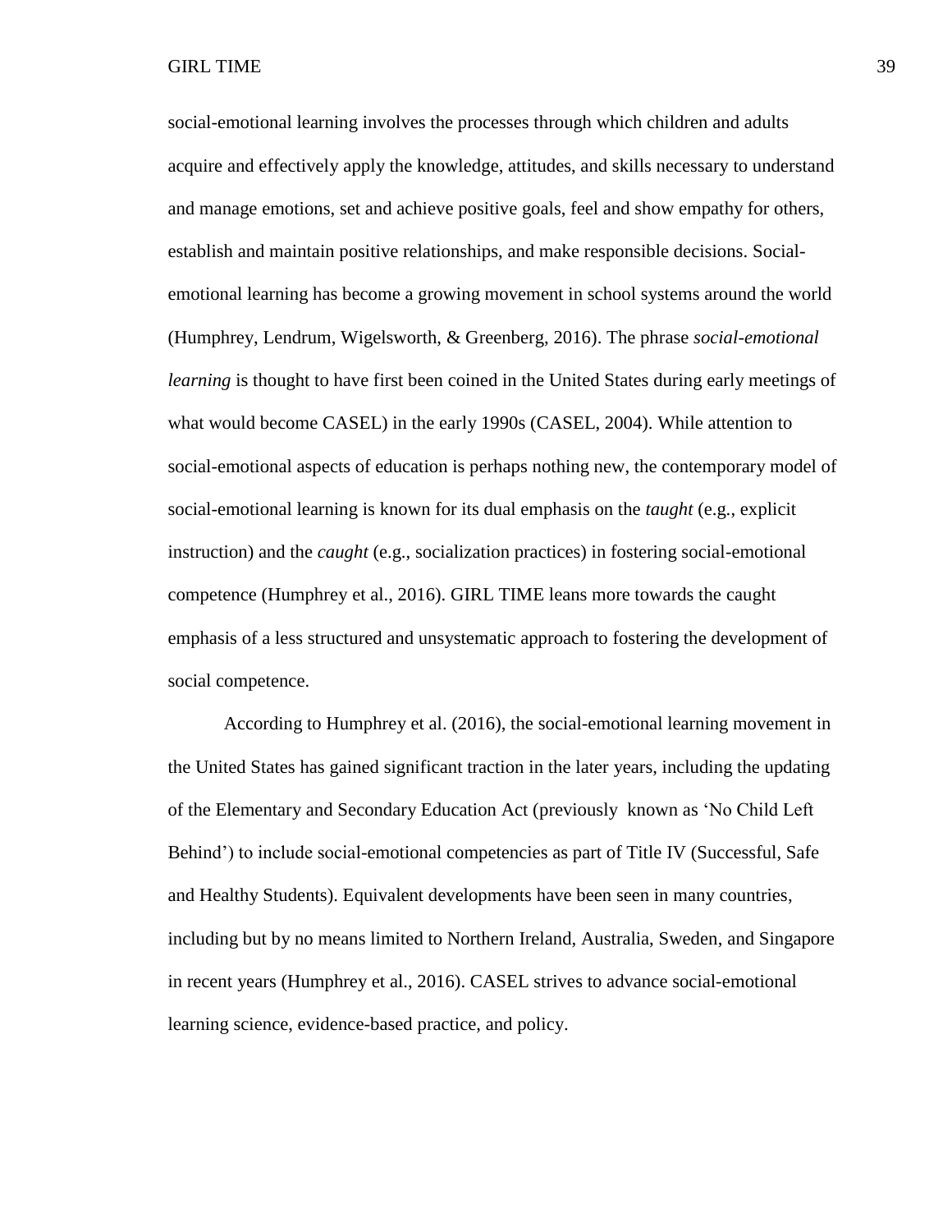social-emotional learning involves the processes through which children and adults acquire and effectively apply the knowledge, attitudes, and skills necessary to understand and manage emotions, set and achieve positive goals, feel and show empathy for others, establish and maintain positive relationships, and make responsible decisions. Social-emotional learning has become a growing movement in school systems around the world (Humphrey, Lendrum, Wigelsworth, & Greenberg, 2016). The phrase *social-emotional learning* is thought to have first been coined in the United States during early meetings of what would become CASEL) in the early 1990s (CASEL, 2004). While attention to social-emotional aspects of education is perhaps nothing new, the contemporary model of social-emotional learning is known for its dual emphasis on the *taught* (e.g., explicit instruction) and the *caught* (e.g., socialization practices) in fostering social-emotional competence (Humphrey et al., 2016). GIRL TIME leans more towards the caught emphasis of a less structured and unsystematic approach to fostering the development of social competence.

According to Humphrey et al. (2016), the social-emotional learning movement in the United States has gained significant traction in the later years, including the updating of the Elementary and Secondary Education Act (previously known as 'No Child Left Behind') to include social-emotional competencies as part of Title IV (Successful, Safe and Healthy Students). Equivalent developments have been seen in many countries, including but by no means limited to Northern Ireland, Australia, Sweden, and Singapore in recent years (Humphrey et al., 2016). CASEL strives to advance social-emotional learning science, evidence-based practice, and policy.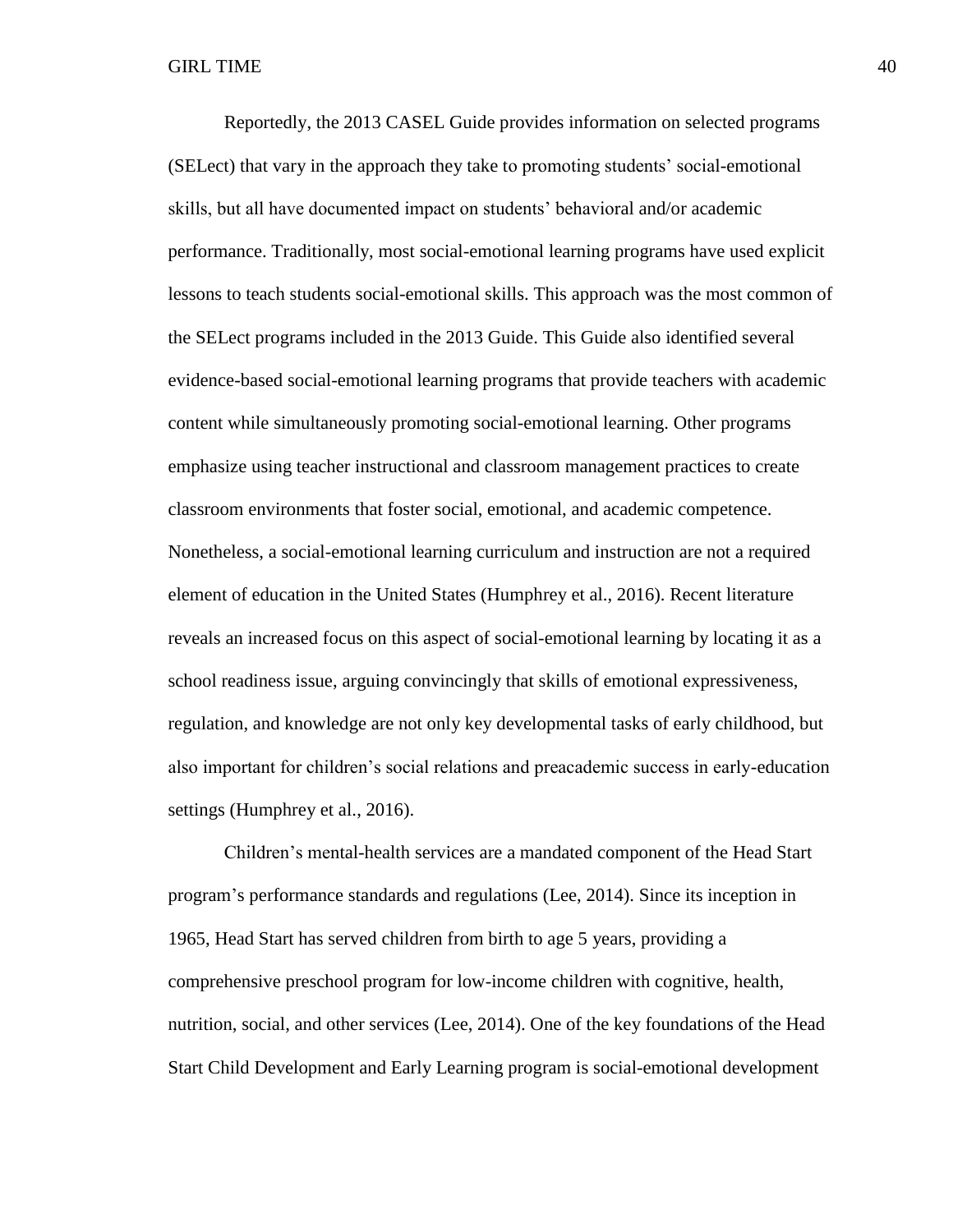Reportedly, the 2013 CASEL Guide provides information on selected programs (SELect) that vary in the approach they take to promoting students' social-emotional skills, but all have documented impact on students' behavioral and/or academic performance. Traditionally, most social-emotional learning programs have used explicit lessons to teach students social-emotional skills. This approach was the most common of the SELect programs included in the 2013 Guide. This Guide also identified several evidence-based social-emotional learning programs that provide teachers with academic content while simultaneously promoting social-emotional learning. Other programs emphasize using teacher instructional and classroom management practices to create classroom environments that foster social, emotional, and academic competence. Nonetheless, a social-emotional learning curriculum and instruction are not a required element of education in the United States (Humphrey et al., 2016). Recent literature reveals an increased focus on this aspect of social-emotional learning by locating it as a school readiness issue, arguing convincingly that skills of emotional expressiveness, regulation, and knowledge are not only key developmental tasks of early childhood, but also important for children's social relations and preacademic success in early-education settings (Humphrey et al., 2016).

Children's mental-health services are a mandated component of the Head Start program's performance standards and regulations (Lee, 2014). Since its inception in 1965, Head Start has served children from birth to age 5 years, providing a comprehensive preschool program for low-income children with cognitive, health, nutrition, social, and other services (Lee, 2014). One of the key foundations of the Head Start Child Development and Early Learning program is social-emotional development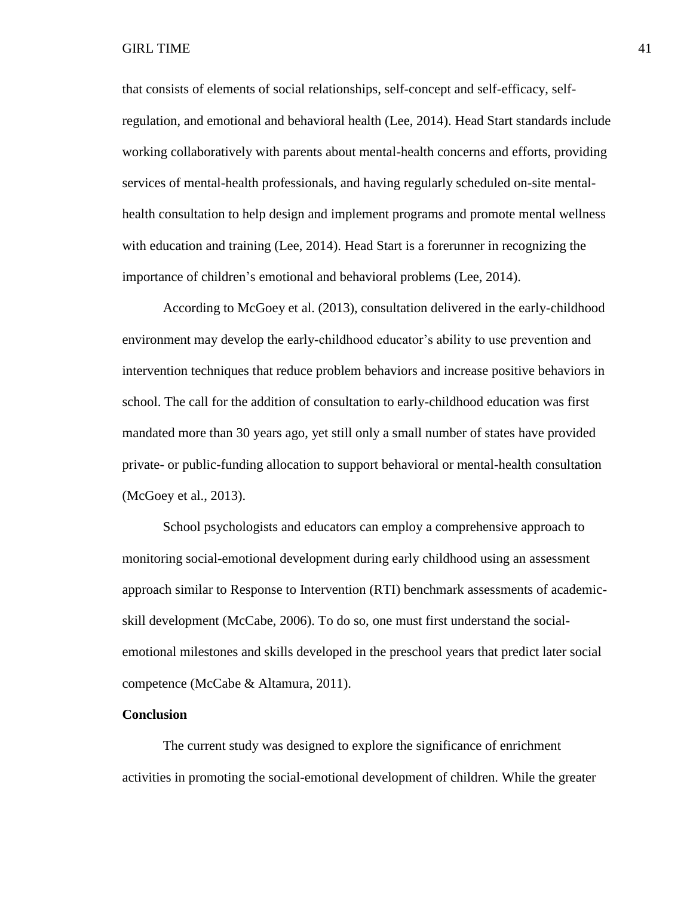that consists of elements of social relationships, self-concept and self-efficacy, self-regulation, and emotional and behavioral health (Lee, 2014). Head Start standards include working collaboratively with parents about mental-health concerns and efforts, providing services of mental-health professionals, and having regularly scheduled on-site mental-health consultation to help design and implement programs and promote mental wellness with education and training (Lee, 2014). Head Start is a forerunner in recognizing the importance of children's emotional and behavioral problems (Lee, 2014).

According to McGoey et al. (2013), consultation delivered in the early-childhood environment may develop the early-childhood educator's ability to use prevention and intervention techniques that reduce problem behaviors and increase positive behaviors in school. The call for the addition of consultation to early-childhood education was first mandated more than 30 years ago, yet still only a small number of states have provided private- or public-funding allocation to support behavioral or mental-health consultation (McGoey et al., 2013).

School psychologists and educators can employ a comprehensive approach to monitoring social-emotional development during early childhood using an assessment approach similar to Response to Intervention (RTI) benchmark assessments of academic-skill development (McCabe, 2006). To do so, one must first understand the social-emotional milestones and skills developed in the preschool years that predict later social competence (McCabe & Altamura, 2011).

## Conclusion

The current study was designed to explore the significance of enrichment activities in promoting the social-emotional development of children. While the greater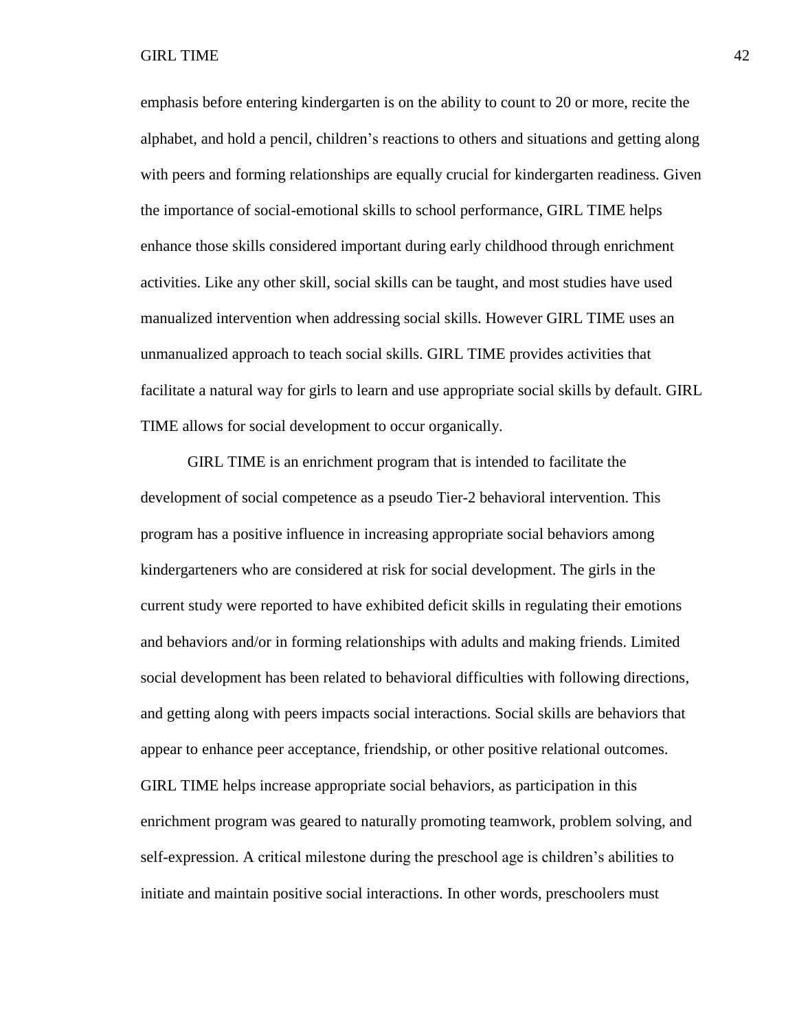emphasis before entering kindergarten is on the ability to count to 20 or more, recite the alphabet, and hold a pencil, children's reactions to others and situations and getting along with peers and forming relationships are equally crucial for kindergarten readiness. Given the importance of social-emotional skills to school performance, GIRL TIME helps enhance those skills considered important during early childhood through enrichment activities. Like any other skill, social skills can be taught, and most studies have used manualized intervention when addressing social skills. However GIRL TIME uses an unmanualized approach to teach social skills. GIRL TIME provides activities that facilitate a natural way for girls to learn and use appropriate social skills by default. GIRL TIME allows for social development to occur organically.

GIRL TIME is an enrichment program that is intended to facilitate the development of social competence as a pseudo Tier-2 behavioral intervention. This program has a positive influence in increasing appropriate social behaviors among kindergarteners who are considered at risk for social development. The girls in the current study were reported to have exhibited deficit skills in regulating their emotions and behaviors and/or in forming relationships with adults and making friends. Limited social development has been related to behavioral difficulties with following directions, and getting along with peers impacts social interactions. Social skills are behaviors that appear to enhance peer acceptance, friendship, or other positive relational outcomes. GIRL TIME helps increase appropriate social behaviors, as participation in this enrichment program was geared to naturally promoting teamwork, problem solving, and self-expression. A critical milestone during the preschool age is children's abilities to initiate and maintain positive social interactions. In other words, preschoolers must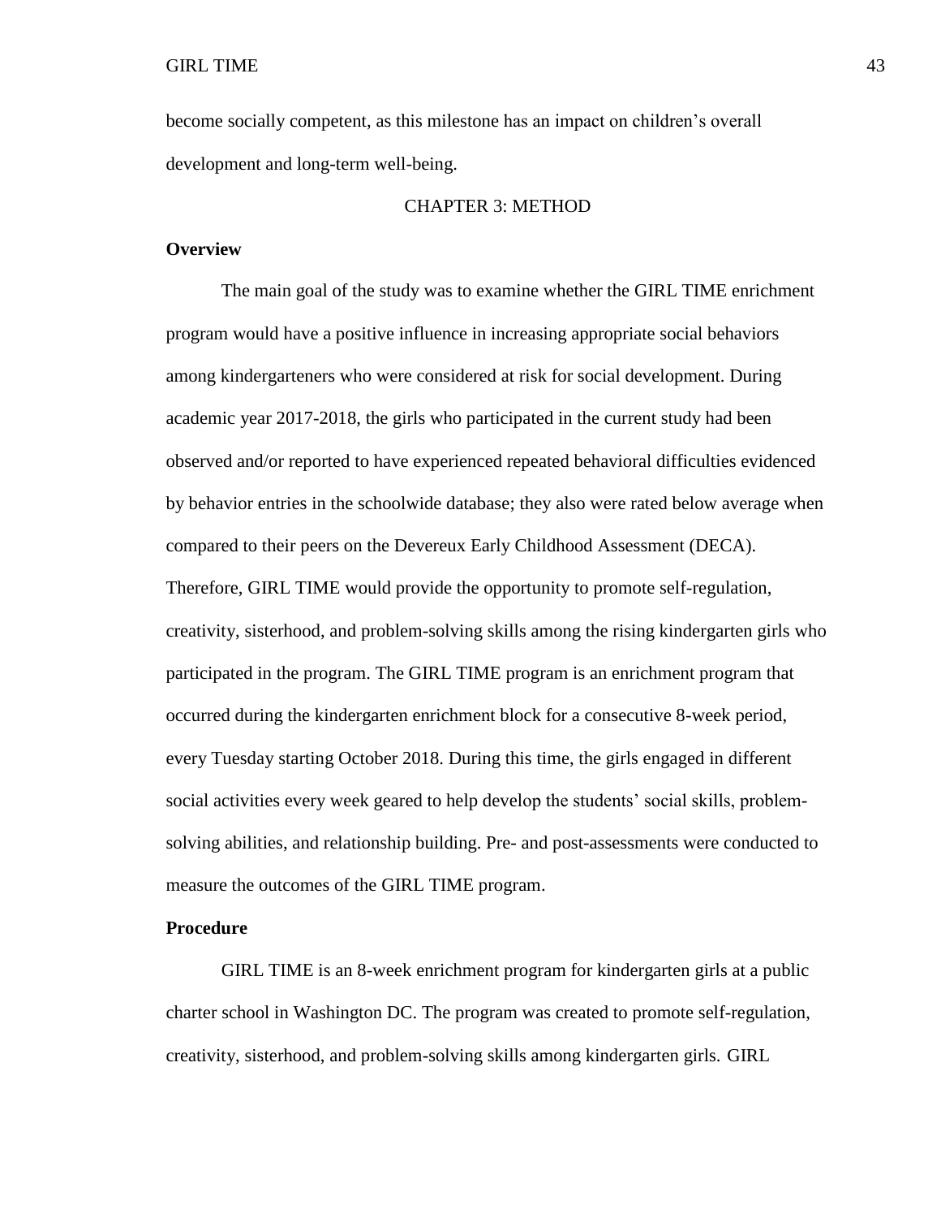become socially competent, as this milestone has an impact on children's overall development and long-term well-being.

# CHAPTER 3: METHOD

## Overview

The main goal of the study was to examine whether the GIRL TIME enrichment program would have a positive influence in increasing appropriate social behaviors among kindergarteners who were considered at risk for social development. During academic year 2017-2018, the girls who participated in the current study had been observed and/or reported to have experienced repeated behavioral difficulties evidenced by behavior entries in the schoolwide database; they also were rated below average when compared to their peers on the Devereux Early Childhood Assessment (DECA). Therefore, GIRL TIME would provide the opportunity to promote self-regulation, creativity, sisterhood, and problem-solving skills among the rising kindergarten girls who participated in the program. The GIRL TIME program is an enrichment program that occurred during the kindergarten enrichment block for a consecutive 8-week period, every Tuesday starting October 2018. During this time, the girls engaged in different social activities every week geared to help develop the students' social skills, problem-solving abilities, and relationship building. Pre- and post-assessments were conducted to measure the outcomes of the GIRL TIME program.

## Procedure

GIRL TIME is an 8-week enrichment program for kindergarten girls at a public charter school in Washington DC. The program was created to promote self-regulation, creativity, sisterhood, and problem-solving skills among kindergarten girls. GIRL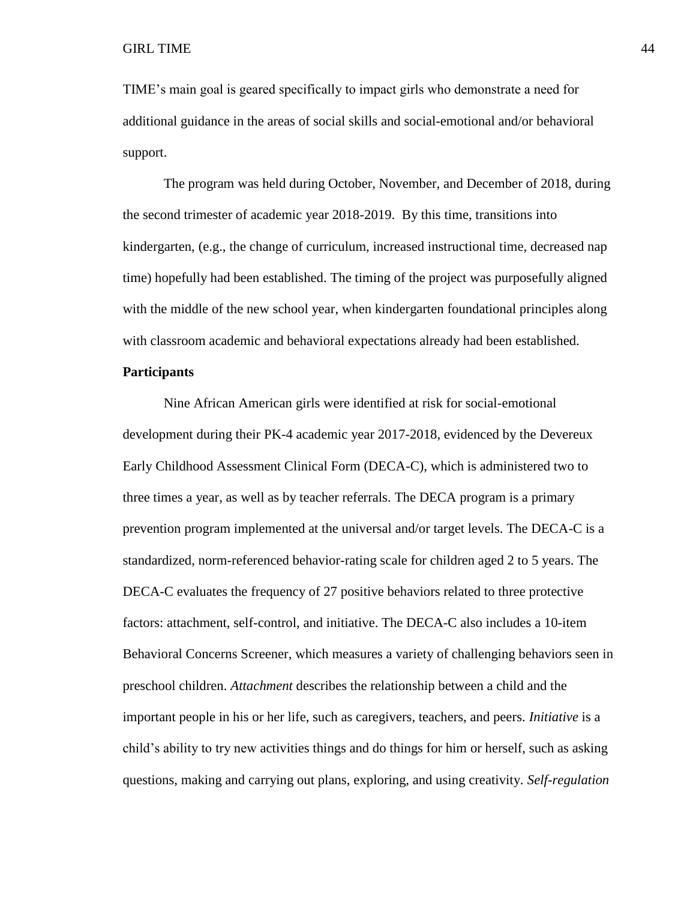TIME's main goal is geared specifically to impact girls who demonstrate a need for additional guidance in the areas of social skills and social-emotional and/or behavioral support.

The program was held during October, November, and December of 2018, during the second trimester of academic year 2018-2019. By this time, transitions into kindergarten, (e.g., the change of curriculum, increased instructional time, decreased nap time) hopefully had been established. The timing of the project was purposefully aligned with the middle of the new school year, when kindergarten foundational principles along with classroom academic and behavioral expectations already had been established.

**Participants**

Nine African American girls were identified at risk for social-emotional development during their PK-4 academic year 2017-2018, evidenced by the Devereux Early Childhood Assessment Clinical Form (DECA-C), which is administered two to three times a year, as well as by teacher referrals. The DECA program is a primary prevention program implemented at the universal and/or target levels. The DECA-C is a standardized, norm-referenced behavior-rating scale for children aged 2 to 5 years. The DECA-C evaluates the frequency of 27 positive behaviors related to three protective factors: attachment, self-control, and initiative. The DECA-C also includes a 10-item Behavioral Concerns Screener, which measures a variety of challenging behaviors seen in preschool children. *Attachment* describes the relationship between a child and the important people in his or her life, such as caregivers, teachers, and peers. *Initiative* is a child's ability to try new activities things and do things for him or herself, such as asking questions, making and carrying out plans, exploring, and using creativity. *Self-regulation*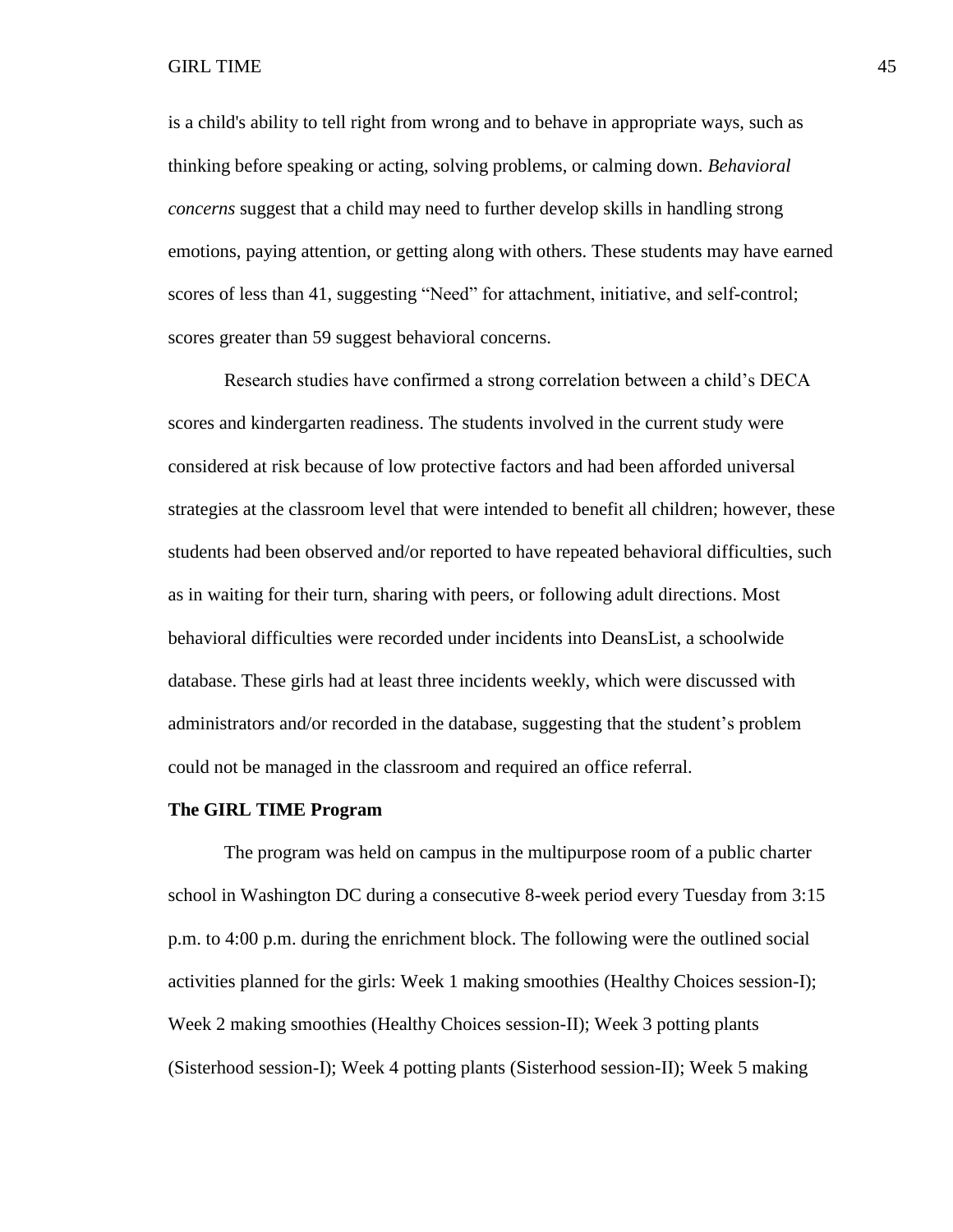is a child's ability to tell right from wrong and to behave in appropriate ways, such as thinking before speaking or acting, solving problems, or calming down. *Behavioral concerns* suggest that a child may need to further develop skills in handling strong emotions, paying attention, or getting along with others. These students may have earned scores of less than 41, suggesting “Need” for attachment, initiative, and self-control; scores greater than 59 suggest behavioral concerns.

Research studies have confirmed a strong correlation between a child’s DECA scores and kindergarten readiness. The students involved in the current study were considered at risk because of low protective factors and had been afforded universal strategies at the classroom level that were intended to benefit all children; however, these students had been observed and/or reported to have repeated behavioral difficulties, such as in waiting for their turn, sharing with peers, or following adult directions. Most behavioral difficulties were recorded under incidents into DeansList, a schoolwide database. These girls had at least three incidents weekly, which were discussed with administrators and/or recorded in the database, suggesting that the student’s problem could not be managed in the classroom and required an office referral.

**The GIRL TIME Program**

The program was held on campus in the multipurpose room of a public charter school in Washington DC during a consecutive 8-week period every Tuesday from 3:15 p.m. to 4:00 p.m. during the enrichment block. The following were the outlined social activities planned for the girls: Week 1 making smoothies (Healthy Choices session-I); Week 2 making smoothies (Healthy Choices session-II); Week 3 potting plants (Sisterhood session-I); Week 4 potting plants (Sisterhood session-II); Week 5 making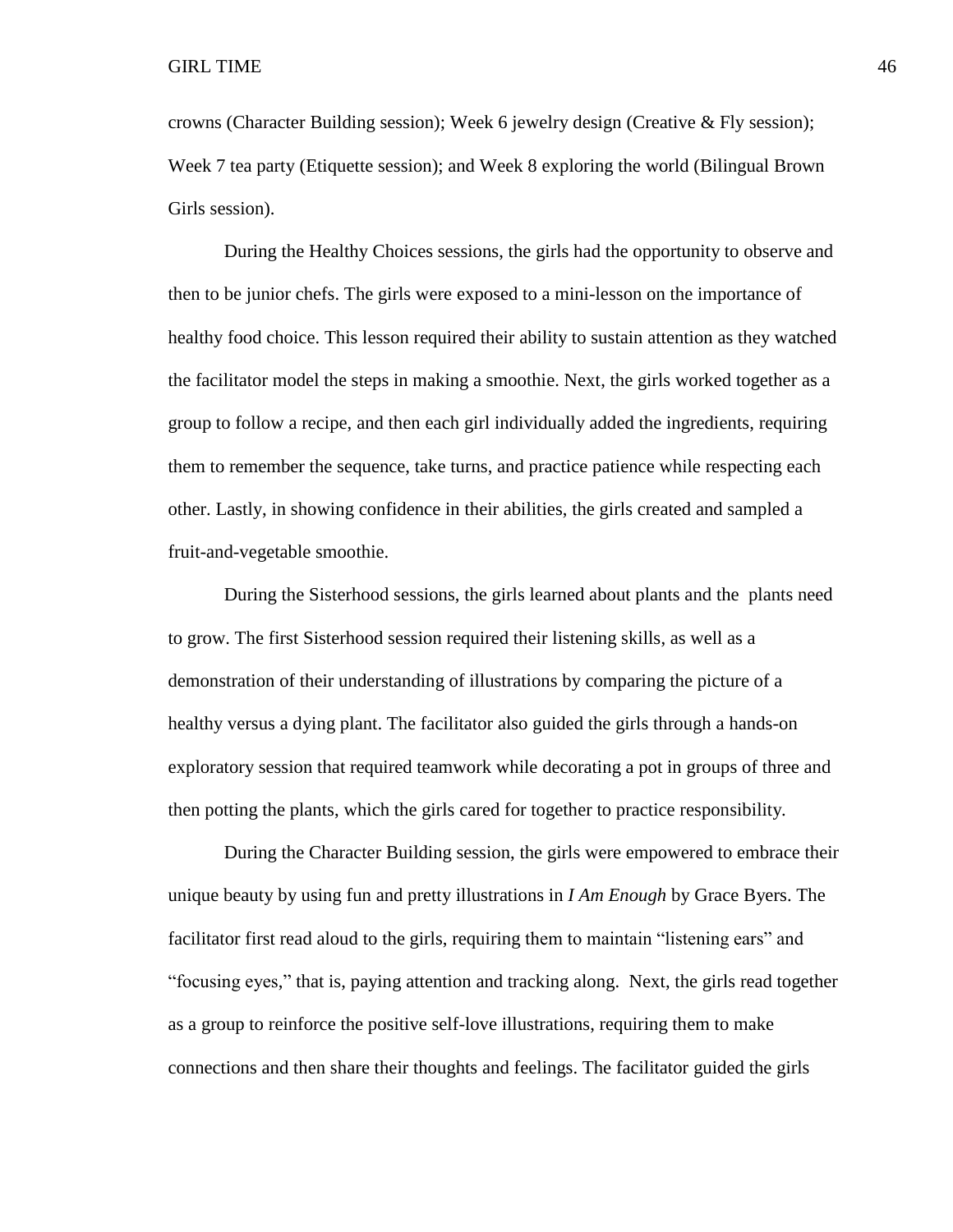crowns (Character Building session); Week 6 jewelry design (Creative & Fly session); Week 7 tea party (Etiquette session); and Week 8 exploring the world (Bilingual Brown Girls session).

During the Healthy Choices sessions, the girls had the opportunity to observe and then to be junior chefs. The girls were exposed to a mini-lesson on the importance of healthy food choice. This lesson required their ability to sustain attention as they watched the facilitator model the steps in making a smoothie. Next, the girls worked together as a group to follow a recipe, and then each girl individually added the ingredients, requiring them to remember the sequence, take turns, and practice patience while respecting each other. Lastly, in showing confidence in their abilities, the girls created and sampled a fruit-and-vegetable smoothie.

During the Sisterhood sessions, the girls learned about plants and the plants need to grow. The first Sisterhood session required their listening skills, as well as a demonstration of their understanding of illustrations by comparing the picture of a healthy versus a dying plant. The facilitator also guided the girls through a hands-on exploratory session that required teamwork while decorating a pot in groups of three and then potting the plants, which the girls cared for together to practice responsibility.

During the Character Building session, the girls were empowered to embrace their unique beauty by using fun and pretty illustrations in *I Am Enough* by Grace Byers. The facilitator first read aloud to the girls, requiring them to maintain "listening ears" and "focusing eyes," that is, paying attention and tracking along. Next, the girls read together as a group to reinforce the positive self-love illustrations, requiring them to make connections and then share their thoughts and feelings. The facilitator guided the girls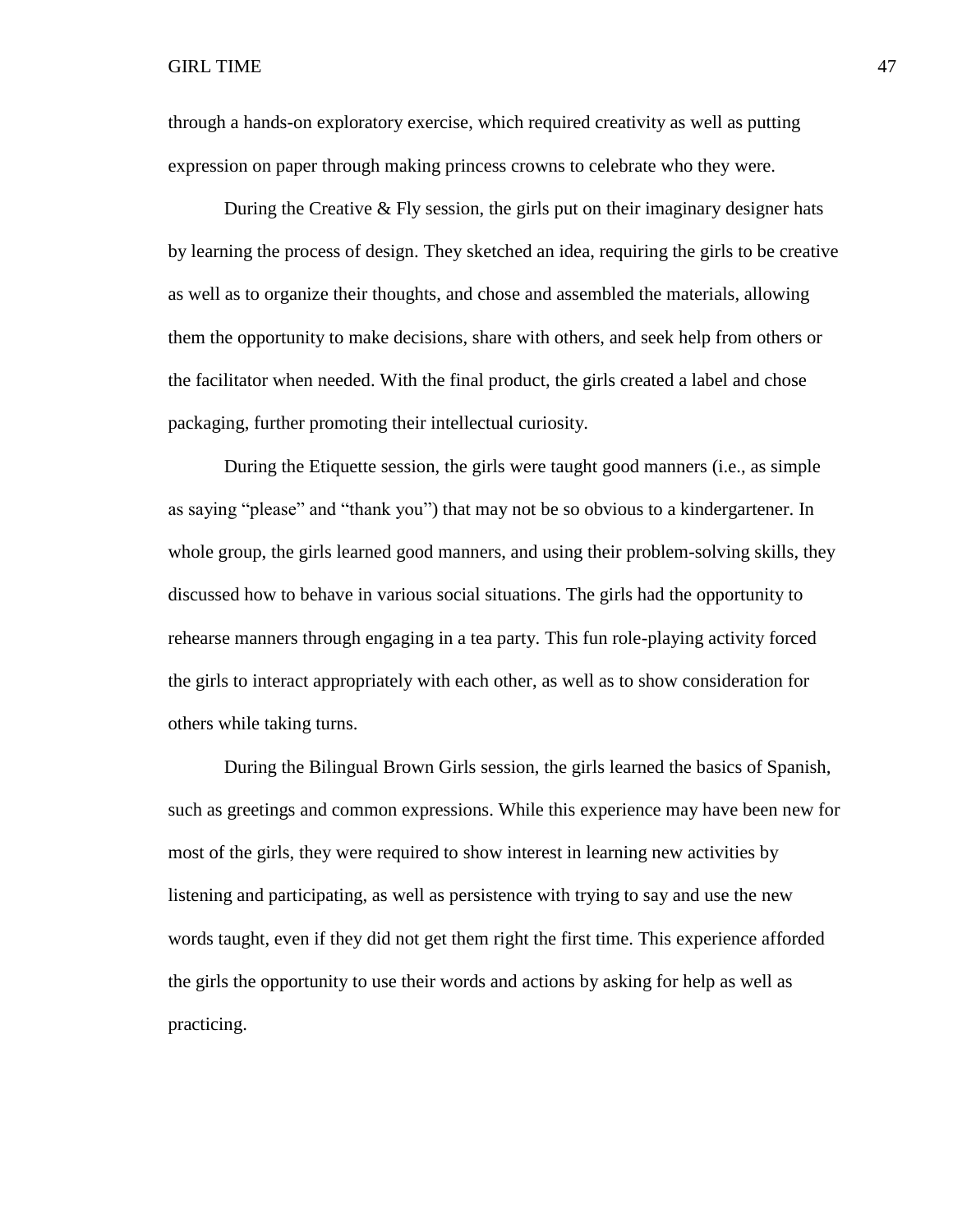through a hands-on exploratory exercise, which required creativity as well as putting expression on paper through making princess crowns to celebrate who they were.

During the Creative & Fly session, the girls put on their imaginary designer hats by learning the process of design. They sketched an idea, requiring the girls to be creative as well as to organize their thoughts, and chose and assembled the materials, allowing them the opportunity to make decisions, share with others, and seek help from others or the facilitator when needed. With the final product, the girls created a label and chose packaging, further promoting their intellectual curiosity.

During the Etiquette session, the girls were taught good manners (i.e., as simple as saying “please” and “thank you”) that may not be so obvious to a kindergartener. In whole group, the girls learned good manners, and using their problem-solving skills, they discussed how to behave in various social situations. The girls had the opportunity to rehearse manners through engaging in a tea party. This fun role-playing activity forced the girls to interact appropriately with each other, as well as to show consideration for others while taking turns.

During the Bilingual Brown Girls session, the girls learned the basics of Spanish, such as greetings and common expressions. While this experience may have been new for most of the girls, they were required to show interest in learning new activities by listening and participating, as well as persistence with trying to say and use the new words taught, even if they did not get them right the first time. This experience afforded the girls the opportunity to use their words and actions by asking for help as well as practicing.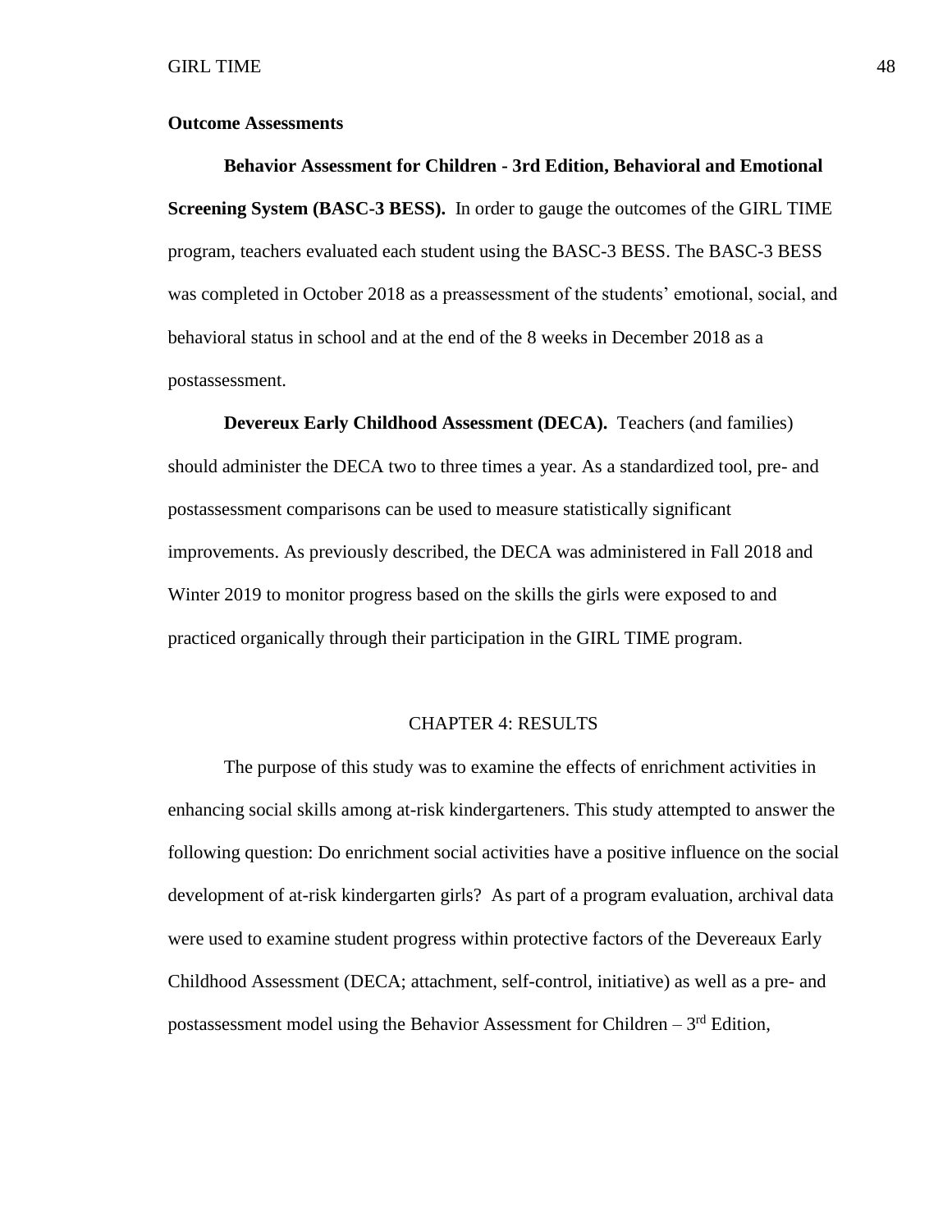**Outcome Assessments**

**Behavior Assessment for Children - 3rd Edition, Behavioral and Emotional Screening System (BASC-3 BESS).** In order to gauge the outcomes of the GIRL TIME program, teachers evaluated each student using the BASC-3 BESS. The BASC-3 BESS was completed in October 2018 as a preassessment of the students' emotional, social, and behavioral status in school and at the end of the 8 weeks in December 2018 as a postassessment.

**Devereux Early Childhood Assessment (DECA).** Teachers (and families) should administer the DECA two to three times a year. As a standardized tool, pre- and postassessment comparisons can be used to measure statistically significant improvements. As previously described, the DECA was administered in Fall 2018 and Winter 2019 to monitor progress based on the skills the girls were exposed to and practiced organically through their participation in the GIRL TIME program.

# CHAPTER 4: RESULTS

The purpose of this study was to examine the effects of enrichment activities in enhancing social skills among at-risk kindergarteners. This study attempted to answer the following question: Do enrichment social activities have a positive influence on the social development of at-risk kindergarten girls? As part of a program evaluation, archival data were used to examine student progress within protective factors of the Devereaux Early Childhood Assessment (DECA; attachment, self-control, initiative) as well as a pre- and postassessment model using the Behavior Assessment for Children – 3rd Edition,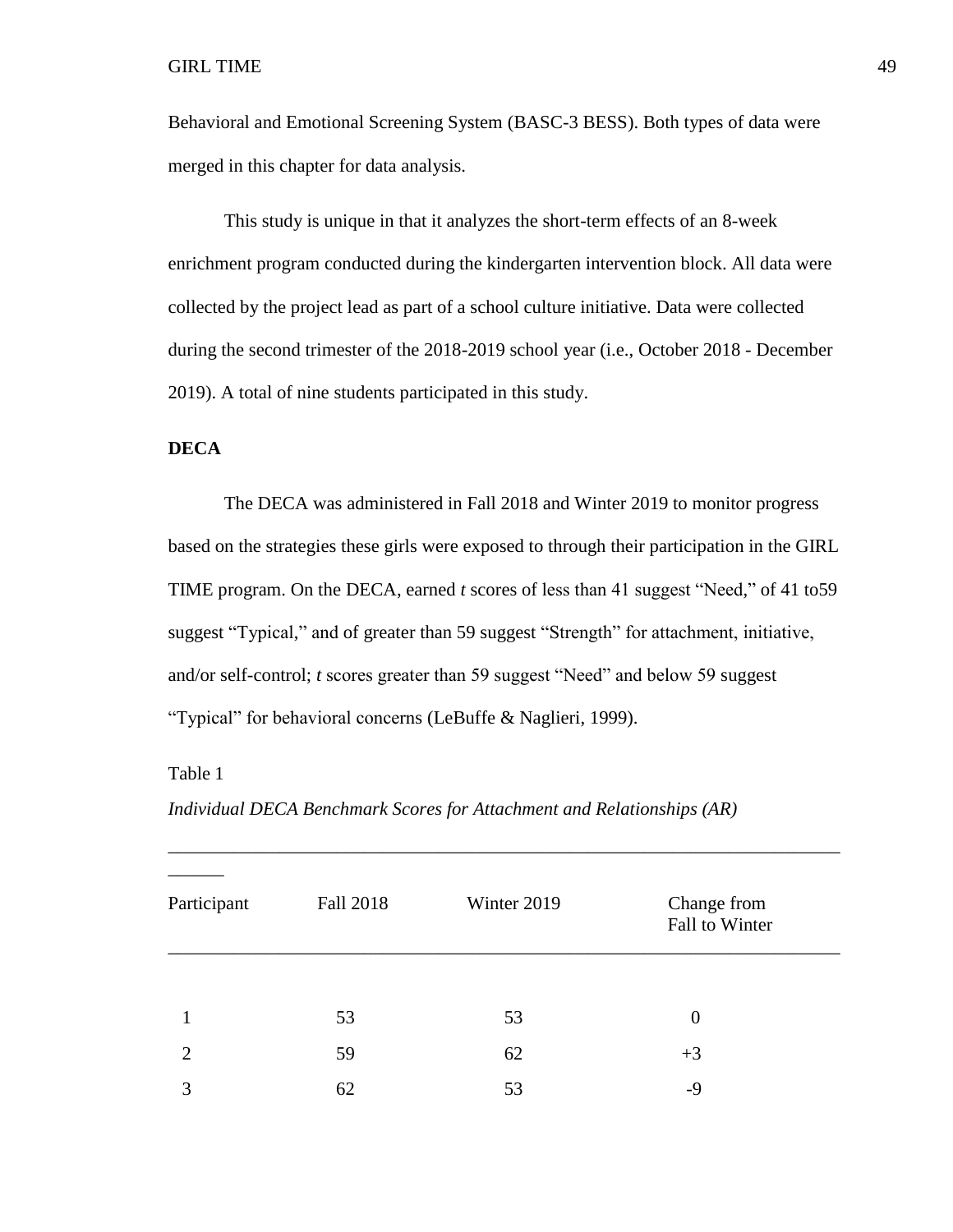Behavioral and Emotional Screening System (BASC-3 BESS). Both types of data were merged in this chapter for data analysis.

This study is unique in that it analyzes the short-term effects of an 8-week enrichment program conducted during the kindergarten intervention block. All data were collected by the project lead as part of a school culture initiative. Data were collected during the second trimester of the 2018-2019 school year (i.e., October 2018 - December 2019). A total of nine students participated in this study.

**DECA**

The DECA was administered in Fall 2018 and Winter 2019 to monitor progress based on the strategies these girls were exposed to through their participation in the GIRL TIME program. On the DECA, earned *t* scores of less than 41 suggest "Need," of 41 to59 suggest "Typical," and of greater than 59 suggest "Strength" for attachment, initiative, and/or self-control; *t* scores greater than 59 suggest "Need" and below 59 suggest "Typical" for behavioral concerns (LeBuffe & Naglieri, 1999).

Table 1

*Individual DECA Benchmark Scores for Attachment and Relationships (AR)*

| Participant | Fall 2018 | Winter 2019 | Change from Fall to Winter |
|---|---|---|---|
| 1 | 53 | 53 | 0 |
| 2 | 59 | 62 | +3 |
| 3 | 62 | 53 | -9 |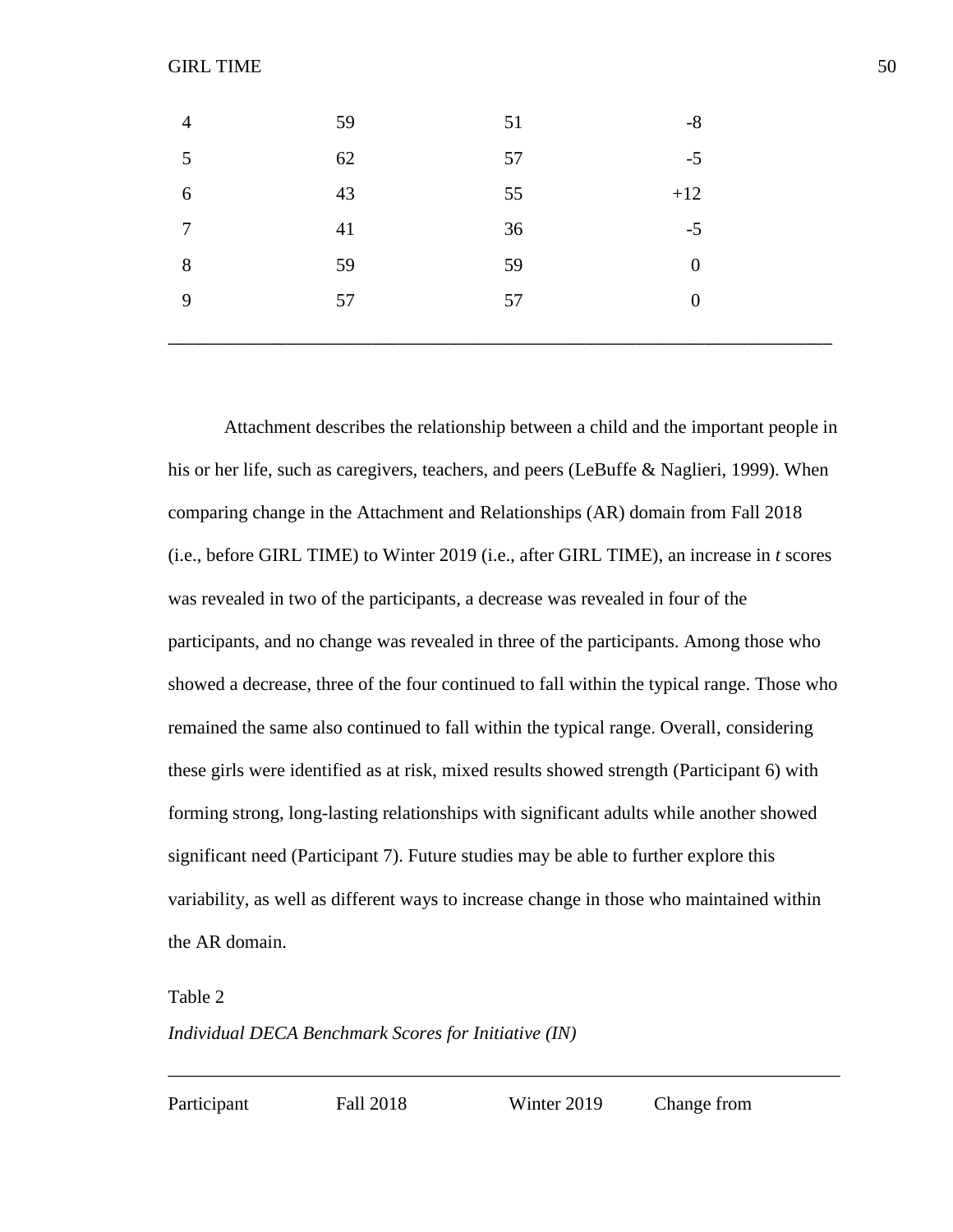| | | | |
|---|---|---|---|
| 4 | 59 | 51 | -8 |
| 5 | 62 | 57 | -5 |
| 6 | 43 | 55 | +12 |
| 7 | 41 | 36 | -5 |
| 8 | 59 | 59 | 0 |
| 9 | 57 | 57 | 0 |

Attachment describes the relationship between a child and the important people in his or her life, such as caregivers, teachers, and peers (LeBuffe & Naglieri, 1999). When comparing change in the Attachment and Relationships (AR) domain from Fall 2018 (i.e., before GIRL TIME) to Winter 2019 (i.e., after GIRL TIME), an increase in *t* scores was revealed in two of the participants, a decrease was revealed in four of the participants, and no change was revealed in three of the participants. Among those who showed a decrease, three of the four continued to fall within the typical range. Those who remained the same also continued to fall within the typical range. Overall, considering these girls were identified as at risk, mixed results showed strength (Participant 6) with forming strong, long-lasting relationships with significant adults while another showed significant need (Participant 7). Future studies may be able to further explore this variability, as well as different ways to increase change in those who maintained within the AR domain.

Table 2

*Individual DECA Benchmark Scores for Initiative (IN)*

| Participant | Fall 2018 | Winter 2019 | Change from |
|---|---|---|---|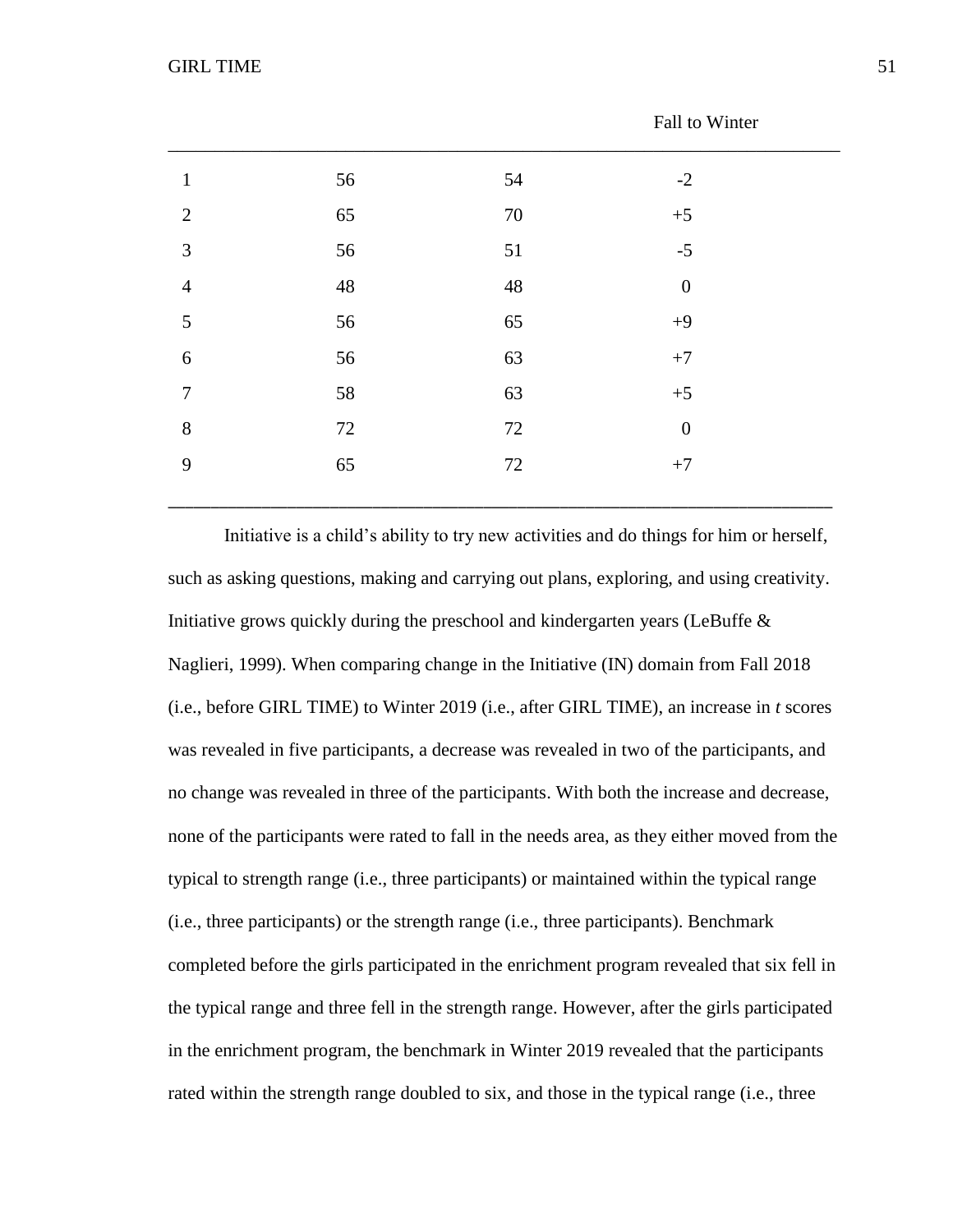| | | | Fall to Winter |
|---|---|---|---|
| 1 | 56 | 54 | -2 |
| 2 | 65 | 70 | +5 |
| 3 | 56 | 51 | -5 |
| 4 | 48 | 48 | 0 |
| 5 | 56 | 65 | +9 |
| 6 | 56 | 63 | +7 |
| 7 | 58 | 63 | +5 |
| 8 | 72 | 72 | 0 |
| 9 | 65 | 72 | +7 |

Initiative is a child's ability to try new activities and do things for him or herself, such as asking questions, making and carrying out plans, exploring, and using creativity. Initiative grows quickly during the preschool and kindergarten years (LeBuffe & Naglieri, 1999). When comparing change in the Initiative (IN) domain from Fall 2018 (i.e., before GIRL TIME) to Winter 2019 (i.e., after GIRL TIME), an increase in *t* scores was revealed in five participants, a decrease was revealed in two of the participants, and no change was revealed in three of the participants. With both the increase and decrease, none of the participants were rated to fall in the needs area, as they either moved from the typical to strength range (i.e., three participants) or maintained within the typical range (i.e., three participants) or the strength range (i.e., three participants). Benchmark completed before the girls participated in the enrichment program revealed that six fell in the typical range and three fell in the strength range. However, after the girls participated in the enrichment program, the benchmark in Winter 2019 revealed that the participants rated within the strength range doubled to six, and those in the typical range (i.e., three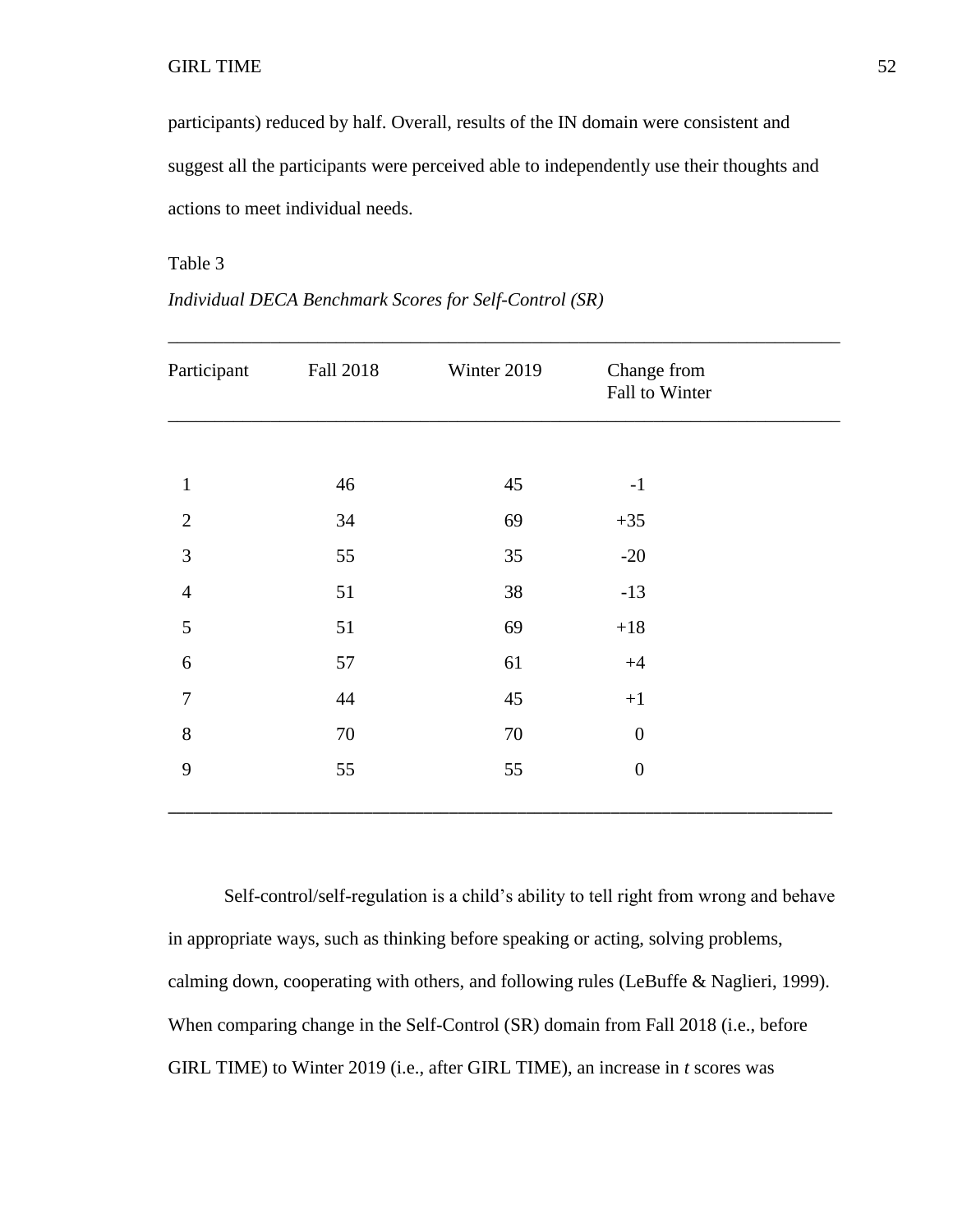participants) reduced by half. Overall, results of the IN domain were consistent and suggest all the participants were perceived able to independently use their thoughts and actions to meet individual needs.

Table 3

*Individual DECA Benchmark Scores for Self-Control (SR)*

| Participant | Fall 2018 | Winter 2019 | Change from Fall to Winter |
|---|---|---|---|
| 1 | 46 | 45 | -1 |
| 2 | 34 | 69 | +35 |
| 3 | 55 | 35 | -20 |
| 4 | 51 | 38 | -13 |
| 5 | 51 | 69 | +18 |
| 6 | 57 | 61 | +4 |
| 7 | 44 | 45 | +1 |
| 8 | 70 | 70 | 0 |
| 9 | 55 | 55 | 0 |

Self-control/self-regulation is a child's ability to tell right from wrong and behave in appropriate ways, such as thinking before speaking or acting, solving problems, calming down, cooperating with others, and following rules (LeBuffe & Naglieri, 1999). When comparing change in the Self-Control (SR) domain from Fall 2018 (i.e., before GIRL TIME) to Winter 2019 (i.e., after GIRL TIME), an increase in *t* scores was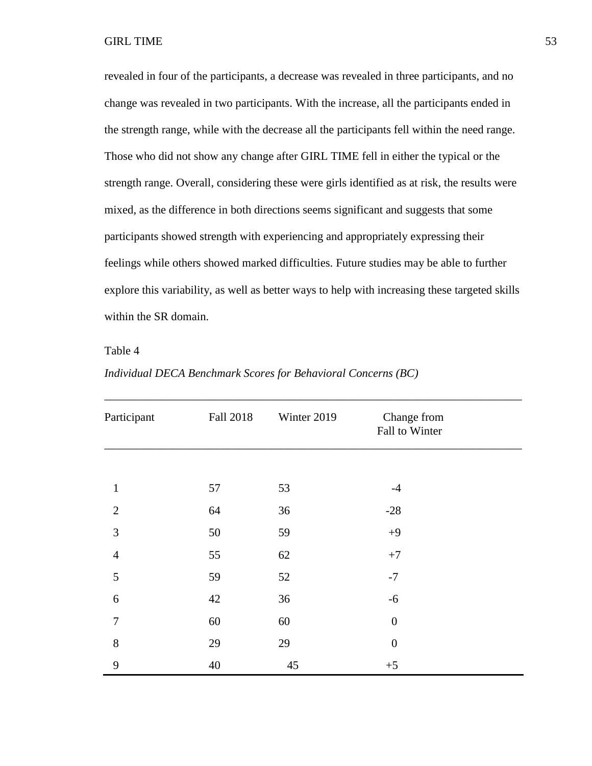revealed in four of the participants, a decrease was revealed in three participants, and no change was revealed in two participants. With the increase, all the participants ended in the strength range, while with the decrease all the participants fell within the need range. Those who did not show any change after GIRL TIME fell in either the typical or the strength range. Overall, considering these were girls identified as at risk, the results were mixed, as the difference in both directions seems significant and suggests that some participants showed strength with experiencing and appropriately expressing their feelings while others showed marked difficulties. Future studies may be able to further explore this variability, as well as better ways to help with increasing these targeted skills within the SR domain.

Table 4

*Individual DECA Benchmark Scores for Behavioral Concerns (BC)*

| Participant | Fall 2018 | Winter 2019 | Change from Fall to Winter |
|---|---|---|---|
| 1 | 57 | 53 | -4 |
| 2 | 64 | 36 | -28 |
| 3 | 50 | 59 | +9 |
| 4 | 55 | 62 | +7 |
| 5 | 59 | 52 | -7 |
| 6 | 42 | 36 | -6 |
| 7 | 60 | 60 | 0 |
| 8 | 29 | 29 | 0 |
| 9 | 40 | 45 | +5 |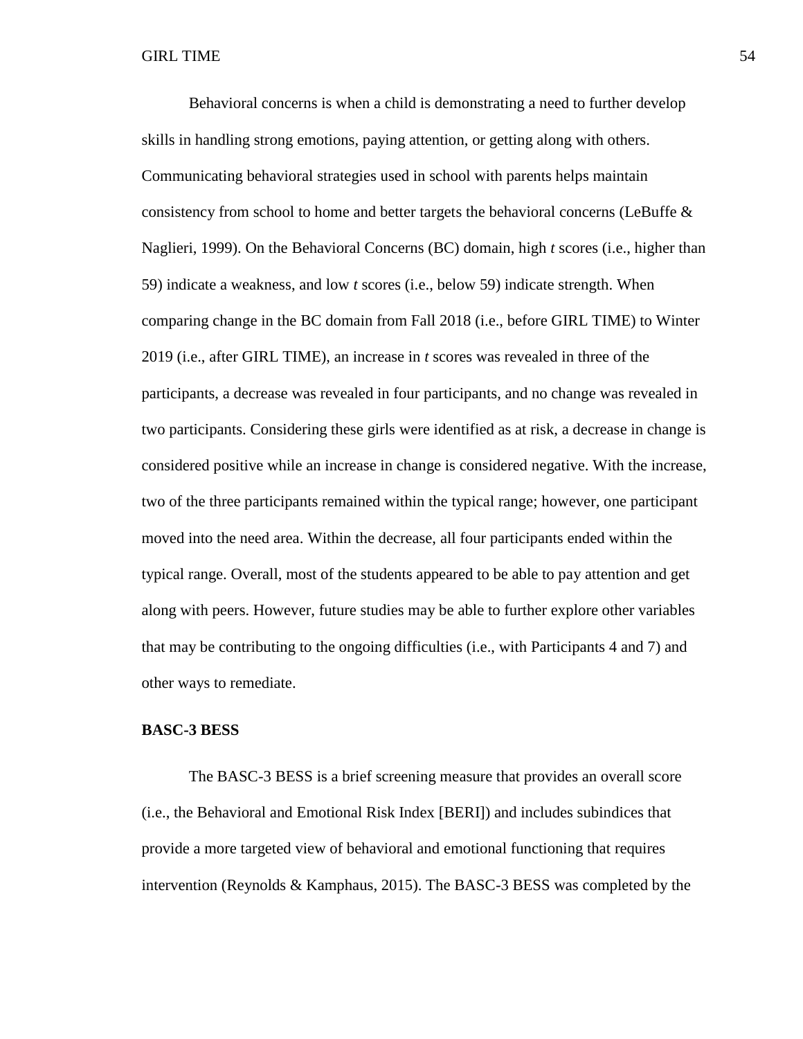Behavioral concerns is when a child is demonstrating a need to further develop skills in handling strong emotions, paying attention, or getting along with others. Communicating behavioral strategies used in school with parents helps maintain consistency from school to home and better targets the behavioral concerns (LeBuffe & Naglieri, 1999). On the Behavioral Concerns (BC) domain, high *t* scores (i.e., higher than 59) indicate a weakness, and low *t* scores (i.e., below 59) indicate strength. When comparing change in the BC domain from Fall 2018 (i.e., before GIRL TIME) to Winter 2019 (i.e., after GIRL TIME), an increase in *t* scores was revealed in three of the participants, a decrease was revealed in four participants, and no change was revealed in two participants. Considering these girls were identified as at risk, a decrease in change is considered positive while an increase in change is considered negative. With the increase, two of the three participants remained within the typical range; however, one participant moved into the need area. Within the decrease, all four participants ended within the typical range. Overall, most of the students appeared to be able to pay attention and get along with peers. However, future studies may be able to further explore other variables that may be contributing to the ongoing difficulties (i.e., with Participants 4 and 7) and other ways to remediate.

**BASC-3 BESS**

The BASC-3 BESS is a brief screening measure that provides an overall score (i.e., the Behavioral and Emotional Risk Index [BERI]) and includes subindices that provide a more targeted view of behavioral and emotional functioning that requires intervention (Reynolds & Kamphaus, 2015). The BASC-3 BESS was completed by the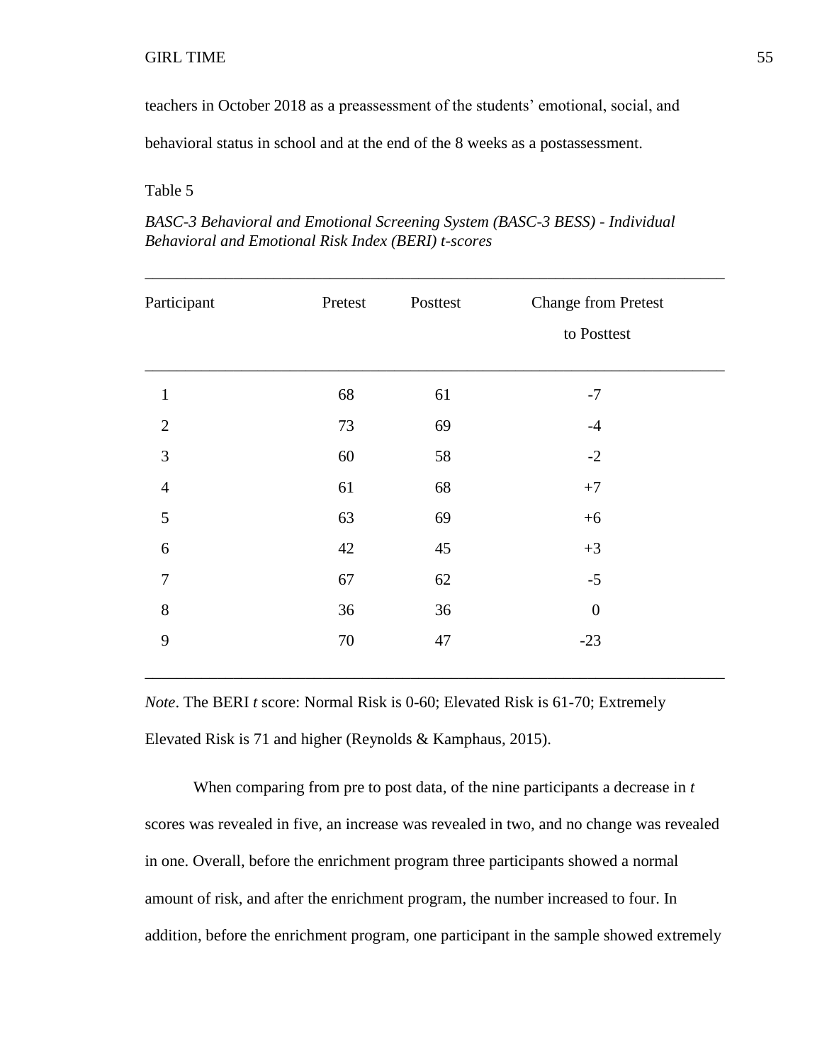teachers in October 2018 as a preassessment of the students' emotional, social, and behavioral status in school and at the end of the 8 weeks as a postassessment.

Table 5

*BASC-3 Behavioral and Emotional Screening System (BASC-3 BESS) - Individual Behavioral and Emotional Risk Index (BERI) t-scores*

| Participant | Pretest | Posttest | Change from Pretest to Posttest |
|---|---|---|---|
| 1 | 68 | 61 | -7 |
| 2 | 73 | 69 | -4 |
| 3 | 60 | 58 | -2 |
| 4 | 61 | 68 | +7 |
| 5 | 63 | 69 | +6 |
| 6 | 42 | 45 | +3 |
| 7 | 67 | 62 | -5 |
| 8 | 36 | 36 | 0 |
| 9 | 70 | 47 | -23 |

*Note*. The BERI *t* score: Normal Risk is 0-60; Elevated Risk is 61-70; Extremely Elevated Risk is 71 and higher (Reynolds & Kamphaus, 2015).

When comparing from pre to post data, of the nine participants a decrease in *t* scores was revealed in five, an increase was revealed in two, and no change was revealed in one. Overall, before the enrichment program three participants showed a normal amount of risk, and after the enrichment program, the number increased to four. In addition, before the enrichment program, one participant in the sample showed extremely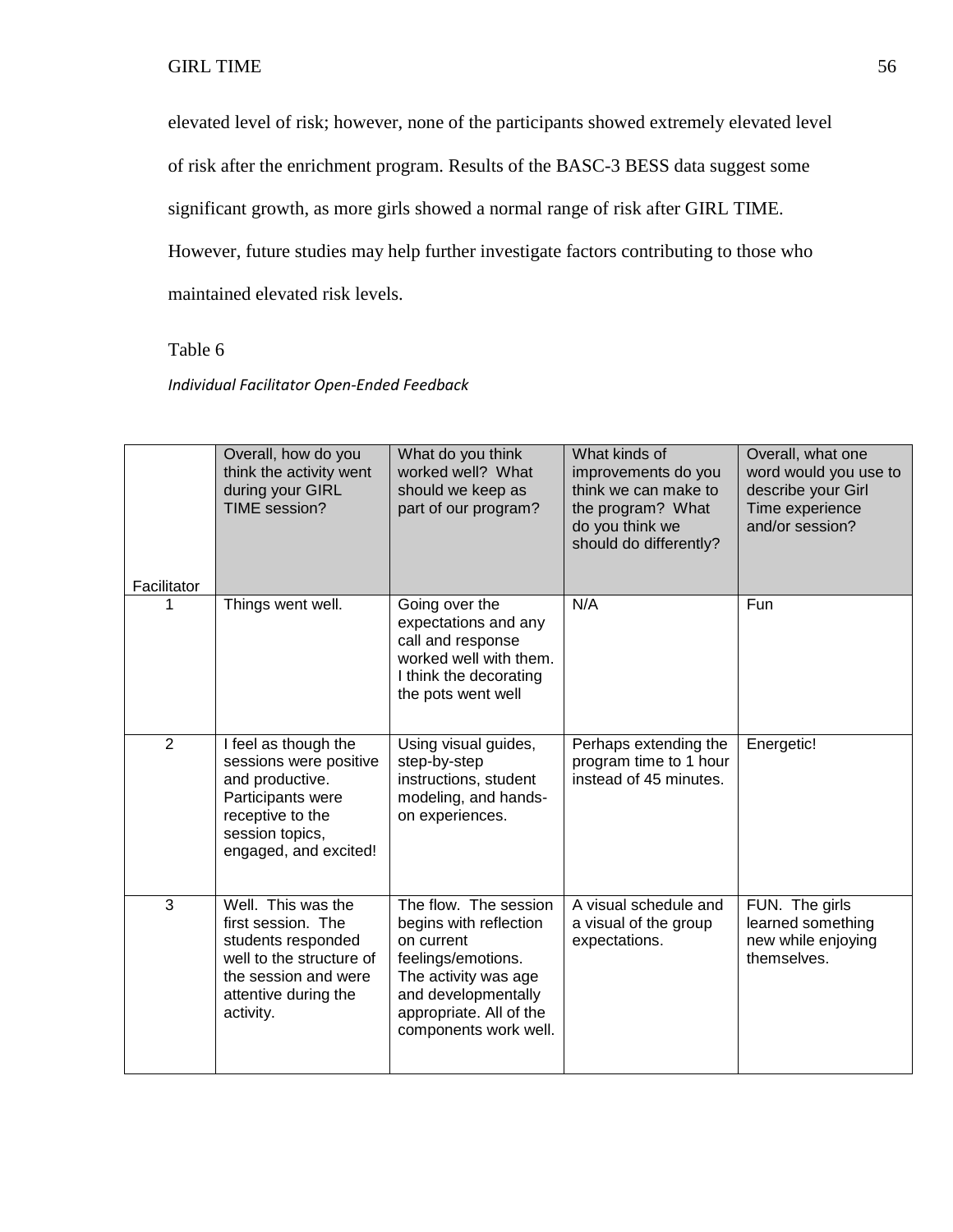elevated level of risk; however, none of the participants showed extremely elevated level of risk after the enrichment program. Results of the BASC-3 BESS data suggest some significant growth, as more girls showed a normal range of risk after GIRL TIME. However, future studies may help further investigate factors contributing to those who maintained elevated risk levels.

Table 6

*Individual Facilitator Open-Ended Feedback*

| Facilitator | Overall, how do you think the activity went during your GIRL TIME session? | What do you think worked well? What should we keep as part of our program? | What kinds of improvements do you think we can make to the program? What do you think we should do differently? | Overall, what one word would you use to describe your Girl Time experience and/or session? |
|---|---|---|---|---|
| 1 | Things went well. | Going over the expectations and any call and response worked well with them. I think the decorating the pots went well | N/A | Fun |
| 2 | I feel as though the sessions were positive and productive. Participants were receptive to the session topics, engaged, and excited! | Using visual guides, step-by-step instructions, student modeling, and hands-on experiences. | Perhaps extending the program time to 1 hour instead of 45 minutes. | Energetic! |
| 3 | Well. This was the first session. The students responded well to the structure of the session and were attentive during the activity. | The flow. The session begins with reflection on current feelings/emotions. The activity was age and developmentally appropriate. All of the components work well. | A visual schedule and a visual of the group expectations. | FUN. The girls learned something new while enjoying themselves. |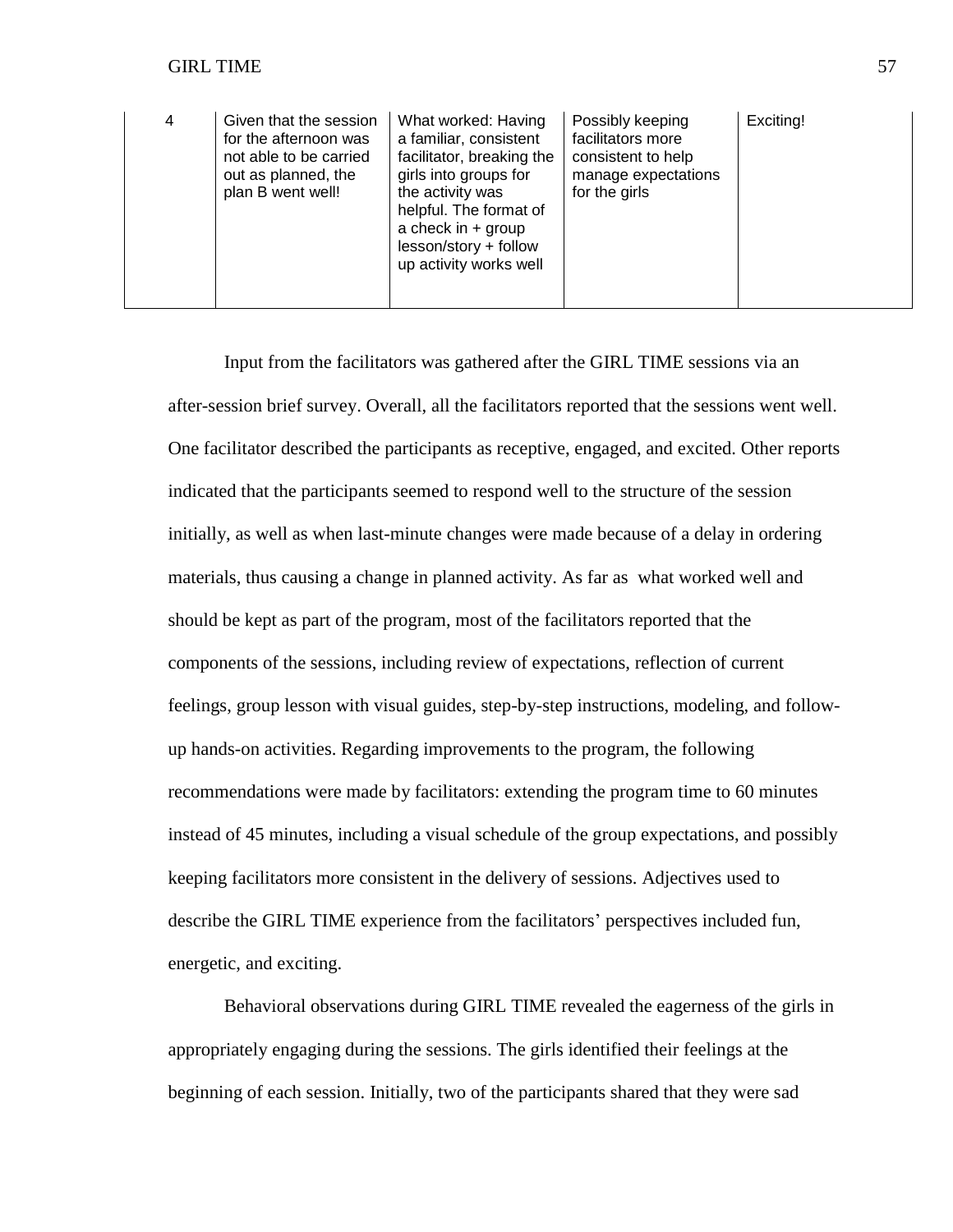| 4 | Given that the session for the afternoon was not able to be carried out as planned, the plan B went well! | What worked: Having a familiar, consistent facilitator, breaking the girls into groups for the activity was helpful. The format of a check in + group lesson/story + follow up activity works well | Possibly keeping facilitators more consistent to help manage expectations for the girls | Exciting! |
|---|---|---|---|---|

Input from the facilitators was gathered after the GIRL TIME sessions via an after-session brief survey. Overall, all the facilitators reported that the sessions went well. One facilitator described the participants as receptive, engaged, and excited. Other reports indicated that the participants seemed to respond well to the structure of the session initially, as well as when last-minute changes were made because of a delay in ordering materials, thus causing a change in planned activity. As far as what worked well and should be kept as part of the program, most of the facilitators reported that the components of the sessions, including review of expectations, reflection of current feelings, group lesson with visual guides, step-by-step instructions, modeling, and follow-up hands-on activities. Regarding improvements to the program, the following recommendations were made by facilitators: extending the program time to 60 minutes instead of 45 minutes, including a visual schedule of the group expectations, and possibly keeping facilitators more consistent in the delivery of sessions. Adjectives used to describe the GIRL TIME experience from the facilitators' perspectives included fun, energetic, and exciting.

Behavioral observations during GIRL TIME revealed the eagerness of the girls in appropriately engaging during the sessions. The girls identified their feelings at the beginning of each session. Initially, two of the participants shared that they were sad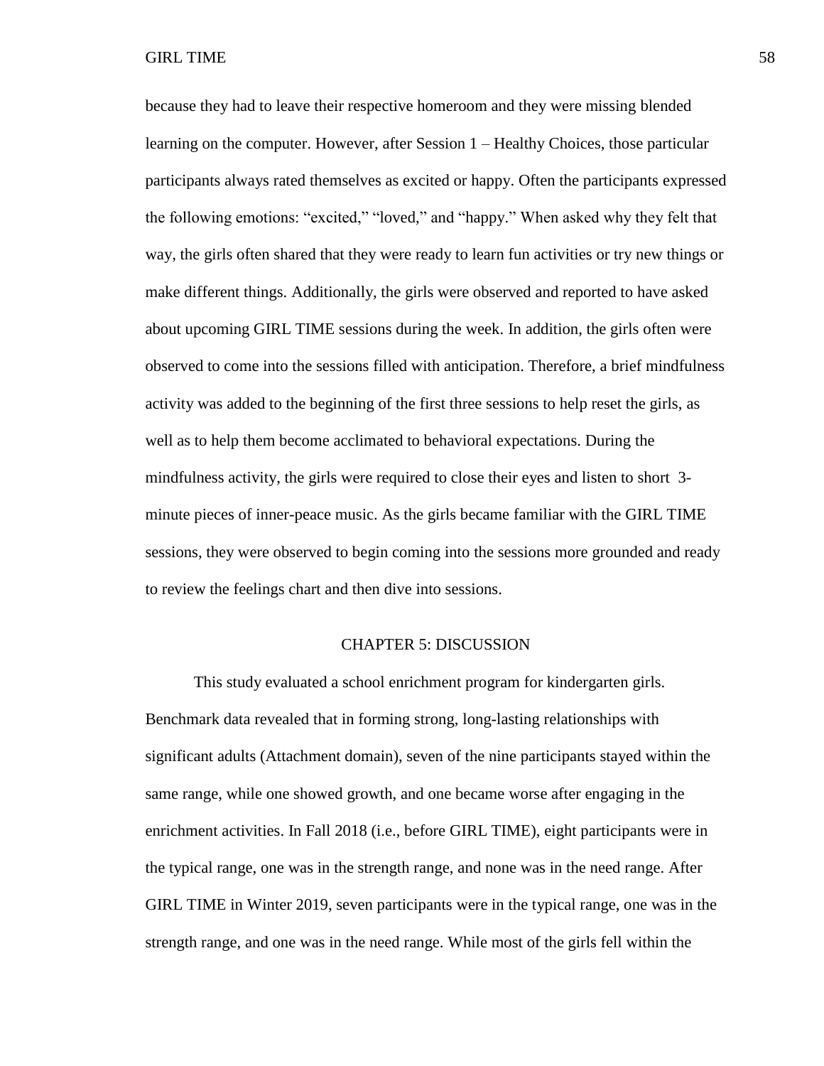because they had to leave their respective homeroom and they were missing blended learning on the computer. However, after Session 1 – Healthy Choices, those particular participants always rated themselves as excited or happy. Often the participants expressed the following emotions: "excited," "loved," and "happy." When asked why they felt that way, the girls often shared that they were ready to learn fun activities or try new things or make different things. Additionally, the girls were observed and reported to have asked about upcoming GIRL TIME sessions during the week. In addition, the girls often were observed to come into the sessions filled with anticipation. Therefore, a brief mindfulness activity was added to the beginning of the first three sessions to help reset the girls, as well as to help them become acclimated to behavioral expectations. During the mindfulness activity, the girls were required to close their eyes and listen to short 3-minute pieces of inner-peace music. As the girls became familiar with the GIRL TIME sessions, they were observed to begin coming into the sessions more grounded and ready to review the feelings chart and then dive into sessions.

# CHAPTER 5: DISCUSSION

This study evaluated a school enrichment program for kindergarten girls. Benchmark data revealed that in forming strong, long-lasting relationships with significant adults (Attachment domain), seven of the nine participants stayed within the same range, while one showed growth, and one became worse after engaging in the enrichment activities. In Fall 2018 (i.e., before GIRL TIME), eight participants were in the typical range, one was in the strength range, and none was in the need range. After GIRL TIME in Winter 2019, seven participants were in the typical range, one was in the strength range, and one was in the need range. While most of the girls fell within the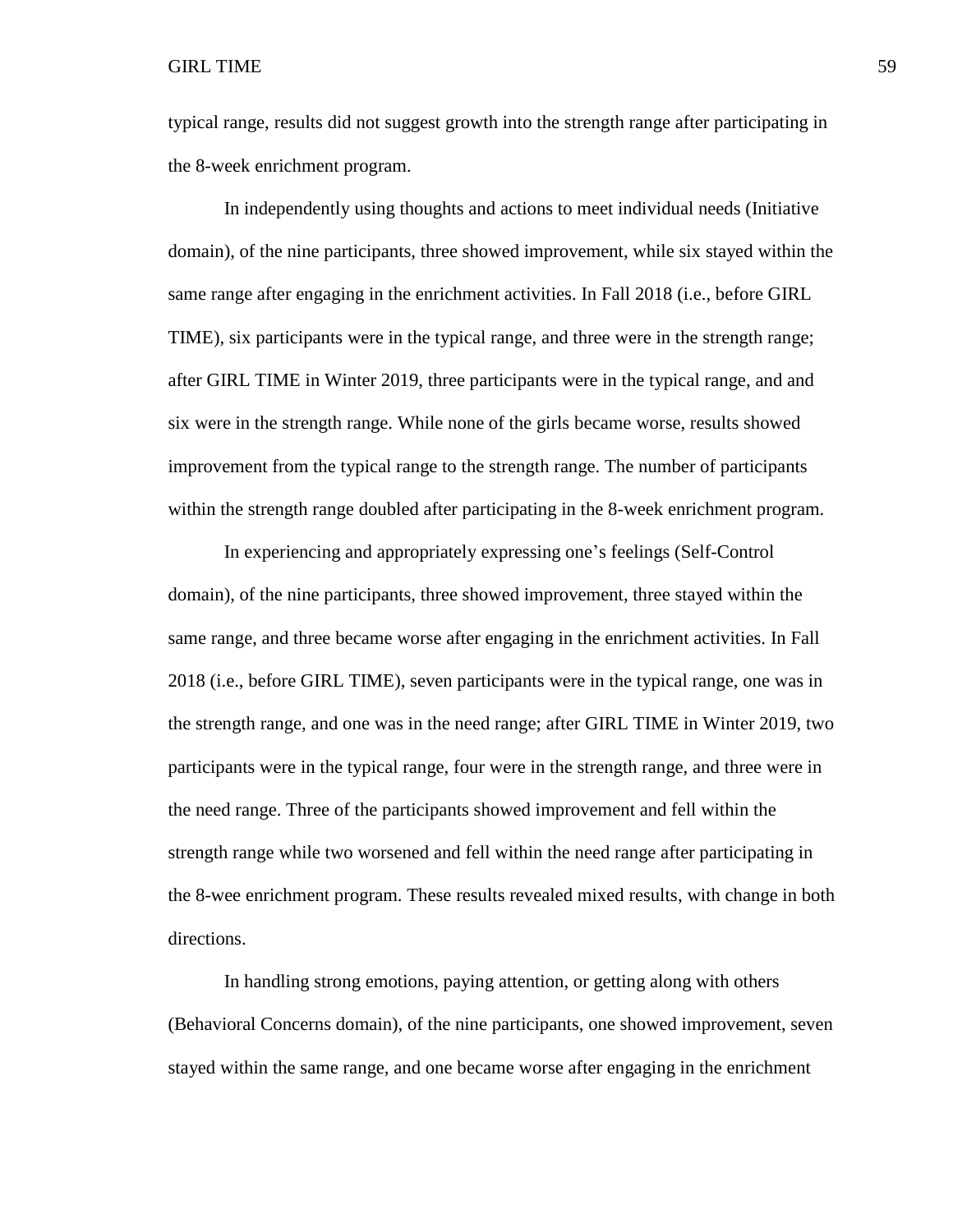typical range, results did not suggest growth into the strength range after participating in the 8-week enrichment program.

In independently using thoughts and actions to meet individual needs (Initiative domain), of the nine participants, three showed improvement, while six stayed within the same range after engaging in the enrichment activities. In Fall 2018 (i.e., before GIRL TIME), six participants were in the typical range, and three were in the strength range; after GIRL TIME in Winter 2019, three participants were in the typical range, and and six were in the strength range. While none of the girls became worse, results showed improvement from the typical range to the strength range. The number of participants within the strength range doubled after participating in the 8-week enrichment program.

In experiencing and appropriately expressing one's feelings (Self-Control domain), of the nine participants, three showed improvement, three stayed within the same range, and three became worse after engaging in the enrichment activities. In Fall 2018 (i.e., before GIRL TIME), seven participants were in the typical range, one was in the strength range, and one was in the need range; after GIRL TIME in Winter 2019, two participants were in the typical range, four were in the strength range, and three were in the need range. Three of the participants showed improvement and fell within the strength range while two worsened and fell within the need range after participating in the 8-wee enrichment program. These results revealed mixed results, with change in both directions.

In handling strong emotions, paying attention, or getting along with others (Behavioral Concerns domain), of the nine participants, one showed improvement, seven stayed within the same range, and one became worse after engaging in the enrichment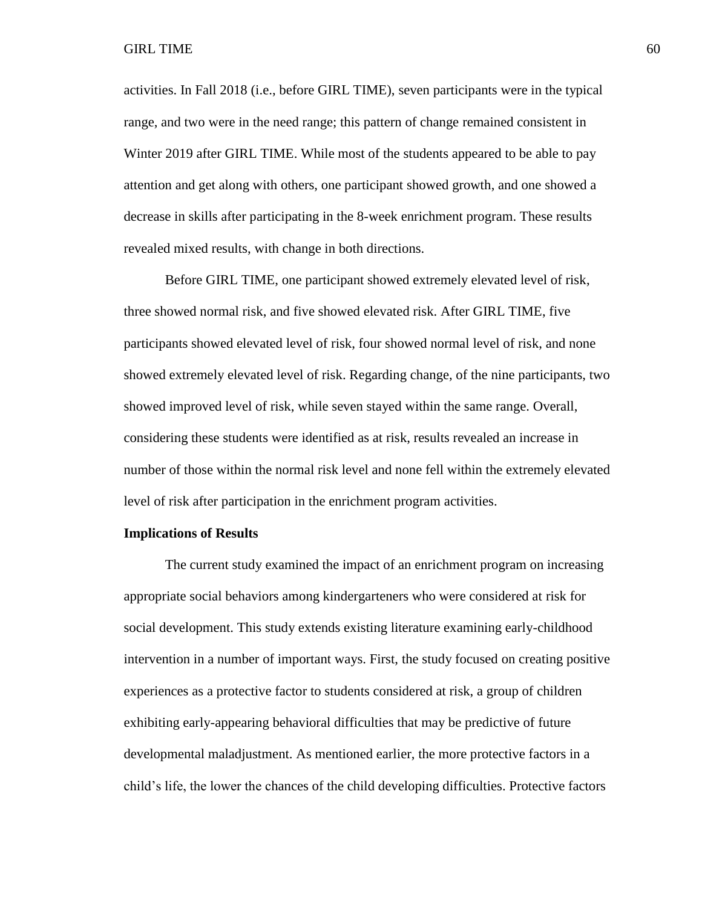activities. In Fall 2018 (i.e., before GIRL TIME), seven participants were in the typical range, and two were in the need range; this pattern of change remained consistent in Winter 2019 after GIRL TIME. While most of the students appeared to be able to pay attention and get along with others, one participant showed growth, and one showed a decrease in skills after participating in the 8-week enrichment program. These results revealed mixed results, with change in both directions.

Before GIRL TIME, one participant showed extremely elevated level of risk, three showed normal risk, and five showed elevated risk. After GIRL TIME, five participants showed elevated level of risk, four showed normal level of risk, and none showed extremely elevated level of risk. Regarding change, of the nine participants, two showed improved level of risk, while seven stayed within the same range. Overall, considering these students were identified as at risk, results revealed an increase in number of those within the normal risk level and none fell within the extremely elevated level of risk after participation in the enrichment program activities.

**Implications of Results**

The current study examined the impact of an enrichment program on increasing appropriate social behaviors among kindergarteners who were considered at risk for social development. This study extends existing literature examining early-childhood intervention in a number of important ways. First, the study focused on creating positive experiences as a protective factor to students considered at risk, a group of children exhibiting early-appearing behavioral difficulties that may be predictive of future developmental maladjustment. As mentioned earlier, the more protective factors in a child's life, the lower the chances of the child developing difficulties. Protective factors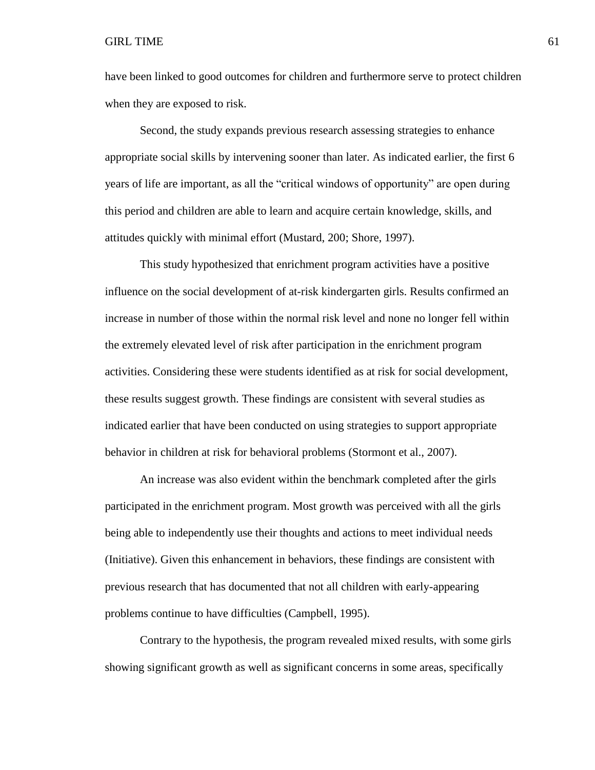have been linked to good outcomes for children and furthermore serve to protect children when they are exposed to risk.

Second, the study expands previous research assessing strategies to enhance appropriate social skills by intervening sooner than later. As indicated earlier, the first 6 years of life are important, as all the "critical windows of opportunity" are open during this period and children are able to learn and acquire certain knowledge, skills, and attitudes quickly with minimal effort (Mustard, 200; Shore, 1997).

This study hypothesized that enrichment program activities have a positive influence on the social development of at-risk kindergarten girls. Results confirmed an increase in number of those within the normal risk level and none no longer fell within the extremely elevated level of risk after participation in the enrichment program activities. Considering these were students identified as at risk for social development, these results suggest growth. These findings are consistent with several studies as indicated earlier that have been conducted on using strategies to support appropriate behavior in children at risk for behavioral problems (Stormont et al., 2007).

An increase was also evident within the benchmark completed after the girls participated in the enrichment program. Most growth was perceived with all the girls being able to independently use their thoughts and actions to meet individual needs (Initiative). Given this enhancement in behaviors, these findings are consistent with previous research that has documented that not all children with early-appearing problems continue to have difficulties (Campbell, 1995).

Contrary to the hypothesis, the program revealed mixed results, with some girls showing significant growth as well as significant concerns in some areas, specifically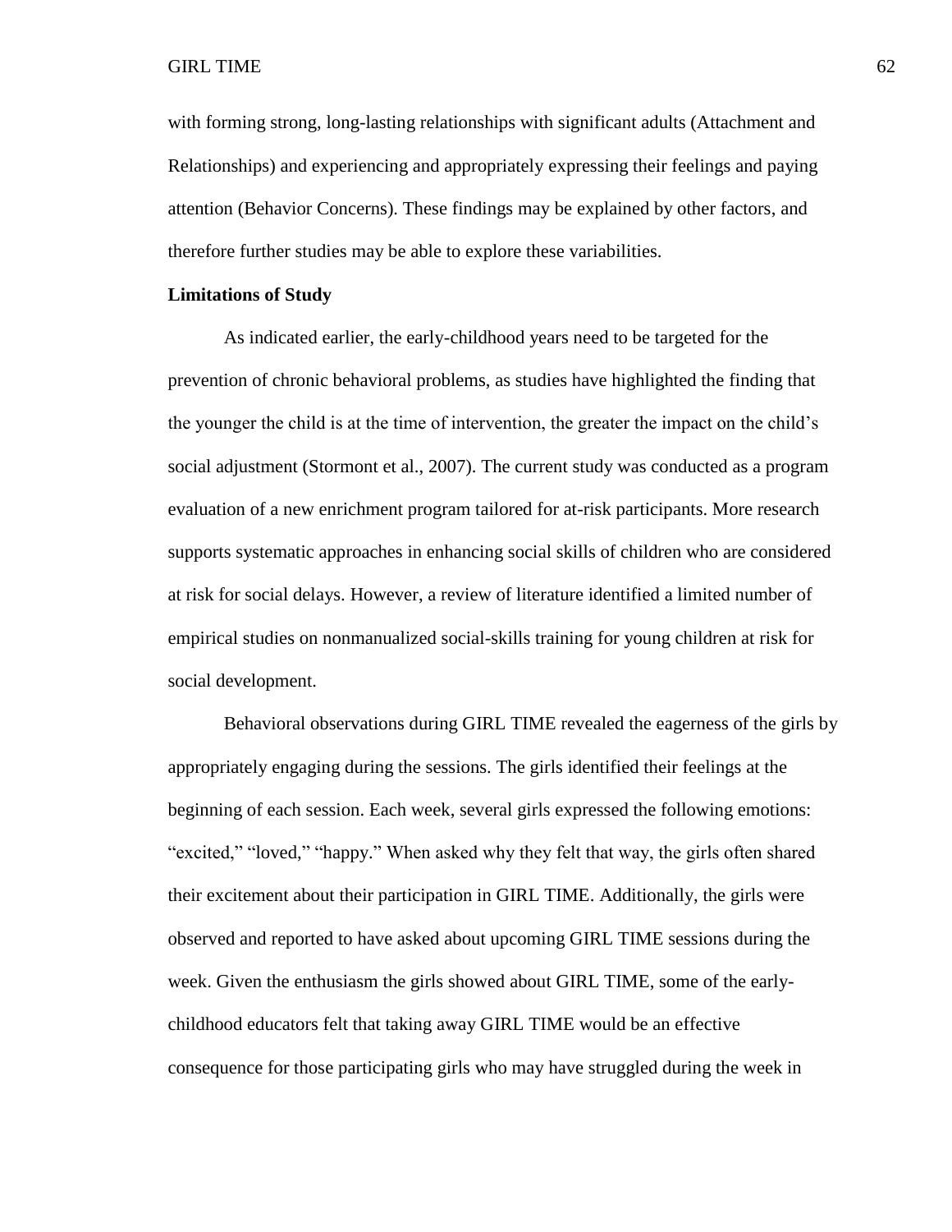with forming strong, long-lasting relationships with significant adults (Attachment and Relationships) and experiencing and appropriately expressing their feelings and paying attention (Behavior Concerns). These findings may be explained by other factors, and therefore further studies may be able to explore these variabilities.

**Limitations of Study**

As indicated earlier, the early-childhood years need to be targeted for the prevention of chronic behavioral problems, as studies have highlighted the finding that the younger the child is at the time of intervention, the greater the impact on the child's social adjustment (Stormont et al., 2007). The current study was conducted as a program evaluation of a new enrichment program tailored for at-risk participants. More research supports systematic approaches in enhancing social skills of children who are considered at risk for social delays. However, a review of literature identified a limited number of empirical studies on nonmanualized social-skills training for young children at risk for social development.

Behavioral observations during GIRL TIME revealed the eagerness of the girls by appropriately engaging during the sessions. The girls identified their feelings at the beginning of each session. Each week, several girls expressed the following emotions: "excited," "loved," "happy." When asked why they felt that way, the girls often shared their excitement about their participation in GIRL TIME. Additionally, the girls were observed and reported to have asked about upcoming GIRL TIME sessions during the week. Given the enthusiasm the girls showed about GIRL TIME, some of the early-childhood educators felt that taking away GIRL TIME would be an effective consequence for those participating girls who may have struggled during the week in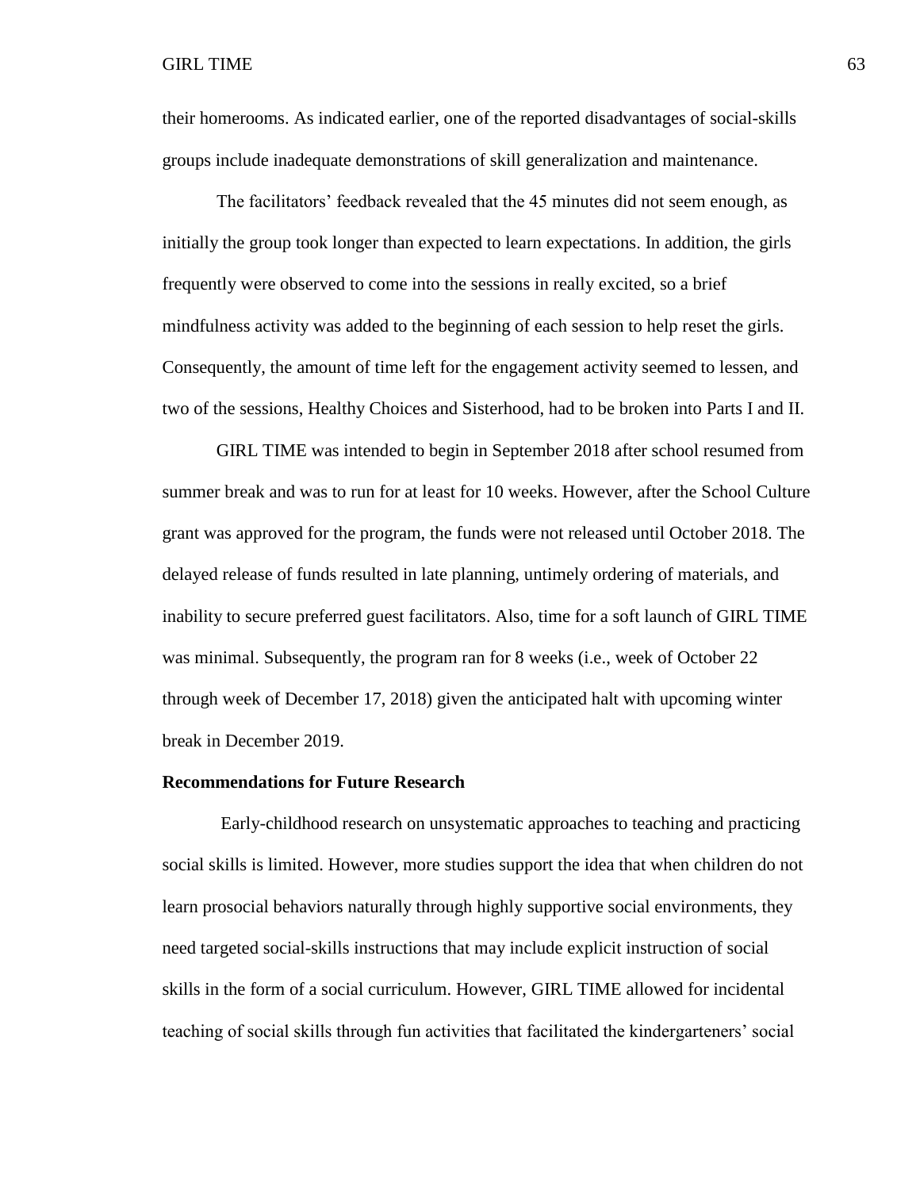their homerooms. As indicated earlier, one of the reported disadvantages of social-skills groups include inadequate demonstrations of skill generalization and maintenance.

The facilitators' feedback revealed that the 45 minutes did not seem enough, as initially the group took longer than expected to learn expectations. In addition, the girls frequently were observed to come into the sessions in really excited, so a brief mindfulness activity was added to the beginning of each session to help reset the girls. Consequently, the amount of time left for the engagement activity seemed to lessen, and two of the sessions, Healthy Choices and Sisterhood, had to be broken into Parts I and II.

GIRL TIME was intended to begin in September 2018 after school resumed from summer break and was to run for at least for 10 weeks. However, after the School Culture grant was approved for the program, the funds were not released until October 2018. The delayed release of funds resulted in late planning, untimely ordering of materials, and inability to secure preferred guest facilitators. Also, time for a soft launch of GIRL TIME was minimal. Subsequently, the program ran for 8 weeks (i.e., week of October 22 through week of December 17, 2018) given the anticipated halt with upcoming winter break in December 2019.

**Recommendations for Future Research**

Early-childhood research on unsystematic approaches to teaching and practicing social skills is limited. However, more studies support the idea that when children do not learn prosocial behaviors naturally through highly supportive social environments, they need targeted social-skills instructions that may include explicit instruction of social skills in the form of a social curriculum. However, GIRL TIME allowed for incidental teaching of social skills through fun activities that facilitated the kindergarteners' social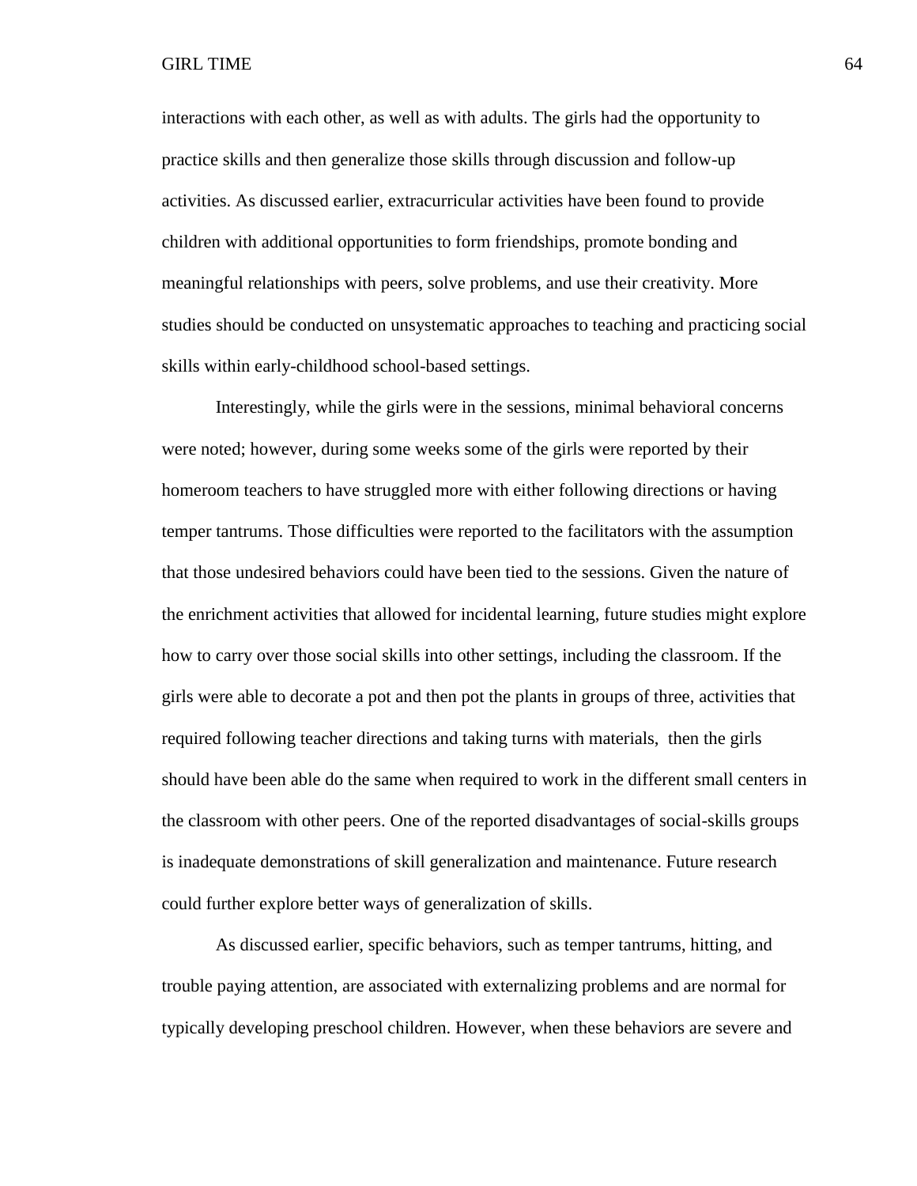interactions with each other, as well as with adults. The girls had the opportunity to practice skills and then generalize those skills through discussion and follow-up activities. As discussed earlier, extracurricular activities have been found to provide children with additional opportunities to form friendships, promote bonding and meaningful relationships with peers, solve problems, and use their creativity. More studies should be conducted on unsystematic approaches to teaching and practicing social skills within early-childhood school-based settings.

Interestingly, while the girls were in the sessions, minimal behavioral concerns were noted; however, during some weeks some of the girls were reported by their homeroom teachers to have struggled more with either following directions or having temper tantrums. Those difficulties were reported to the facilitators with the assumption that those undesired behaviors could have been tied to the sessions. Given the nature of the enrichment activities that allowed for incidental learning, future studies might explore how to carry over those social skills into other settings, including the classroom. If the girls were able to decorate a pot and then pot the plants in groups of three, activities that required following teacher directions and taking turns with materials, then the girls should have been able do the same when required to work in the different small centers in the classroom with other peers. One of the reported disadvantages of social-skills groups is inadequate demonstrations of skill generalization and maintenance. Future research could further explore better ways of generalization of skills.

As discussed earlier, specific behaviors, such as temper tantrums, hitting, and trouble paying attention, are associated with externalizing problems and are normal for typically developing preschool children. However, when these behaviors are severe and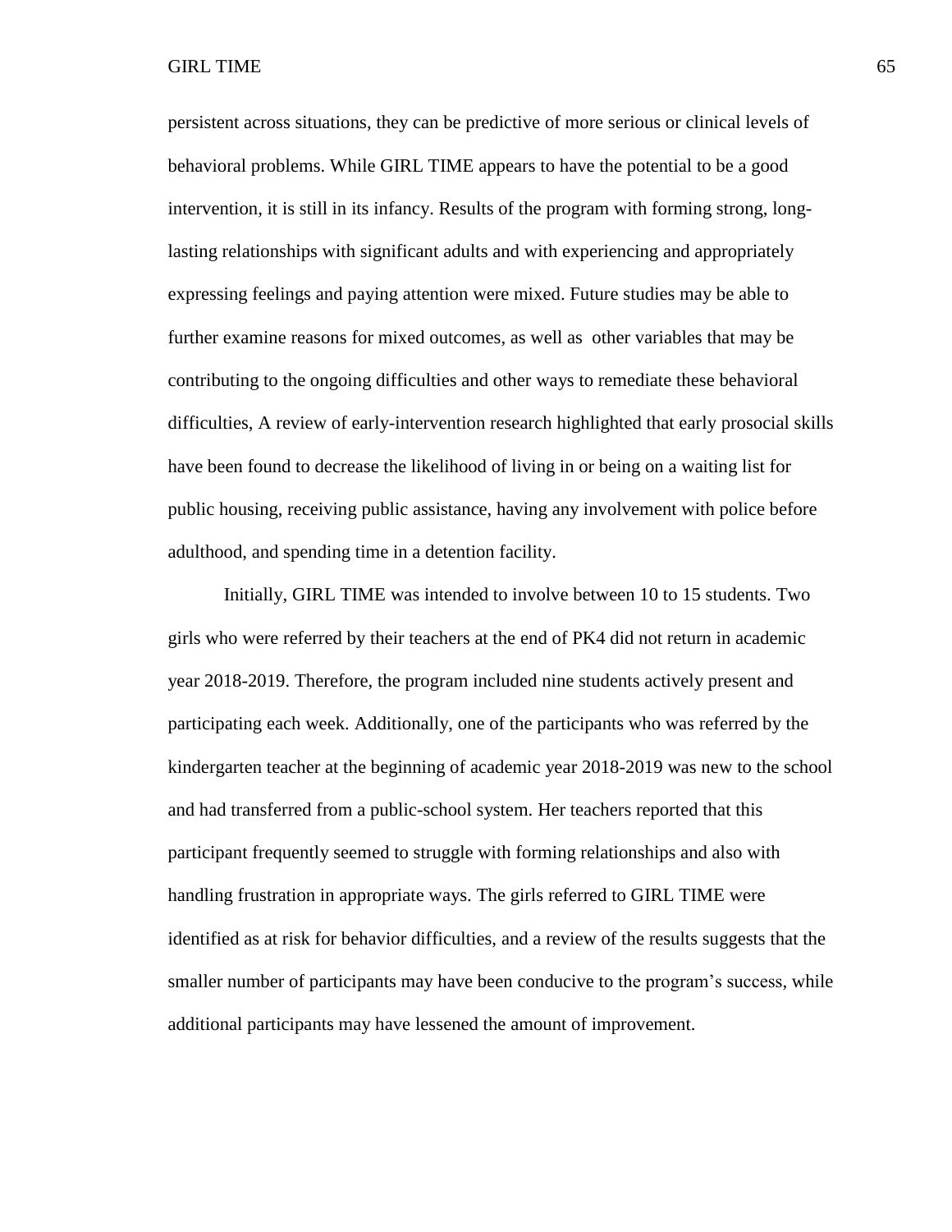persistent across situations, they can be predictive of more serious or clinical levels of behavioral problems. While GIRL TIME appears to have the potential to be a good intervention, it is still in its infancy. Results of the program with forming strong, long-lasting relationships with significant adults and with experiencing and appropriately expressing feelings and paying attention were mixed. Future studies may be able to further examine reasons for mixed outcomes, as well as other variables that may be contributing to the ongoing difficulties and other ways to remediate these behavioral difficulties, A review of early-intervention research highlighted that early prosocial skills have been found to decrease the likelihood of living in or being on a waiting list for public housing, receiving public assistance, having any involvement with police before adulthood, and spending time in a detention facility.

Initially, GIRL TIME was intended to involve between 10 to 15 students. Two girls who were referred by their teachers at the end of PK4 did not return in academic year 2018-2019. Therefore, the program included nine students actively present and participating each week. Additionally, one of the participants who was referred by the kindergarten teacher at the beginning of academic year 2018-2019 was new to the school and had transferred from a public-school system. Her teachers reported that this participant frequently seemed to struggle with forming relationships and also with handling frustration in appropriate ways. The girls referred to GIRL TIME were identified as at risk for behavior difficulties, and a review of the results suggests that the smaller number of participants may have been conducive to the program's success, while additional participants may have lessened the amount of improvement.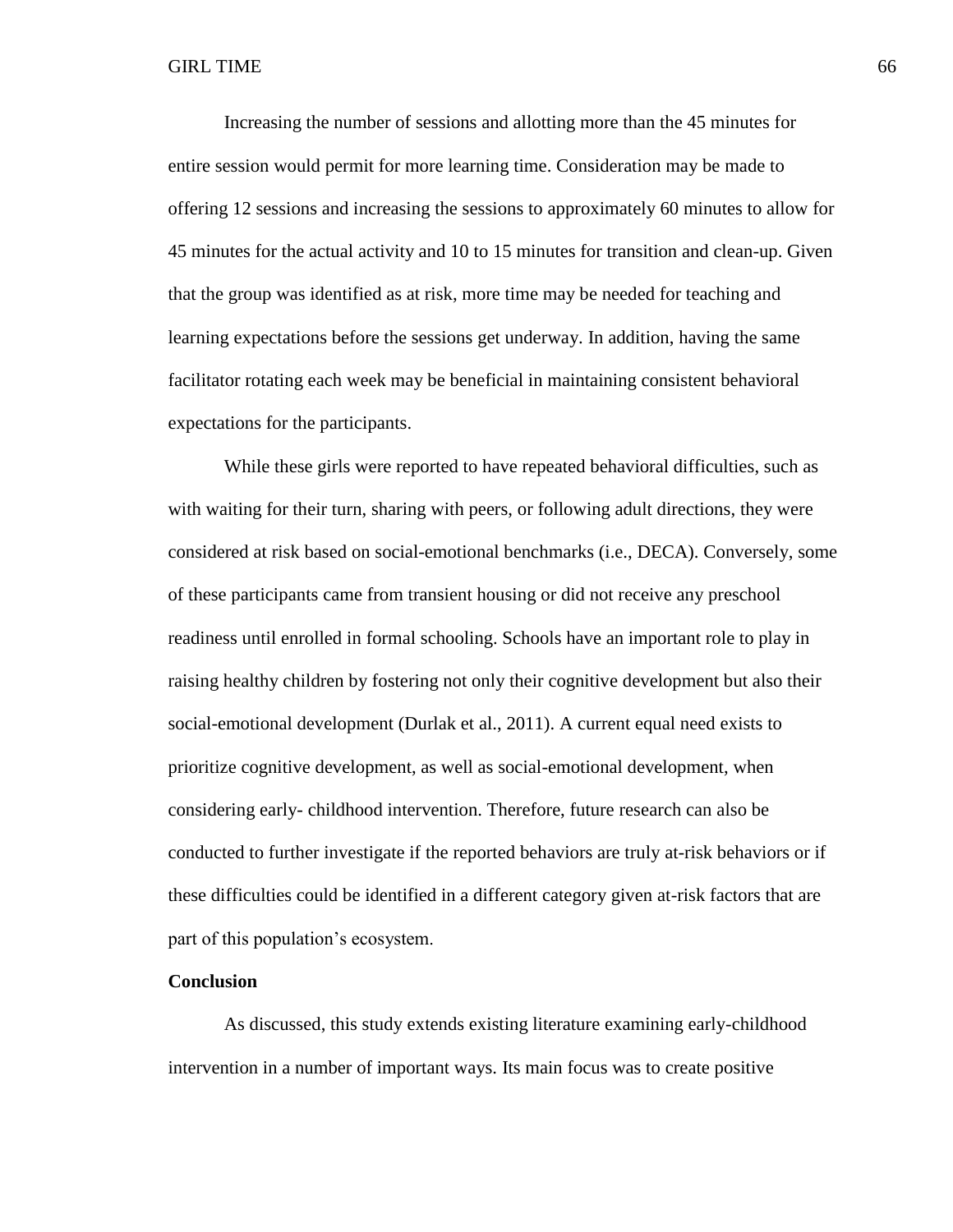Increasing the number of sessions and allotting more than the 45 minutes for entire session would permit for more learning time. Consideration may be made to offering 12 sessions and increasing the sessions to approximately 60 minutes to allow for 45 minutes for the actual activity and 10 to 15 minutes for transition and clean-up. Given that the group was identified as at risk, more time may be needed for teaching and learning expectations before the sessions get underway. In addition, having the same facilitator rotating each week may be beneficial in maintaining consistent behavioral expectations for the participants.

While these girls were reported to have repeated behavioral difficulties, such as with waiting for their turn, sharing with peers, or following adult directions, they were considered at risk based on social-emotional benchmarks (i.e., DECA). Conversely, some of these participants came from transient housing or did not receive any preschool readiness until enrolled in formal schooling. Schools have an important role to play in raising healthy children by fostering not only their cognitive development but also their social-emotional development (Durlak et al., 2011). A current equal need exists to prioritize cognitive development, as well as social-emotional development, when considering early- childhood intervention. Therefore, future research can also be conducted to further investigate if the reported behaviors are truly at-risk behaviors or if these difficulties could be identified in a different category given at-risk factors that are part of this population's ecosystem.

## Conclusion

As discussed, this study extends existing literature examining early-childhood intervention in a number of important ways. Its main focus was to create positive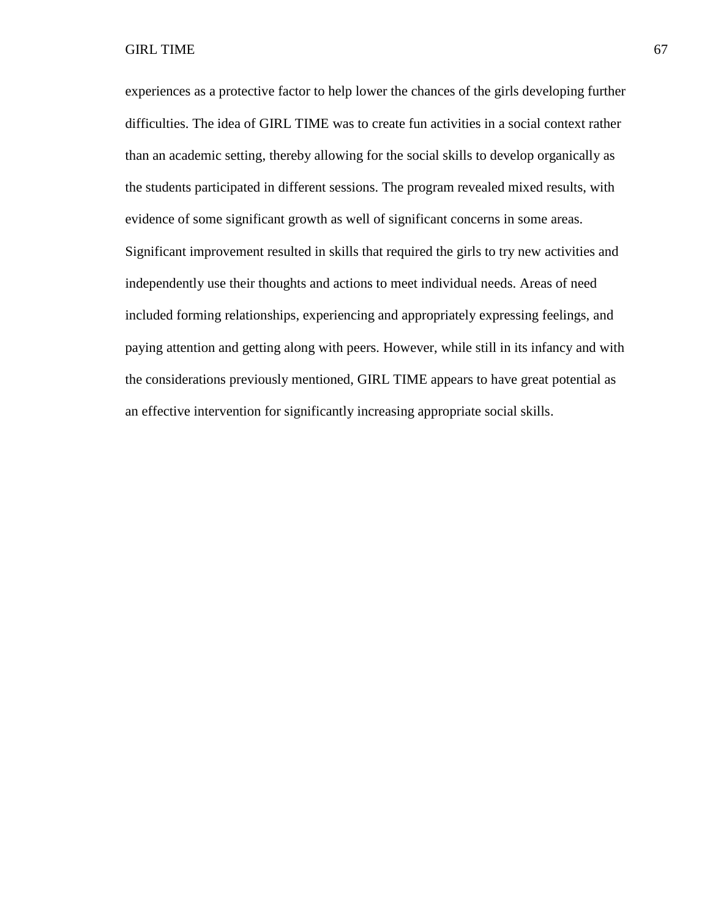experiences as a protective factor to help lower the chances of the girls developing further difficulties. The idea of GIRL TIME was to create fun activities in a social context rather than an academic setting, thereby allowing for the social skills to develop organically as the students participated in different sessions. The program revealed mixed results, with evidence of some significant growth as well of significant concerns in some areas. Significant improvement resulted in skills that required the girls to try new activities and independently use their thoughts and actions to meet individual needs. Areas of need included forming relationships, experiencing and appropriately expressing feelings, and paying attention and getting along with peers. However, while still in its infancy and with the considerations previously mentioned, GIRL TIME appears to have great potential as an effective intervention for significantly increasing appropriate social skills.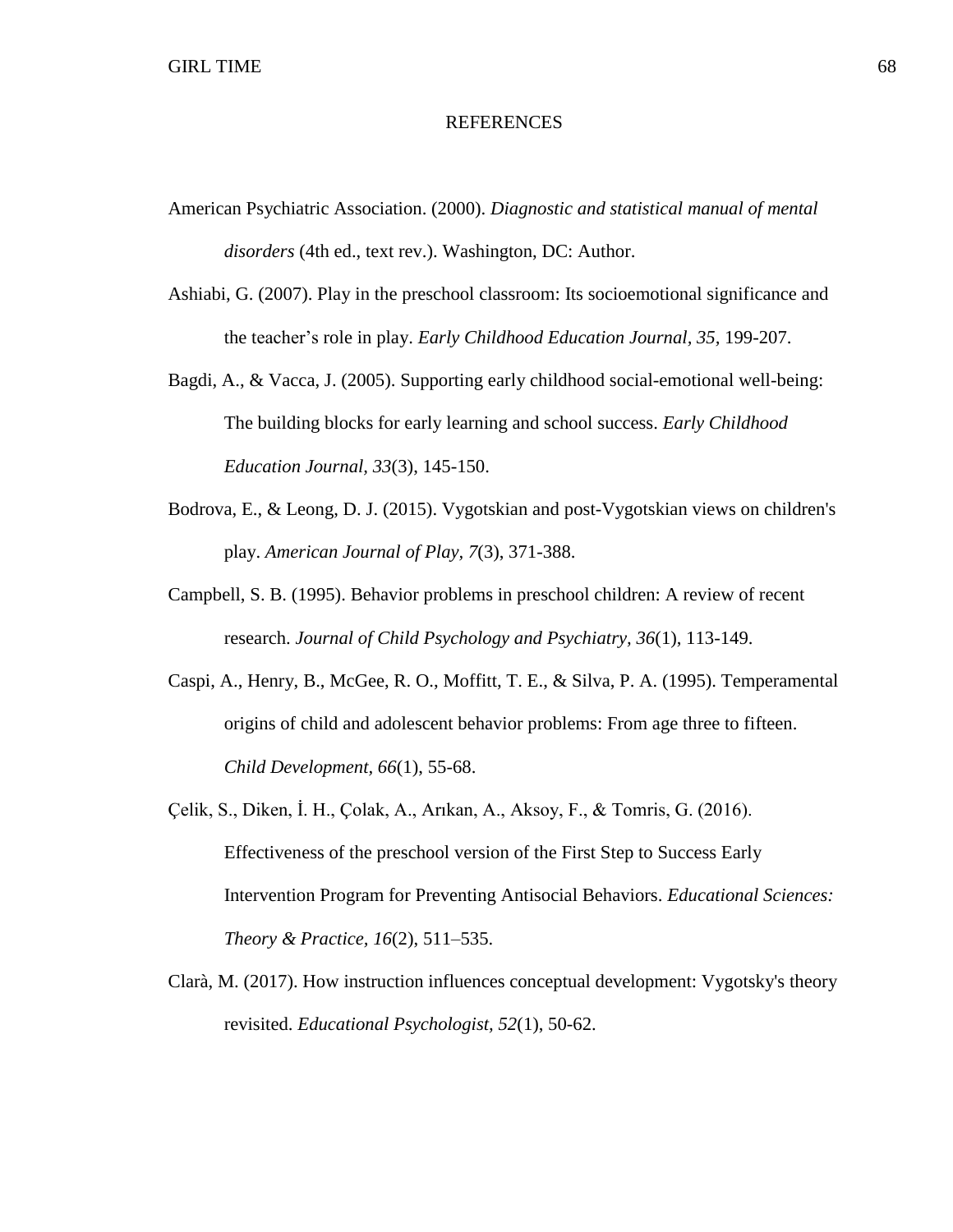# REFERENCES

American Psychiatric Association. (2000). *Diagnostic and statistical manual of mental disorders* (4th ed., text rev.). Washington, DC: Author.

Ashiabi, G. (2007). Play in the preschool classroom: Its socioemotional significance and the teacher's role in play. *Early Childhood Education Journal, 35,* 199-207.

Bagdi, A., & Vacca, J. (2005). Supporting early childhood social-emotional well-being: The building blocks for early learning and school success. *Early Childhood Education Journal, 33*(3), 145-150.

Bodrova, E., & Leong, D. J. (2015). Vygotskian and post-Vygotskian views on children's play. *American Journal of Play, 7*(3), 371-388.

Campbell, S. B. (1995). Behavior problems in preschool children: A review of recent research. *Journal of Child Psychology and Psychiatry, 36*(1), 113-149.

Caspi, A., Henry, B., McGee, R. O., Moffitt, T. E., & Silva, P. A. (1995). Temperamental origins of child and adolescent behavior problems: From age three to fifteen. *Child Development, 66*(1), 55-68.

Çelik, S., Diken, İ. H., Çolak, A., Arıkan, A., Aksoy, F., & Tomris, G. (2016). Effectiveness of the preschool version of the First Step to Success Early Intervention Program for Preventing Antisocial Behaviors. *Educational Sciences: Theory & Practice, 16*(2), 511–535.

Clarà, M. (2017). How instruction influences conceptual development: Vygotsky's theory revisited. *Educational Psychologist, 52*(1), 50-62.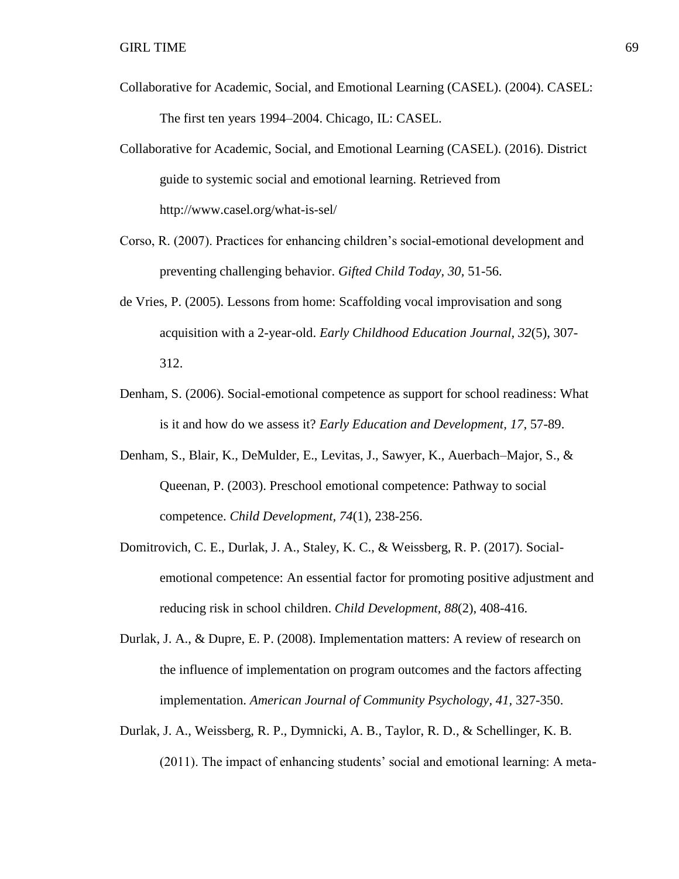Collaborative for Academic, Social, and Emotional Learning (CASEL). (2004). CASEL: The first ten years 1994–2004. Chicago, IL: CASEL.

Collaborative for Academic, Social, and Emotional Learning (CASEL). (2016). District guide to systemic social and emotional learning. Retrieved from http://www.casel.org/what-is-sel/

Corso, R. (2007). Practices for enhancing children's social-emotional development and preventing challenging behavior. *Gifted Child Today, 30,* 51-56.

de Vries, P. (2005). Lessons from home: Scaffolding vocal improvisation and song acquisition with a 2-year-old. *Early Childhood Education Journal, 32*(5), 307-312.

Denham, S. (2006). Social-emotional competence as support for school readiness: What is it and how do we assess it? *Early Education and Development, 17,* 57-89.

Denham, S., Blair, K., DeMulder, E., Levitas, J., Sawyer, K., Auerbach–Major, S., & Queenan, P. (2003). Preschool emotional competence: Pathway to social competence. *Child Development, 74*(1), 238-256.

Domitrovich, C. E., Durlak, J. A., Staley, K. C., & Weissberg, R. P. (2017). Social-emotional competence: An essential factor for promoting positive adjustment and reducing risk in school children. *Child Development, 88*(2), 408-416.

Durlak, J. A., & Dupre, E. P. (2008). Implementation matters: A review of research on the influence of implementation on program outcomes and the factors affecting implementation. *American Journal of Community Psychology, 41,* 327-350.

Durlak, J. A., Weissberg, R. P., Dymnicki, A. B., Taylor, R. D., & Schellinger, K. B. (2011). The impact of enhancing students' social and emotional learning: A meta-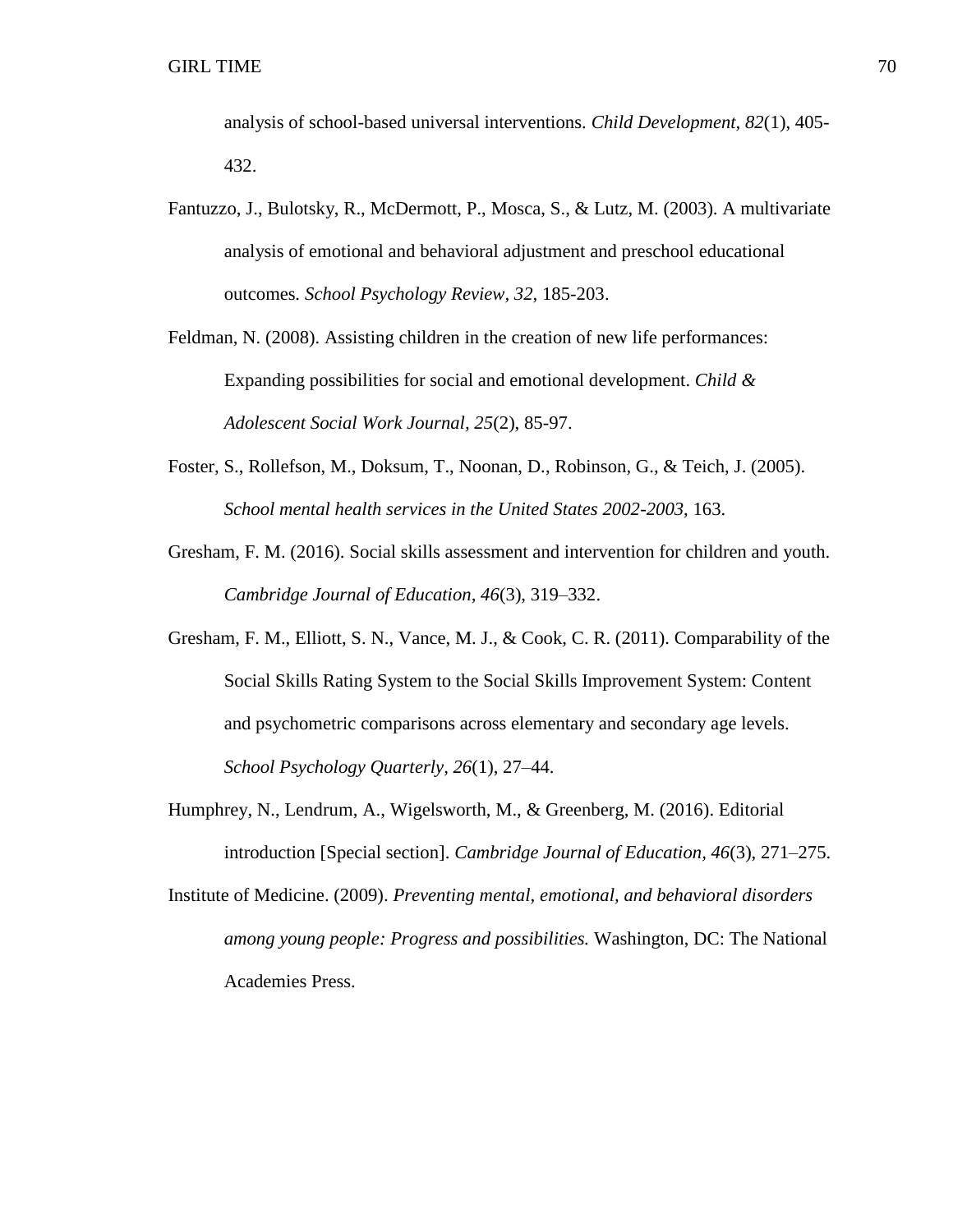analysis of school-based universal interventions. *Child Development, 82*(1), 405-432.

Fantuzzo, J., Bulotsky, R., McDermott, P., Mosca, S., & Lutz, M. (2003). A multivariate analysis of emotional and behavioral adjustment and preschool educational outcomes. *School Psychology Review, 32,* 185-203.

Feldman, N. (2008). Assisting children in the creation of new life performances: Expanding possibilities for social and emotional development. *Child & Adolescent Social Work Journal*, *25*(2), 85-97.

Foster, S., Rollefson, M., Doksum, T., Noonan, D., Robinson, G., & Teich, J. (2005). *School mental health services in the United States 2002-2003*, 163.

Gresham, F. M. (2016). Social skills assessment and intervention for children and youth. *Cambridge Journal of Education*, *46*(3), 319–332.

Gresham, F. M., Elliott, S. N., Vance, M. J., & Cook, C. R. (2011). Comparability of the Social Skills Rating System to the Social Skills Improvement System: Content and psychometric comparisons across elementary and secondary age levels. *School Psychology Quarterly*, *26*(1), 27–44.

Humphrey, N., Lendrum, A., Wigelsworth, M., & Greenberg, M. (2016). Editorial introduction [Special section]. *Cambridge Journal of Education*, *46*(3), 271–275.

Institute of Medicine. (2009). *Preventing mental, emotional, and behavioral disorders among young people: Progress and possibilities.* Washington, DC: The National Academies Press.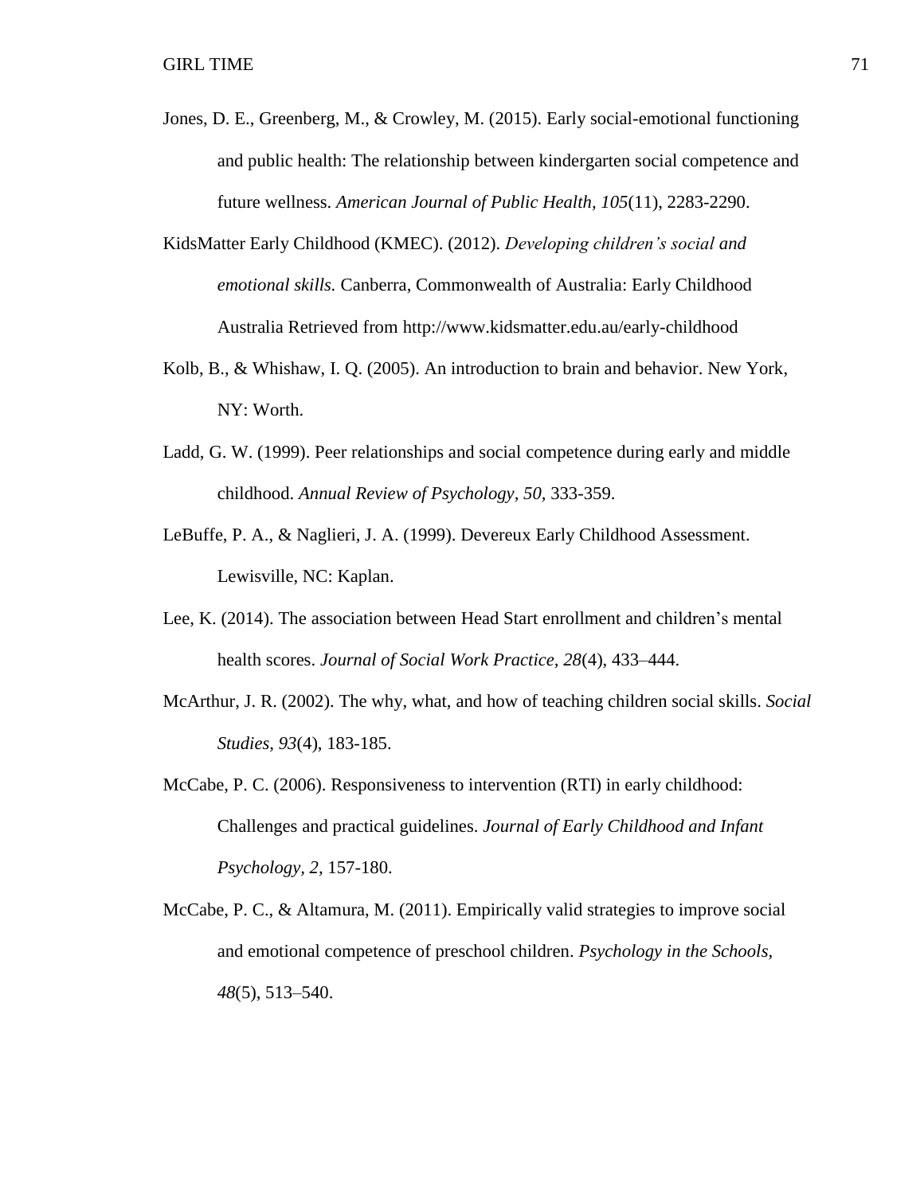Jones, D. E., Greenberg, M., & Crowley, M. (2015). Early social-emotional functioning and public health: The relationship between kindergarten social competence and future wellness. *American Journal of Public Health, 105*(11), 2283-2290.

KidsMatter Early Childhood (KMEC). (2012). *Developing children's social and emotional skills.* Canberra, Commonwealth of Australia: Early Childhood Australia Retrieved from http://www.kidsmatter.edu.au/early-childhood

Kolb, B., & Whishaw, I. Q. (2005). An introduction to brain and behavior. New York, NY: Worth.

Ladd, G. W. (1999). Peer relationships and social competence during early and middle childhood. *Annual Review of Psychology*, *50,* 333-359.

LeBuffe, P. A., & Naglieri, J. A. (1999). Devereux Early Childhood Assessment. Lewisville, NC: Kaplan.

Lee, K. (2014). The association between Head Start enrollment and children's mental health scores. *Journal of Social Work Practice, 28*(4), 433–444.

McArthur, J. R. (2002). The why, what, and how of teaching children social skills. *Social Studies, 93*(4), 183-185.

McCabe, P. C. (2006). Responsiveness to intervention (RTI) in early childhood: Challenges and practical guidelines. *Journal of Early Childhood and Infant Psychology*, *2,* 157-180.

McCabe, P. C., & Altamura, M. (2011). Empirically valid strategies to improve social and emotional competence of preschool children. *Psychology in the Schools, 48*(5), 513–540.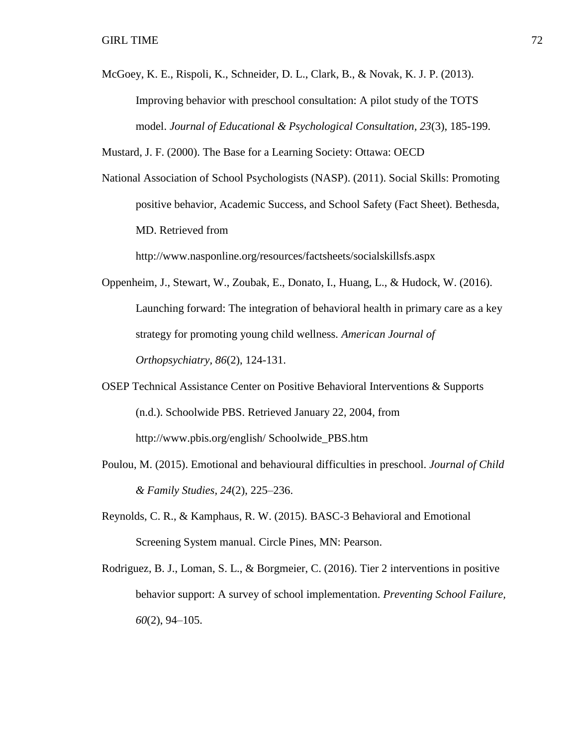McGoey, K. E., Rispoli, K., Schneider, D. L., Clark, B., & Novak, K. J. P. (2013). Improving behavior with preschool consultation: A pilot study of the TOTS model. *Journal of Educational & Psychological Consultation*, *23*(3), 185-199.

Mustard, J. F. (2000). The Base for a Learning Society: Ottawa: OECD

National Association of School Psychologists (NASP). (2011). Social Skills: Promoting positive behavior, Academic Success, and School Safety (Fact Sheet). Bethesda, MD. Retrieved from http://www.nasponline.org/resources/factsheets/socialskillsfs.aspx

Oppenheim, J., Stewart, W., Zoubak, E., Donato, I., Huang, L., & Hudock, W. (2016). Launching forward: The integration of behavioral health in primary care as a key strategy for promoting young child wellness. *American Journal of Orthopsychiatry*, *86*(2), 124-131.

OSEP Technical Assistance Center on Positive Behavioral Interventions & Supports (n.d.). Schoolwide PBS. Retrieved January 22, 2004, from http://www.pbis.org/english/ Schoolwide_PBS.htm

Poulou, M. (2015). Emotional and behavioural difficulties in preschool. *Journal of Child & Family Studies*, *24*(2), 225–236.

Reynolds, C. R., & Kamphaus, R. W. (2015). BASC-3 Behavioral and Emotional Screening System manual. Circle Pines, MN: Pearson.

Rodriguez, B. J., Loman, S. L., & Borgmeier, C. (2016). Tier 2 interventions in positive behavior support: A survey of school implementation. *Preventing School Failure*, *60*(2), 94–105.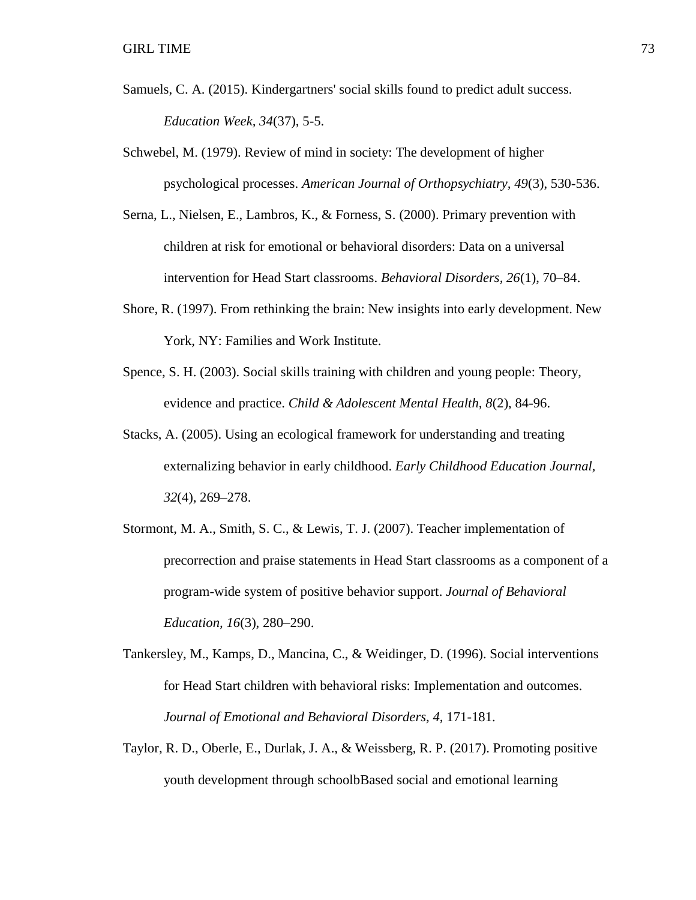Samuels, C. A. (2015). Kindergartners' social skills found to predict adult success. *Education Week, 34*(37), 5-5.

Schwebel, M. (1979). Review of mind in society: The development of higher psychological processes. *American Journal of Orthopsychiatry, 49*(3), 530-536.

Serna, L., Nielsen, E., Lambros, K., & Forness, S. (2000). Primary prevention with children at risk for emotional or behavioral disorders: Data on a universal intervention for Head Start classrooms. *Behavioral Disorders, 26*(1), 70–84.

Shore, R. (1997). From rethinking the brain: New insights into early development. New York, NY: Families and Work Institute.

Spence, S. H. (2003). Social skills training with children and young people: Theory, evidence and practice. *Child & Adolescent Mental Health, 8*(2), 84-96.

Stacks, A. (2005). Using an ecological framework for understanding and treating externalizing behavior in early childhood. *Early Childhood Education Journal, 32*(4), 269–278.

Stormont, M. A., Smith, S. C., & Lewis, T. J. (2007). Teacher implementation of precorrection and praise statements in Head Start classrooms as a component of a program-wide system of positive behavior support. *Journal of Behavioral Education, 16*(3), 280–290.

Tankersley, M., Kamps, D., Mancina, C., & Weidinger, D. (1996). Social interventions for Head Start children with behavioral risks: Implementation and outcomes. *Journal of Emotional and Behavioral Disorders, 4*, 171-181.

Taylor, R. D., Oberle, E., Durlak, J. A., & Weissberg, R. P. (2017). Promoting positive youth development through schoolbBased social and emotional learning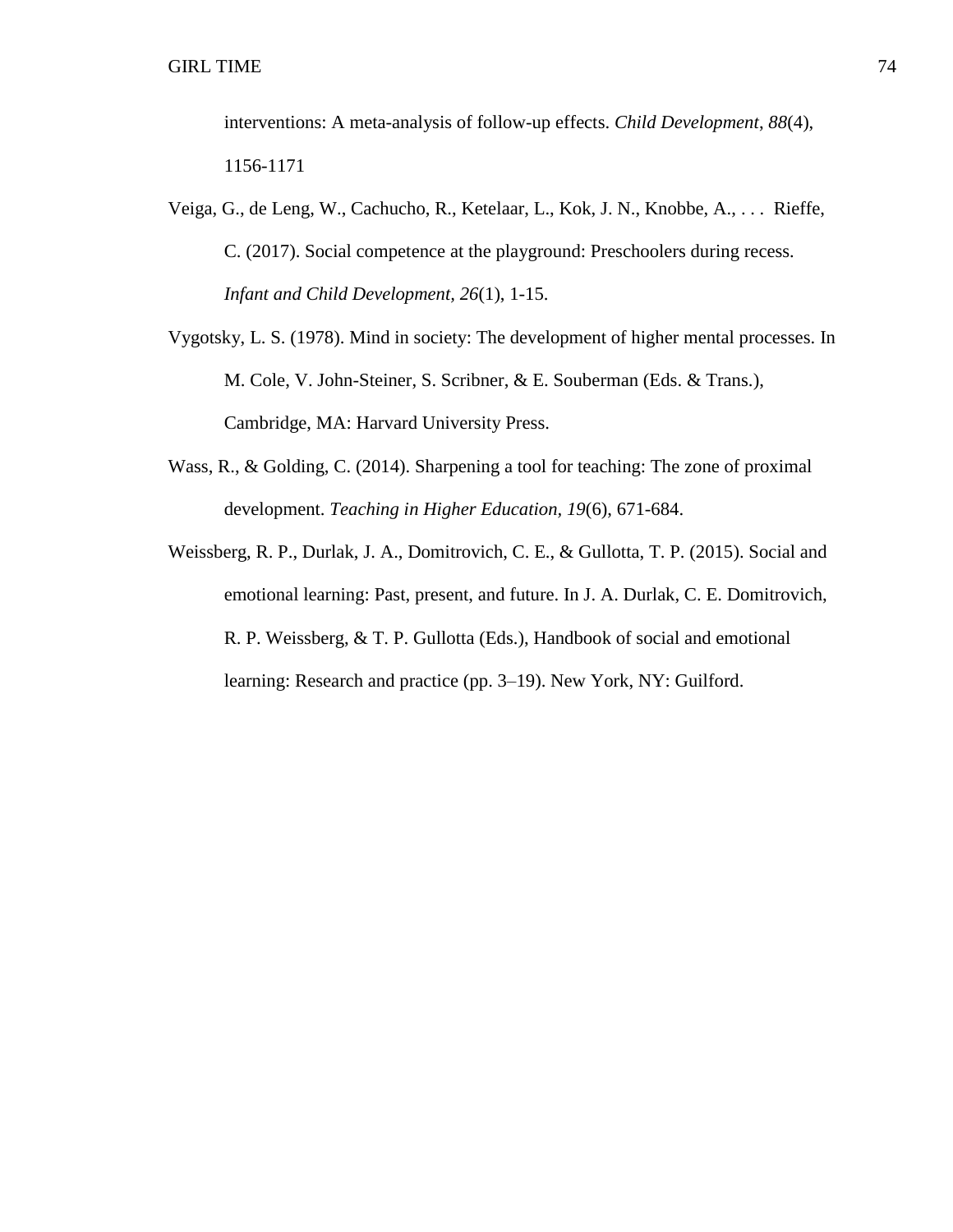interventions: A meta-analysis of follow-up effects. *Child Development*, *88*(4), 1156-1171

Veiga, G., de Leng, W., Cachucho, R., Ketelaar, L., Kok, J. N., Knobbe, A., . . . Rieffe, C. (2017). Social competence at the playground: Preschoolers during recess. *Infant and Child Development, 26*(1), 1-15.

Vygotsky, L. S. (1978). Mind in society: The development of higher mental processes. In M. Cole, V. John-Steiner, S. Scribner, & E. Souberman (Eds. & Trans.), Cambridge, MA: Harvard University Press.

Wass, R., & Golding, C. (2014). Sharpening a tool for teaching: The zone of proximal development. *Teaching in Higher Education, 19*(6), 671-684.

Weissberg, R. P., Durlak, J. A., Domitrovich, C. E., & Gullotta, T. P. (2015). Social and emotional learning: Past, present, and future. In J. A. Durlak, C. E. Domitrovich, R. P. Weissberg, & T. P. Gullotta (Eds.), Handbook of social and emotional learning: Research and practice (pp. 3–19). New York, NY: Guilford.